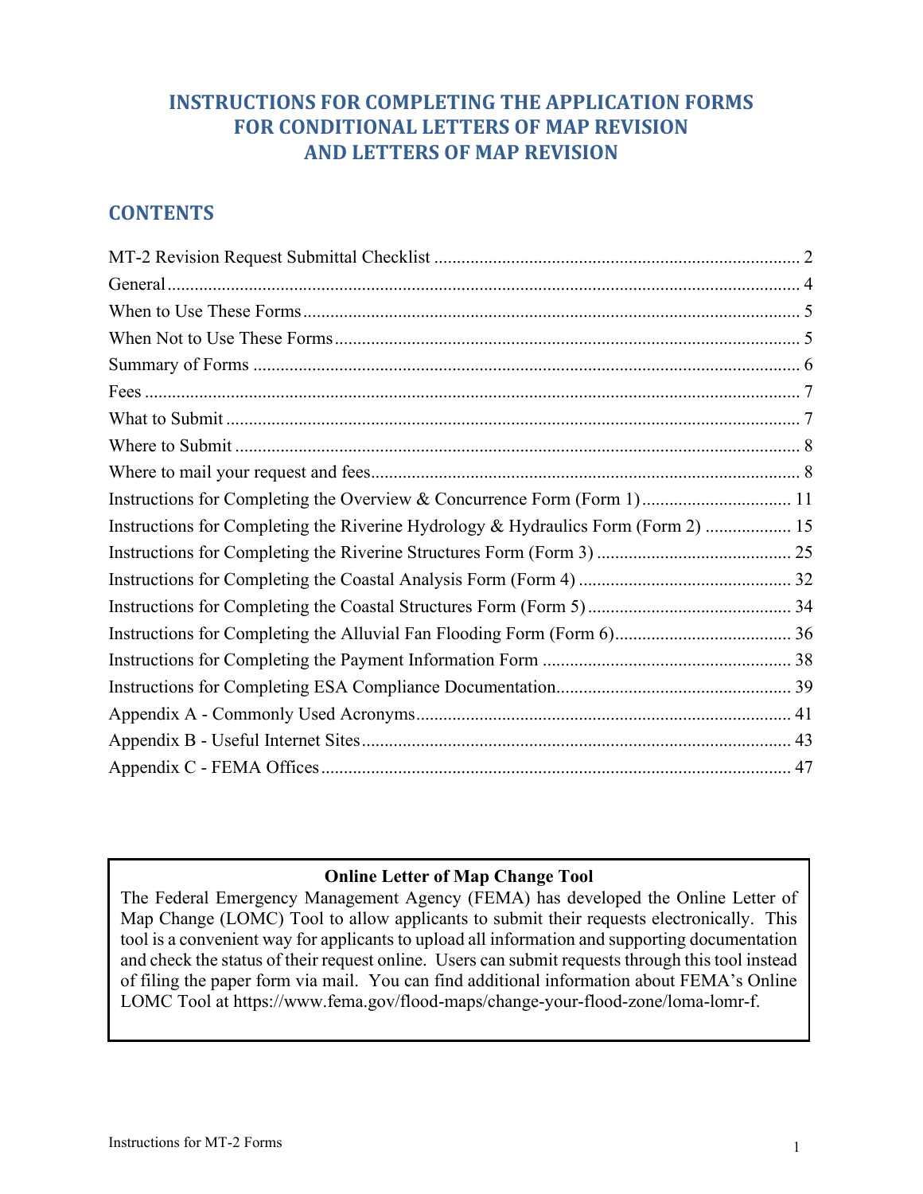# INSTRUCTIONS FOR COMPLETING THE APPLICATION FORMS FOR CONDITIONAL LETTERS OF MAP REVISION AND LETTERS OF MAP REVISION

## CONTENTS

MT-2 Revision Request Submittal Checklist ........................................ 2
General ........................................ 4
When to Use These Forms ........................................ 5
When Not to Use These Forms ........................................ 5
Summary of Forms ........................................ 6
Fees ........................................ 7
What to Submit ........................................ 7
Where to Submit ........................................ 8
Where to mail your request and fees ........................................ 8
Instructions for Completing the Overview & Concurrence Form (Form 1) ........................................ 11
Instructions for Completing the Riverine Hydrology & Hydraulics Form (Form 2) ........................................ 15
Instructions for Completing the Riverine Structures Form (Form 3) ........................................ 25
Instructions for Completing the Coastal Analysis Form (Form 4) ........................................ 32
Instructions for Completing the Coastal Structures Form (Form 5) ........................................ 34
Instructions for Completing the Alluvial Fan Flooding Form (Form 6) ........................................ 36
Instructions for Completing the Payment Information Form ........................................ 38
Instructions for Completing ESA Compliance Documentation ........................................ 39
Appendix A - Commonly Used Acronyms ........................................ 41
Appendix B - Useful Internet Sites ........................................ 43
Appendix C - FEMA Offices ........................................ 47

**Online Letter of Map Change Tool**

The Federal Emergency Management Agency (FEMA) has developed the Online Letter of Map Change (LOMC) Tool to allow applicants to submit their requests electronically. This tool is a convenient way for applicants to upload all information and supporting documentation and check the status of their request online. Users can submit requests through this tool instead of filing the paper form via mail. You can find additional information about FEMA's Online LOMC Tool at https://www.fema.gov/flood-maps/change-your-flood-zone/loma-lomr-f.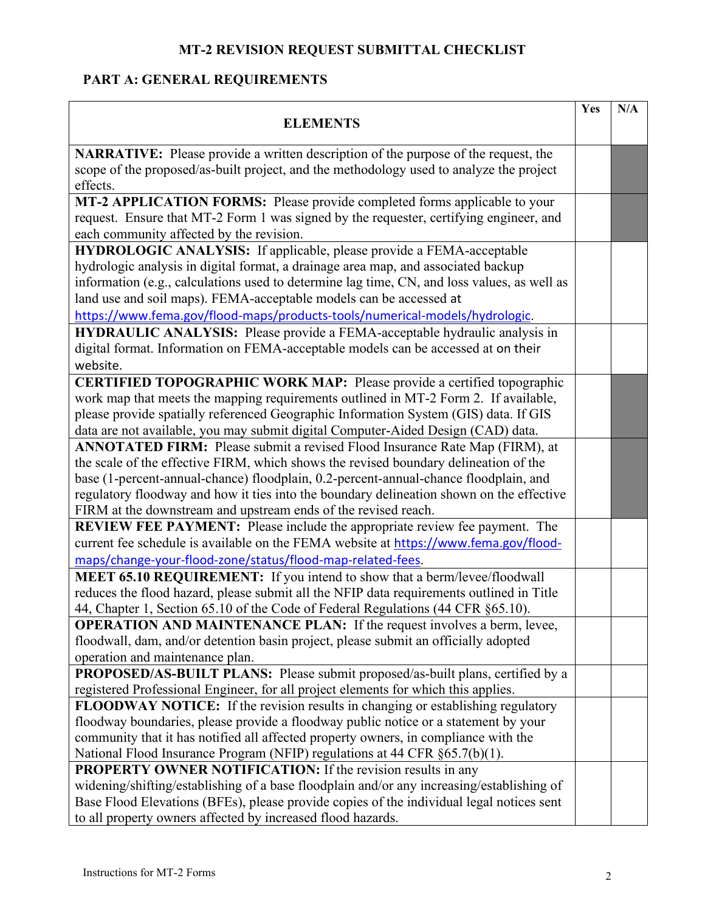# MT-2 REVISION REQUEST SUBMITTAL CHECKLIST

## PART A: GENERAL REQUIREMENTS

| ELEMENTS | Yes | N/A |
|---|---|---|
| **NARRATIVE:** Please provide a written description of the purpose of the request, the scope of the proposed/as-built project, and the methodology used to analyze the project effects. | | |
| **MT-2 APPLICATION FORMS:** Please provide completed forms applicable to your request. Ensure that MT-2 Form 1 was signed by the requester, certifying engineer, and each community affected by the revision. | | |
| **HYDROLOGIC ANALYSIS:** If applicable, please provide a FEMA-acceptable hydrologic analysis in digital format, a drainage area map, and associated backup information (e.g., calculations used to determine lag time, CN, and loss values, as well as land use and soil maps). FEMA-acceptable models can be accessed at https://www.fema.gov/flood-maps/products-tools/numerical-models/hydrologic. | | |
| **HYDRAULIC ANALYSIS:** Please provide a FEMA-acceptable hydraulic analysis in digital format. Information on FEMA-acceptable models can be accessed at on their website. | | |
| **CERTIFIED TOPOGRAPHIC WORK MAP:** Please provide a certified topographic work map that meets the mapping requirements outlined in MT-2 Form 2. If available, please provide spatially referenced Geographic Information System (GIS) data. If GIS data are not available, you may submit digital Computer-Aided Design (CAD) data. | | |
| **ANNOTATED FIRM:** Please submit a revised Flood Insurance Rate Map (FIRM), at the scale of the effective FIRM, which shows the revised boundary delineation of the base (1-percent-annual-chance) floodplain, 0.2-percent-annual-chance floodplain, and regulatory floodway and how it ties into the boundary delineation shown on the effective FIRM at the downstream and upstream ends of the revised reach. | | |
| **REVIEW FEE PAYMENT:** Please include the appropriate review fee payment. The current fee schedule is available on the FEMA website at https://www.fema.gov/flood-maps/change-your-flood-zone/status/flood-map-related-fees. | | |
| **MEET 65.10 REQUIREMENT:** If you intend to show that a berm/levee/floodwall reduces the flood hazard, please submit all the NFIP data requirements outlined in Title 44, Chapter 1, Section 65.10 of the Code of Federal Regulations (44 CFR §65.10). | | |
| **OPERATION AND MAINTENANCE PLAN:** If the request involves a berm, levee, floodwall, dam, and/or detention basin project, please submit an officially adopted operation and maintenance plan. | | |
| **PROPOSED/AS-BUILT PLANS:** Please submit proposed/as-built plans, certified by a registered Professional Engineer, for all project elements for which this applies. | | |
| **FLOODWAY NOTICE:** If the revision results in changing or establishing regulatory floodway boundaries, please provide a floodway public notice or a statement by your community that it has notified all affected property owners, in compliance with the National Flood Insurance Program (NFIP) regulations at 44 CFR §65.7(b)(1). | | |
| **PROPERTY OWNER NOTIFICATION:** If the revision results in any widening/shifting/establishing of a base floodplain and/or any increasing/establishing of Base Flood Elevations (BFEs), please provide copies of the individual legal notices sent to all property owners affected by increased flood hazards. | | |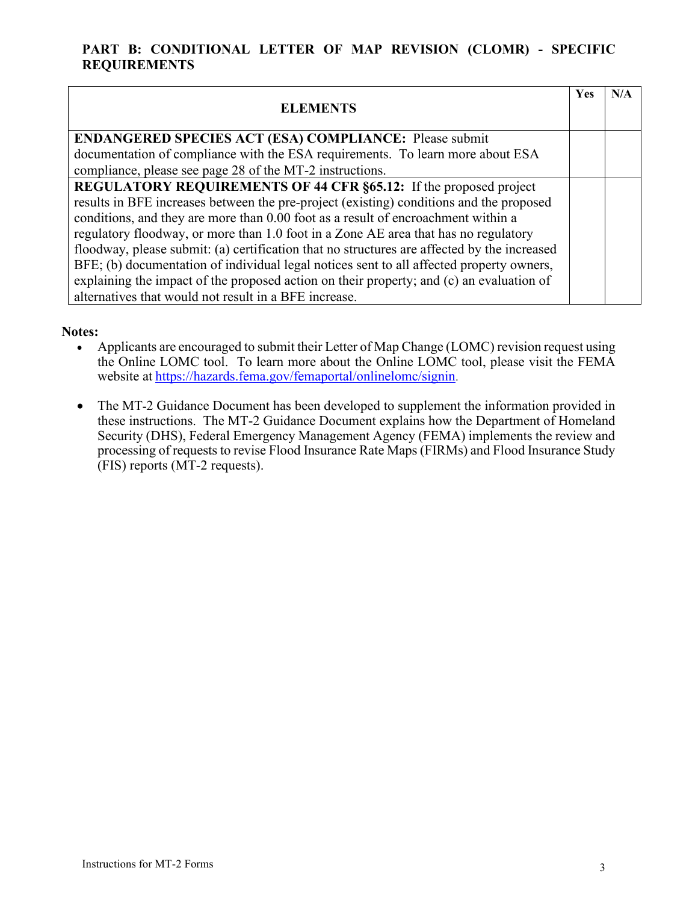## PART B: CONDITIONAL LETTER OF MAP REVISION (CLOMR) - SPECIFIC REQUIREMENTS

| ELEMENTS | Yes | N/A |
|---|---|---|
| **ENDANGERED SPECIES ACT (ESA) COMPLIANCE:** Please submit documentation of compliance with the ESA requirements. To learn more about ESA compliance, please see page 28 of the MT-2 instructions. | | |
| **REGULATORY REQUIREMENTS OF 44 CFR §65.12:** If the proposed project results in BFE increases between the pre-project (existing) conditions and the proposed conditions, and they are more than 0.00 foot as a result of encroachment within a regulatory floodway, or more than 1.0 foot in a Zone AE area that has no regulatory floodway, please submit: (a) certification that no structures are affected by the increased BFE; (b) documentation of individual legal notices sent to all affected property owners, explaining the impact of the proposed action on their property; and (c) an evaluation of alternatives that would not result in a BFE increase. | | |

**Notes:**

- Applicants are encouraged to submit their Letter of Map Change (LOMC) revision request using the Online LOMC tool. To learn more about the Online LOMC tool, please visit the FEMA website at https://hazards.fema.gov/femaportal/onlinelomc/signin.
- The MT-2 Guidance Document has been developed to supplement the information provided in these instructions. The MT-2 Guidance Document explains how the Department of Homeland Security (DHS), Federal Emergency Management Agency (FEMA) implements the review and processing of requests to revise Flood Insurance Rate Maps (FIRMs) and Flood Insurance Study (FIS) reports (MT-2 requests).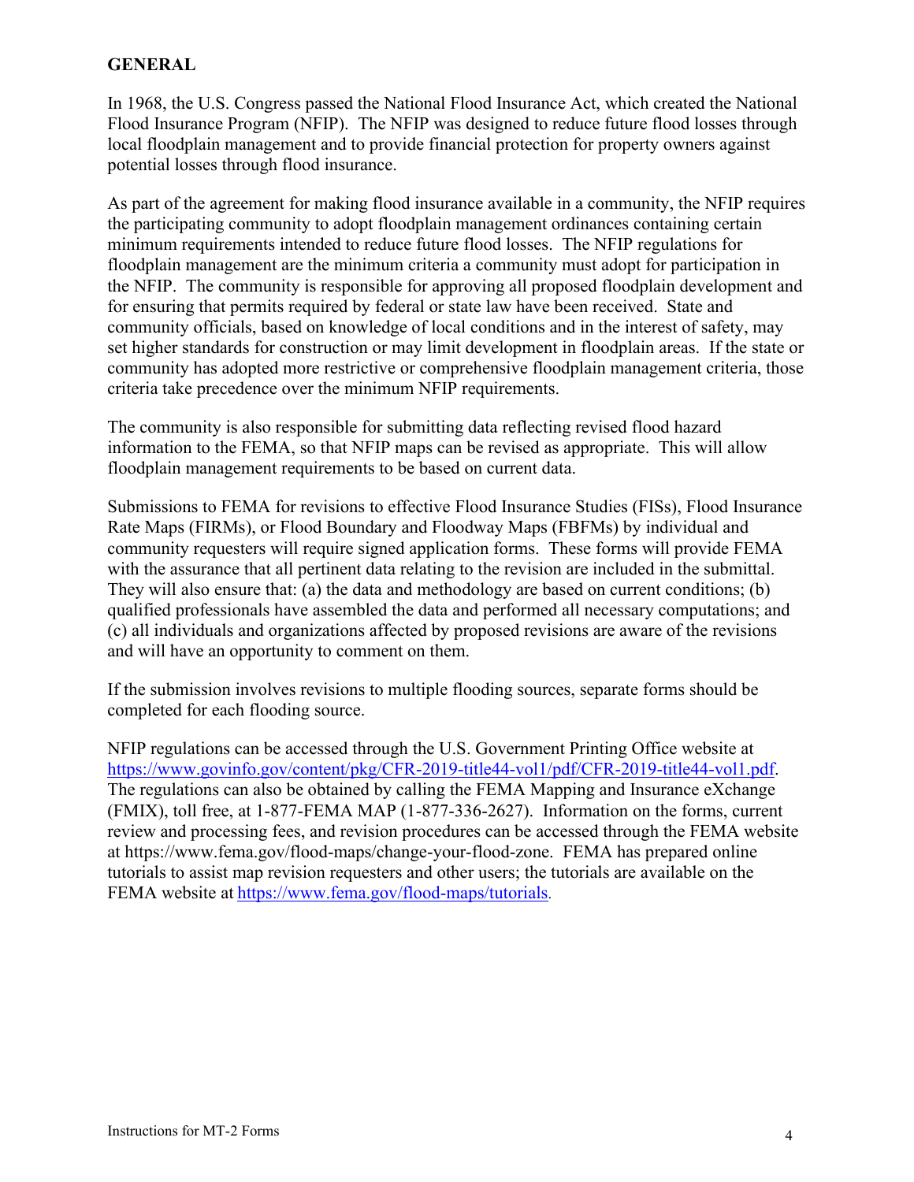## GENERAL

In 1968, the U.S. Congress passed the National Flood Insurance Act, which created the National Flood Insurance Program (NFIP). The NFIP was designed to reduce future flood losses through local floodplain management and to provide financial protection for property owners against potential losses through flood insurance.

As part of the agreement for making flood insurance available in a community, the NFIP requires the participating community to adopt floodplain management ordinances containing certain minimum requirements intended to reduce future flood losses. The NFIP regulations for floodplain management are the minimum criteria a community must adopt for participation in the NFIP. The community is responsible for approving all proposed floodplain development and for ensuring that permits required by federal or state law have been received. State and community officials, based on knowledge of local conditions and in the interest of safety, may set higher standards for construction or may limit development in floodplain areas. If the state or community has adopted more restrictive or comprehensive floodplain management criteria, those criteria take precedence over the minimum NFIP requirements.

The community is also responsible for submitting data reflecting revised flood hazard information to the FEMA, so that NFIP maps can be revised as appropriate. This will allow floodplain management requirements to be based on current data.

Submissions to FEMA for revisions to effective Flood Insurance Studies (FISs), Flood Insurance Rate Maps (FIRMs), or Flood Boundary and Floodway Maps (FBFMs) by individual and community requesters will require signed application forms. These forms will provide FEMA with the assurance that all pertinent data relating to the revision are included in the submittal. They will also ensure that: (a) the data and methodology are based on current conditions; (b) qualified professionals have assembled the data and performed all necessary computations; and (c) all individuals and organizations affected by proposed revisions are aware of the revisions and will have an opportunity to comment on them.

If the submission involves revisions to multiple flooding sources, separate forms should be completed for each flooding source.

NFIP regulations can be accessed through the U.S. Government Printing Office website at https://www.govinfo.gov/content/pkg/CFR-2019-title44-vol1/pdf/CFR-2019-title44-vol1.pdf. The regulations can also be obtained by calling the FEMA Mapping and Insurance eXchange (FMIX), toll free, at 1-877-FEMA MAP (1-877-336-2627). Information on the forms, current review and processing fees, and revision procedures can be accessed through the FEMA website at https://www.fema.gov/flood-maps/change-your-flood-zone. FEMA has prepared online tutorials to assist map revision requesters and other users; the tutorials are available on the FEMA website at https://www.fema.gov/flood-maps/tutorials.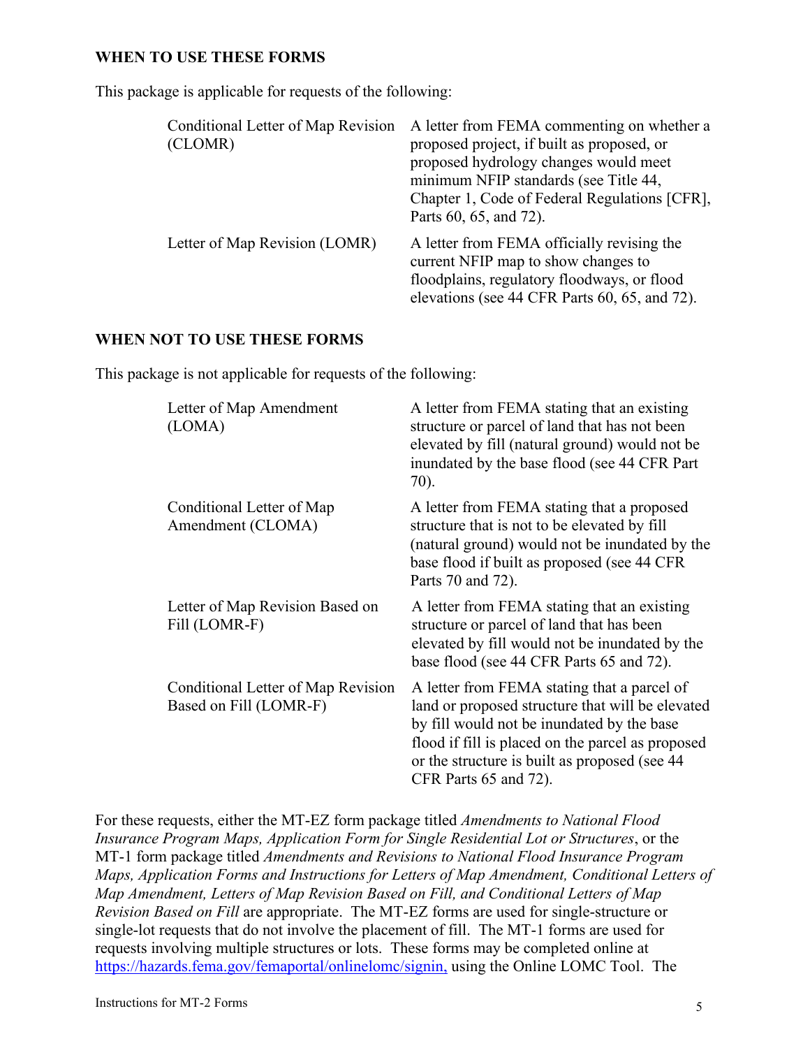**WHEN TO USE THESE FORMS**

This package is applicable for requests of the following:

| | |
|---|---|
| Conditional Letter of Map Revision (CLOMR) | A letter from FEMA commenting on whether a proposed project, if built as proposed, or proposed hydrology changes would meet minimum NFIP standards (see Title 44, Chapter 1, Code of Federal Regulations [CFR], Parts 60, 65, and 72). |
| Letter of Map Revision (LOMR) | A letter from FEMA officially revising the current NFIP map to show changes to floodplains, regulatory floodways, or flood elevations (see 44 CFR Parts 60, 65, and 72). |

**WHEN NOT TO USE THESE FORMS**

This package is not applicable for requests of the following:

| | |
|---|---|
| Letter of Map Amendment (LOMA) | A letter from FEMA stating that an existing structure or parcel of land that has not been elevated by fill (natural ground) would not be inundated by the base flood (see 44 CFR Part 70). |
| Conditional Letter of Map Amendment (CLOMA) | A letter from FEMA stating that a proposed structure that is not to be elevated by fill (natural ground) would not be inundated by the base flood if built as proposed (see 44 CFR Parts 70 and 72). |
| Letter of Map Revision Based on Fill (LOMR-F) | A letter from FEMA stating that an existing structure or parcel of land that has been elevated by fill would not be inundated by the base flood (see 44 CFR Parts 65 and 72). |
| Conditional Letter of Map Revision Based on Fill (LOMR-F) | A letter from FEMA stating that a parcel of land or proposed structure that will be elevated by fill would not be inundated by the base flood if fill is placed on the parcel as proposed or the structure is built as proposed (see 44 CFR Parts 65 and 72). |

For these requests, either the MT-EZ form package titled *Amendments to National Flood Insurance Program Maps, Application Form for Single Residential Lot or Structures*, or the MT-1 form package titled *Amendments and Revisions to National Flood Insurance Program Maps, Application Forms and Instructions for Letters of Map Amendment, Conditional Letters of Map Amendment, Letters of Map Revision Based on Fill, and Conditional Letters of Map Revision Based on Fill* are appropriate. The MT-EZ forms are used for single-structure or single-lot requests that do not involve the placement of fill. The MT-1 forms are used for requests involving multiple structures or lots. These forms may be completed online at https://hazards.fema.gov/femaportal/onlinelomc/signin, using the Online LOMC Tool. The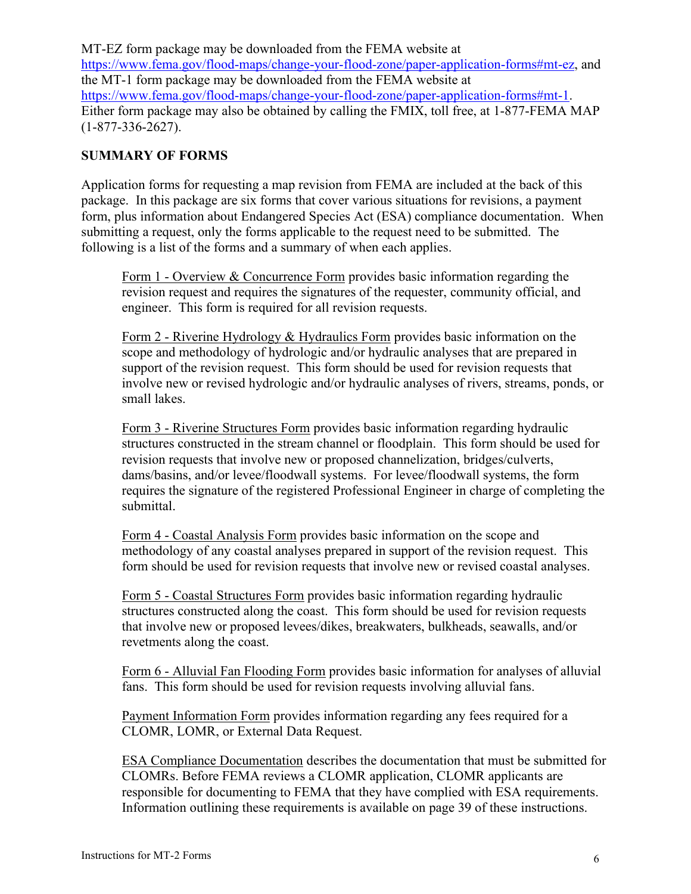MT-EZ form package may be downloaded from the FEMA website at https://www.fema.gov/flood-maps/change-your-flood-zone/paper-application-forms#mt-ez, and the MT-1 form package may be downloaded from the FEMA website at https://www.fema.gov/flood-maps/change-your-flood-zone/paper-application-forms#mt-1. Either form package may also be obtained by calling the FMIX, toll free, at 1-877-FEMA MAP (1-877-336-2627).

**SUMMARY OF FORMS**

Application forms for requesting a map revision from FEMA are included at the back of this package. In this package are six forms that cover various situations for revisions, a payment form, plus information about Endangered Species Act (ESA) compliance documentation. When submitting a request, only the forms applicable to the request need to be submitted. The following is a list of the forms and a summary of when each applies.

Form 1 - Overview & Concurrence Form provides basic information regarding the revision request and requires the signatures of the requester, community official, and engineer. This form is required for all revision requests.

Form 2 - Riverine Hydrology & Hydraulics Form provides basic information on the scope and methodology of hydrologic and/or hydraulic analyses that are prepared in support of the revision request. This form should be used for revision requests that involve new or revised hydrologic and/or hydraulic analyses of rivers, streams, ponds, or small lakes.

Form 3 - Riverine Structures Form provides basic information regarding hydraulic structures constructed in the stream channel or floodplain. This form should be used for revision requests that involve new or proposed channelization, bridges/culverts, dams/basins, and/or levee/floodwall systems. For levee/floodwall systems, the form requires the signature of the registered Professional Engineer in charge of completing the submittal.

Form 4 - Coastal Analysis Form provides basic information on the scope and methodology of any coastal analyses prepared in support of the revision request. This form should be used for revision requests that involve new or revised coastal analyses.

Form 5 - Coastal Structures Form provides basic information regarding hydraulic structures constructed along the coast. This form should be used for revision requests that involve new or proposed levees/dikes, breakwaters, bulkheads, seawalls, and/or revetments along the coast.

Form 6 - Alluvial Fan Flooding Form provides basic information for analyses of alluvial fans. This form should be used for revision requests involving alluvial fans.

Payment Information Form provides information regarding any fees required for a CLOMR, LOMR, or External Data Request.

ESA Compliance Documentation describes the documentation that must be submitted for CLOMRs. Before FEMA reviews a CLOMR application, CLOMR applicants are responsible for documenting to FEMA that they have complied with ESA requirements. Information outlining these requirements is available on page 39 of these instructions.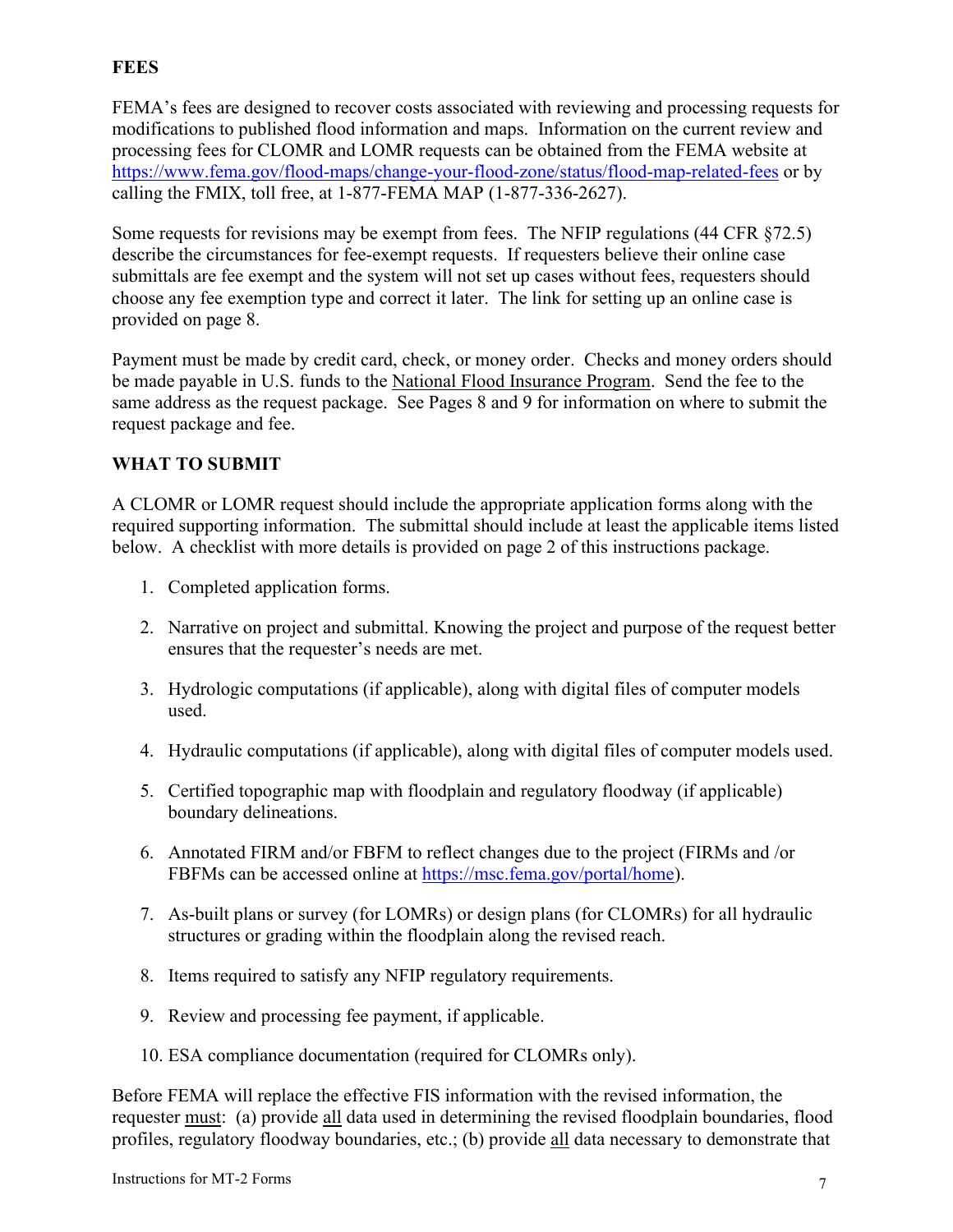## FEES

FEMA's fees are designed to recover costs associated with reviewing and processing requests for modifications to published flood information and maps. Information on the current review and processing fees for CLOMR and LOMR requests can be obtained from the FEMA website at https://www.fema.gov/flood-maps/change-your-flood-zone/status/flood-map-related-fees or by calling the FMIX, toll free, at 1-877-FEMA MAP (1-877-336-2627).

Some requests for revisions may be exempt from fees. The NFIP regulations (44 CFR §72.5) describe the circumstances for fee-exempt requests. If requesters believe their online case submittals are fee exempt and the system will not set up cases without fees, requesters should choose any fee exemption type and correct it later. The link for setting up an online case is provided on page 8.

Payment must be made by credit card, check, or money order. Checks and money orders should be made payable in U.S. funds to the National Flood Insurance Program. Send the fee to the same address as the request package. See Pages 8 and 9 for information on where to submit the request package and fee.

## WHAT TO SUBMIT

A CLOMR or LOMR request should include the appropriate application forms along with the required supporting information. The submittal should include at least the applicable items listed below. A checklist with more details is provided on page 2 of this instructions package.

1. Completed application forms.
2. Narrative on project and submittal. Knowing the project and purpose of the request better ensures that the requester's needs are met.
3. Hydrologic computations (if applicable), along with digital files of computer models used.
4. Hydraulic computations (if applicable), along with digital files of computer models used.
5. Certified topographic map with floodplain and regulatory floodway (if applicable) boundary delineations.
6. Annotated FIRM and/or FBFM to reflect changes due to the project (FIRMs and /or FBFMs can be accessed online at https://msc.fema.gov/portal/home).
7. As-built plans or survey (for LOMRs) or design plans (for CLOMRs) for all hydraulic structures or grading within the floodplain along the revised reach.
8. Items required to satisfy any NFIP regulatory requirements.
9. Review and processing fee payment, if applicable.
10. ESA compliance documentation (required for CLOMRs only).

Before FEMA will replace the effective FIS information with the revised information, the requester must: (a) provide all data used in determining the revised floodplain boundaries, flood profiles, regulatory floodway boundaries, etc.; (b) provide all data necessary to demonstrate that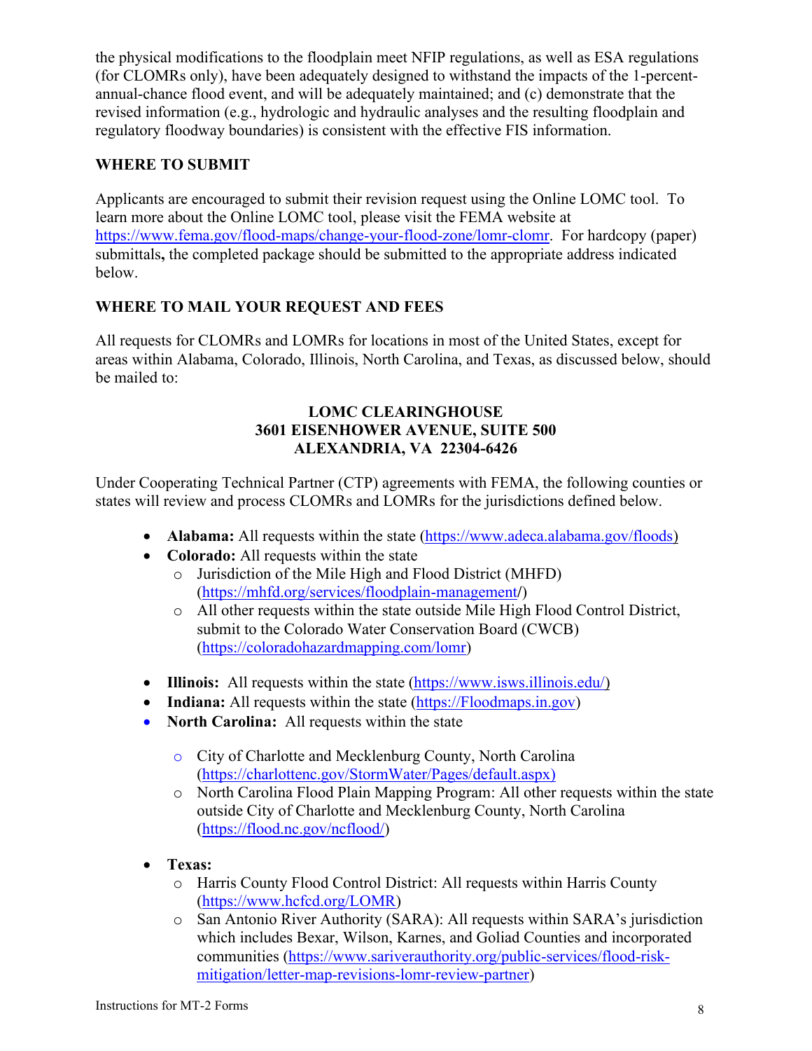the physical modifications to the floodplain meet NFIP regulations, as well as ESA regulations (for CLOMRs only), have been adequately designed to withstand the impacts of the 1-percent-annual-chance flood event, and will be adequately maintained; and (c) demonstrate that the revised information (e.g., hydrologic and hydraulic analyses and the resulting floodplain and regulatory floodway boundaries) is consistent with the effective FIS information.

## WHERE TO SUBMIT

Applicants are encouraged to submit their revision request using the Online LOMC tool. To learn more about the Online LOMC tool, please visit the FEMA website at https://www.fema.gov/flood-maps/change-your-flood-zone/lomr-clomr. For hardcopy (paper) submittals**,** the completed package should be submitted to the appropriate address indicated below.

## WHERE TO MAIL YOUR REQUEST AND FEES

All requests for CLOMRs and LOMRs for locations in most of the United States, except for areas within Alabama, Colorado, Illinois, North Carolina, and Texas, as discussed below, should be mailed to:

**LOMC CLEARINGHOUSE**
**3601 EISENHOWER AVENUE, SUITE 500**
**ALEXANDRIA, VA 22304-6426**

Under Cooperating Technical Partner (CTP) agreements with FEMA, the following counties or states will review and process CLOMRs and LOMRs for the jurisdictions defined below.

- **Alabama:** All requests within the state (https://www.adeca.alabama.gov/floods)
- **Colorado:** All requests within the state
  - Jurisdiction of the Mile High and Flood District (MHFD) (https://mhfd.org/services/floodplain-management/)
  - All other requests within the state outside Mile High Flood Control District, submit to the Colorado Water Conservation Board (CWCB) (https://coloradohazardmapping.com/lomr)
- **Illinois:** All requests within the state (https://www.isws.illinois.edu/)
- **Indiana:** All requests within the state (https://Floodmaps.in.gov)
- **North Carolina:** All requests within the state
  - City of Charlotte and Mecklenburg County, North Carolina (https://charlottenc.gov/StormWater/Pages/default.aspx)
  - North Carolina Flood Plain Mapping Program: All other requests within the state outside City of Charlotte and Mecklenburg County, North Carolina (https://flood.nc.gov/ncflood/)
- **Texas:**
  - Harris County Flood Control District: All requests within Harris County (https://www.hcfcd.org/LOMR)
  - San Antonio River Authority (SARA): All requests within SARA's jurisdiction which includes Bexar, Wilson, Karnes, and Goliad Counties and incorporated communities (https://www.sariverauthority.org/public-services/flood-risk-mitigation/letter-map-revisions-lomr-review-partner)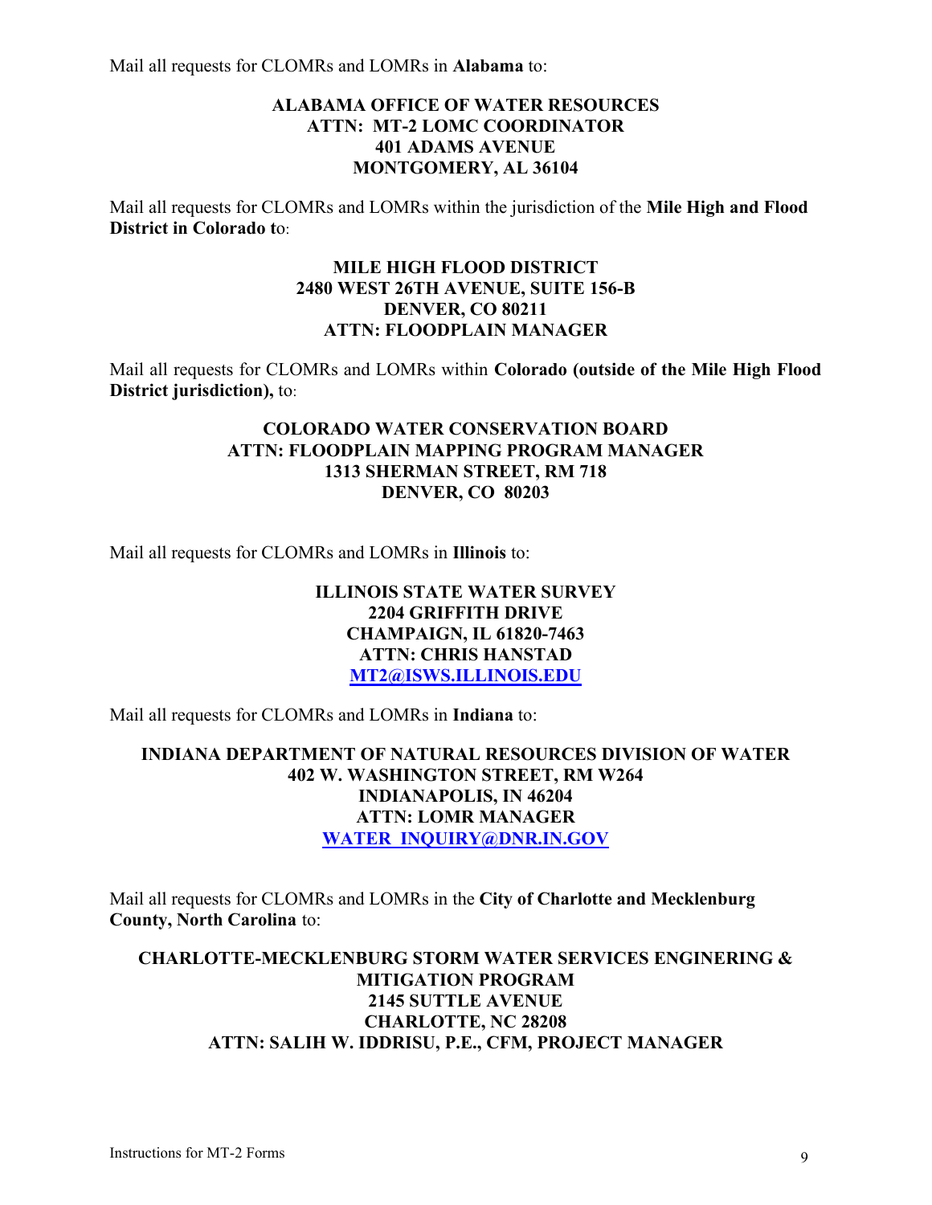Mail all requests for CLOMRs and LOMRs in **Alabama** to:

**ALABAMA OFFICE OF WATER RESOURCES**
**ATTN: MT-2 LOMC COORDINATOR**
**401 ADAMS AVENUE**
**MONTGOMERY, AL 36104**

Mail all requests for CLOMRs and LOMRs within the jurisdiction of the **Mile High and Flood District in Colorado t**o:

**MILE HIGH FLOOD DISTRICT**
**2480 WEST 26TH AVENUE, SUITE 156-B**
**DENVER, CO 80211**
**ATTN: FLOODPLAIN MANAGER**

Mail all requests for CLOMRs and LOMRs within **Colorado (outside of the Mile High Flood District jurisdiction),** to:

**COLORADO WATER CONSERVATION BOARD**
**ATTN: FLOODPLAIN MAPPING PROGRAM MANAGER**
**1313 SHERMAN STREET, RM 718**
**DENVER, CO 80203**

Mail all requests for CLOMRs and LOMRs in **Illinois** to:

**ILLINOIS STATE WATER SURVEY**
**2204 GRIFFITH DRIVE**
**CHAMPAIGN, IL 61820-7463**
**ATTN: CHRIS HANSTAD**
**MT2@ISWS.ILLINOIS.EDU**

Mail all requests for CLOMRs and LOMRs in **Indiana** to:

**INDIANA DEPARTMENT OF NATURAL RESOURCES DIVISION OF WATER**
**402 W. WASHINGTON STREET, RM W264**
**INDIANAPOLIS, IN 46204**
**ATTN: LOMR MANAGER**
**WATER_INQUIRY@DNR.IN.GOV**

Mail all requests for CLOMRs and LOMRs in the **City of Charlotte and Mecklenburg County, North Carolina** to:

**CHARLOTTE-MECKLENBURG STORM WATER SERVICES ENGINERING & MITIGATION PROGRAM**
**2145 SUTTLE AVENUE**
**CHARLOTTE, NC 28208**
**ATTN: SALIH W. IDDRISU, P.E., CFM, PROJECT MANAGER**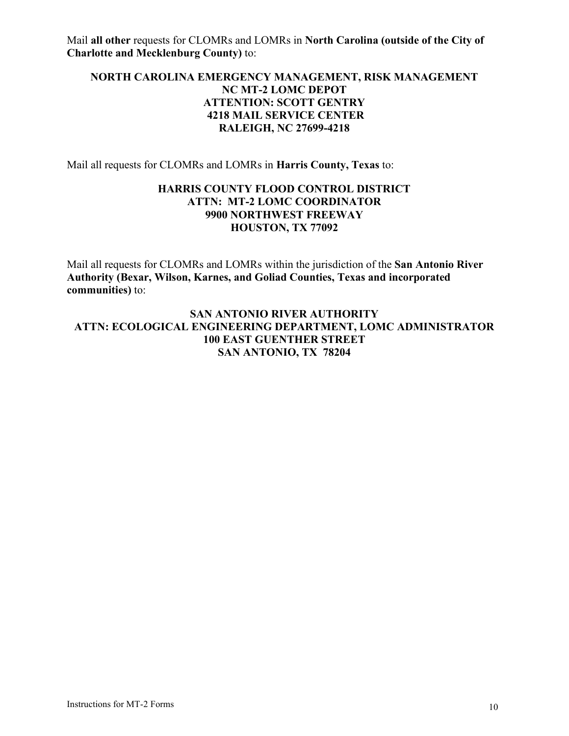Mail **all other** requests for CLOMRs and LOMRs in **North Carolina (outside of the City of Charlotte and Mecklenburg County)** to:

**NORTH CAROLINA EMERGENCY MANAGEMENT, RISK MANAGEMENT**
**NC MT-2 LOMC DEPOT**
**ATTENTION: SCOTT GENTRY**
**4218 MAIL SERVICE CENTER**
**RALEIGH, NC 27699-4218**

Mail all requests for CLOMRs and LOMRs in **Harris County, Texas** to:

**HARRIS COUNTY FLOOD CONTROL DISTRICT**
**ATTN: MT-2 LOMC COORDINATOR**
**9900 NORTHWEST FREEWAY**
**HOUSTON, TX 77092**

Mail all requests for CLOMRs and LOMRs within the jurisdiction of the **San Antonio River Authority (Bexar, Wilson, Karnes, and Goliad Counties, Texas and incorporated communities)** to:

**SAN ANTONIO RIVER AUTHORITY**
**ATTN: ECOLOGICAL ENGINEERING DEPARTMENT, LOMC ADMINISTRATOR**
**100 EAST GUENTHER STREET**
**SAN ANTONIO, TX 78204**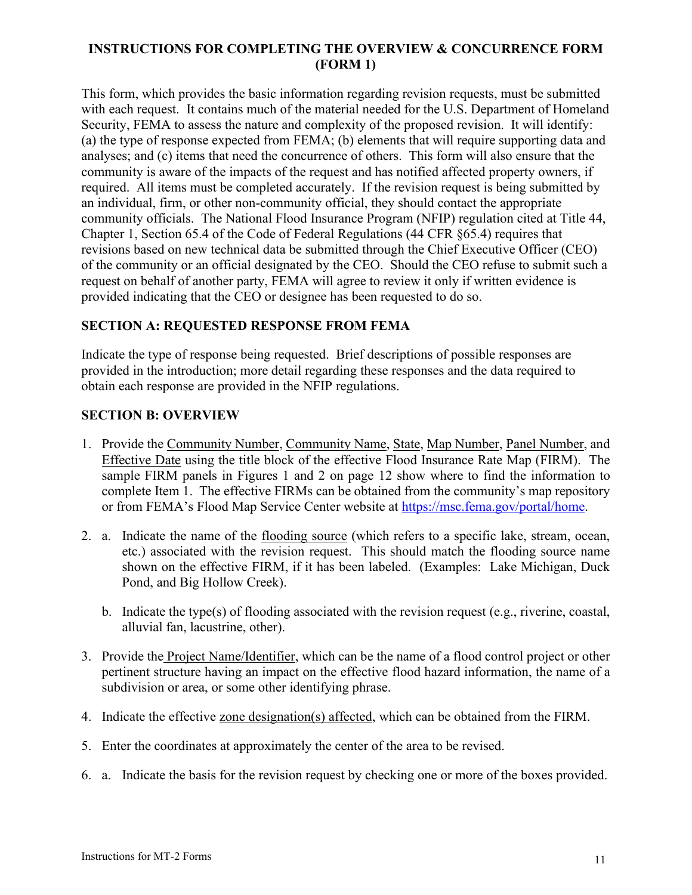## INSTRUCTIONS FOR COMPLETING THE OVERVIEW & CONCURRENCE FORM (FORM 1)

This form, which provides the basic information regarding revision requests, must be submitted with each request. It contains much of the material needed for the U.S. Department of Homeland Security, FEMA to assess the nature and complexity of the proposed revision. It will identify: (a) the type of response expected from FEMA; (b) elements that will require supporting data and analyses; and (c) items that need the concurrence of others. This form will also ensure that the community is aware of the impacts of the request and has notified affected property owners, if required. All items must be completed accurately. If the revision request is being submitted by an individual, firm, or other non-community official, they should contact the appropriate community officials. The National Flood Insurance Program (NFIP) regulation cited at Title 44, Chapter 1, Section 65.4 of the Code of Federal Regulations (44 CFR §65.4) requires that revisions based on new technical data be submitted through the Chief Executive Officer (CEO) of the community or an official designated by the CEO. Should the CEO refuse to submit such a request on behalf of another party, FEMA will agree to review it only if written evidence is provided indicating that the CEO or designee has been requested to do so.

### SECTION A: REQUESTED RESPONSE FROM FEMA

Indicate the type of response being requested. Brief descriptions of possible responses are provided in the introduction; more detail regarding these responses and the data required to obtain each response are provided in the NFIP regulations.

### SECTION B: OVERVIEW

1. Provide the Community Number, Community Name, State, Map Number, Panel Number, and Effective Date using the title block of the effective Flood Insurance Rate Map (FIRM). The sample FIRM panels in Figures 1 and 2 on page 12 show where to find the information to complete Item 1. The effective FIRMs can be obtained from the community's map repository or from FEMA's Flood Map Service Center website at https://msc.fema.gov/portal/home.

2. a. Indicate the name of the flooding source (which refers to a specific lake, stream, ocean, etc.) associated with the revision request. This should match the flooding source name shown on the effective FIRM, if it has been labeled. (Examples: Lake Michigan, Duck Pond, and Big Hollow Creek).

   b. Indicate the type(s) of flooding associated with the revision request (e.g., riverine, coastal, alluvial fan, lacustrine, other).

3. Provide the Project Name/Identifier, which can be the name of a flood control project or other pertinent structure having an impact on the effective flood hazard information, the name of a subdivision or area, or some other identifying phrase.

4. Indicate the effective zone designation(s) affected, which can be obtained from the FIRM.

5. Enter the coordinates at approximately the center of the area to be revised.

6. a. Indicate the basis for the revision request by checking one or more of the boxes provided.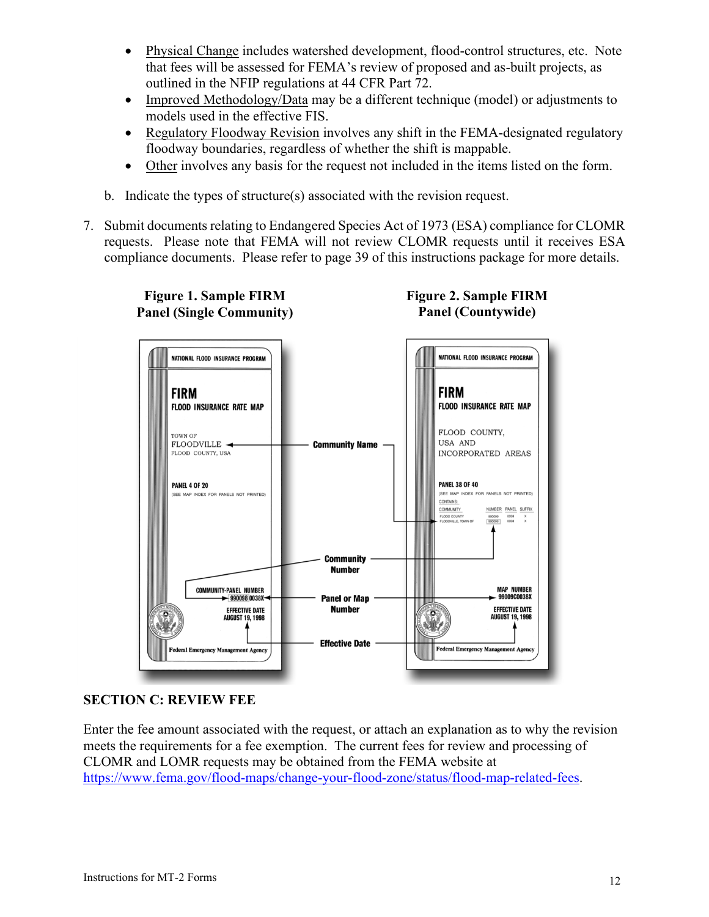- Physical Change includes watershed development, flood-control structures, etc. Note that fees will be assessed for FEMA's review of proposed and as-built projects, as outlined in the NFIP regulations at 44 CFR Part 72.
- Improved Methodology/Data may be a different technique (model) or adjustments to models used in the effective FIS.
- Regulatory Floodway Revision involves any shift in the FEMA-designated regulatory floodway boundaries, regardless of whether the shift is mappable.
- Other involves any basis for the request not included in the items listed on the form.

b. Indicate the types of structure(s) associated with the revision request.

7. Submit documents relating to Endangered Species Act of 1973 (ESA) compliance for CLOMR requests. Please note that FEMA will not review CLOMR requests until it receives ESA compliance documents. Please refer to page 39 of this instructions package for more details.

**Figure 1. Sample FIRM Panel (Single Community)**

**Figure 2. Sample FIRM Panel (Countywide)**

NATIONAL FLOOD INSURANCE PROGRAM

FIRM
FLOOD INSURANCE RATE MAP

TOWN OF
FLOODVILLE
FLOOD COUNTY, USA

PANEL 4 OF 20
(SEE MAP INDEX FOR PANELS NOT PRINTED)

COMMUNITY-PANEL NUMBER
990098 0038X

EFFECTIVE DATE
AUGUST 19, 1998

Federal Emergency Management Agency

Community Name

Community Number

Panel or Map Number

Effective Date

NATIONAL FLOOD INSURANCE PROGRAM

FIRM
FLOOD INSURANCE RATE MAP

FLOOD COUNTY,
USA AND
INCORPORATED AREAS

PANEL 38 OF 40
(SEE MAP INDEX FOR PANELS NOT PRINTED)

CONTAINS:

| COMMUNITY | NUMBER | PANEL | SUFFIX |
| --- | --- | --- | --- |
| FLOOD COUNTY | 990099 | 0038 | X |
| FLOODVILLE, TOWN OF | 990098 | 0038 | X |

MAP NUMBER
99009C0038X

EFFECTIVE DATE
AUGUST 19, 1998

Federal Emergency Management Agency

## SECTION C: REVIEW FEE

Enter the fee amount associated with the request, or attach an explanation as to why the revision meets the requirements for a fee exemption. The current fees for review and processing of CLOMR and LOMR requests may be obtained from the FEMA website at https://www.fema.gov/flood-maps/change-your-flood-zone/status/flood-map-related-fees.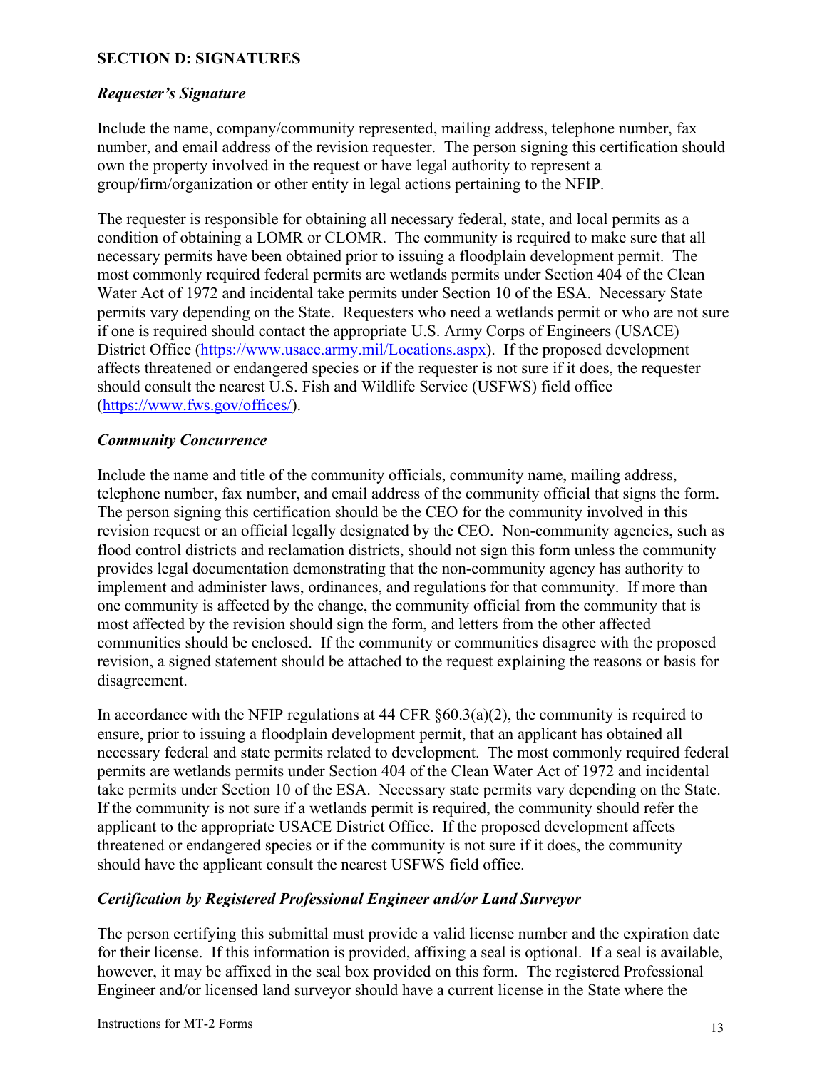## SECTION D: SIGNATURES

### *Requester's Signature*

Include the name, company/community represented, mailing address, telephone number, fax number, and email address of the revision requester. The person signing this certification should own the property involved in the request or have legal authority to represent a group/firm/organization or other entity in legal actions pertaining to the NFIP.

The requester is responsible for obtaining all necessary federal, state, and local permits as a condition of obtaining a LOMR or CLOMR. The community is required to make sure that all necessary permits have been obtained prior to issuing a floodplain development permit. The most commonly required federal permits are wetlands permits under Section 404 of the Clean Water Act of 1972 and incidental take permits under Section 10 of the ESA. Necessary State permits vary depending on the State. Requesters who need a wetlands permit or who are not sure if one is required should contact the appropriate U.S. Army Corps of Engineers (USACE) District Office (https://www.usace.army.mil/Locations.aspx). If the proposed development affects threatened or endangered species or if the requester is not sure if it does, the requester should consult the nearest U.S. Fish and Wildlife Service (USFWS) field office (https://www.fws.gov/offices/).

### *Community Concurrence*

Include the name and title of the community officials, community name, mailing address, telephone number, fax number, and email address of the community official that signs the form. The person signing this certification should be the CEO for the community involved in this revision request or an official legally designated by the CEO. Non-community agencies, such as flood control districts and reclamation districts, should not sign this form unless the community provides legal documentation demonstrating that the non-community agency has authority to implement and administer laws, ordinances, and regulations for that community. If more than one community is affected by the change, the community official from the community that is most affected by the revision should sign the form, and letters from the other affected communities should be enclosed. If the community or communities disagree with the proposed revision, a signed statement should be attached to the request explaining the reasons or basis for disagreement.

In accordance with the NFIP regulations at 44 CFR §60.3(a)(2), the community is required to ensure, prior to issuing a floodplain development permit, that an applicant has obtained all necessary federal and state permits related to development. The most commonly required federal permits are wetlands permits under Section 404 of the Clean Water Act of 1972 and incidental take permits under Section 10 of the ESA. Necessary state permits vary depending on the State. If the community is not sure if a wetlands permit is required, the community should refer the applicant to the appropriate USACE District Office. If the proposed development affects threatened or endangered species or if the community is not sure if it does, the community should have the applicant consult the nearest USFWS field office.

### *Certification by Registered Professional Engineer and/or Land Surveyor*

The person certifying this submittal must provide a valid license number and the expiration date for their license. If this information is provided, affixing a seal is optional. If a seal is available, however, it may be affixed in the seal box provided on this form. The registered Professional Engineer and/or licensed land surveyor should have a current license in the State where the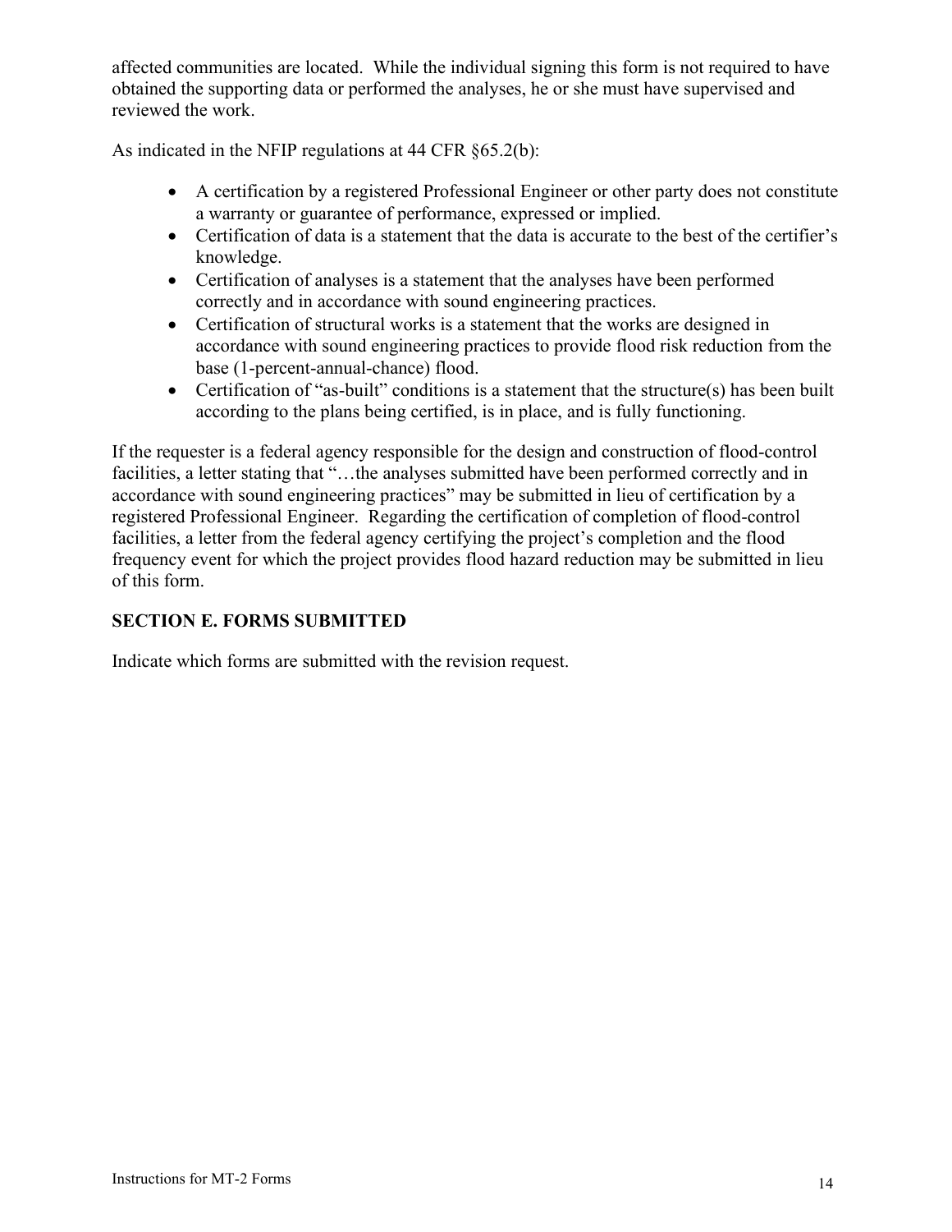affected communities are located. While the individual signing this form is not required to have obtained the supporting data or performed the analyses, he or she must have supervised and reviewed the work.

As indicated in the NFIP regulations at 44 CFR §65.2(b):

- A certification by a registered Professional Engineer or other party does not constitute a warranty or guarantee of performance, expressed or implied.
- Certification of data is a statement that the data is accurate to the best of the certifier's knowledge.
- Certification of analyses is a statement that the analyses have been performed correctly and in accordance with sound engineering practices.
- Certification of structural works is a statement that the works are designed in accordance with sound engineering practices to provide flood risk reduction from the base (1-percent-annual-chance) flood.
- Certification of "as-built" conditions is a statement that the structure(s) has been built according to the plans being certified, is in place, and is fully functioning.

If the requester is a federal agency responsible for the design and construction of flood-control facilities, a letter stating that "…the analyses submitted have been performed correctly and in accordance with sound engineering practices" may be submitted in lieu of certification by a registered Professional Engineer. Regarding the certification of completion of flood-control facilities, a letter from the federal agency certifying the project's completion and the flood frequency event for which the project provides flood hazard reduction may be submitted in lieu of this form.

## SECTION E. FORMS SUBMITTED

Indicate which forms are submitted with the revision request.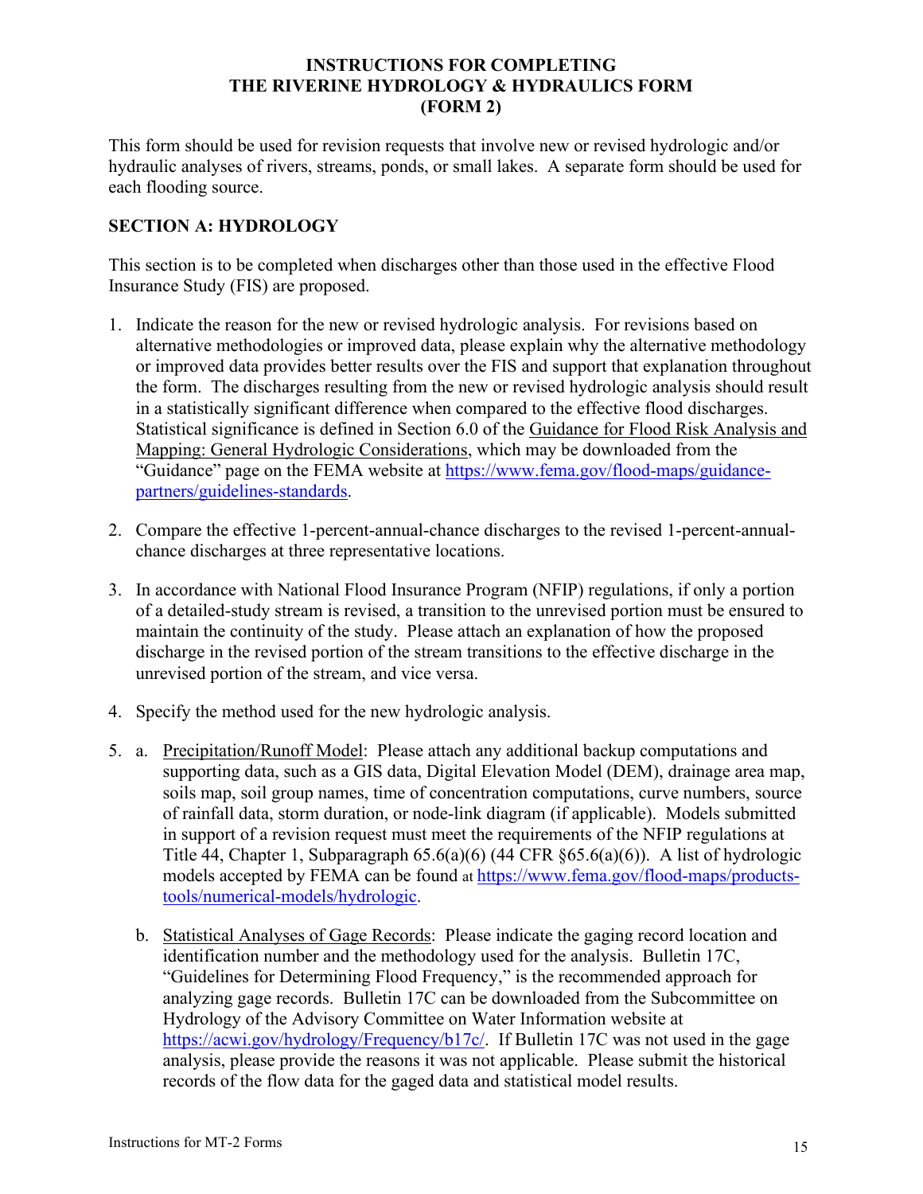# INSTRUCTIONS FOR COMPLETING THE RIVERINE HYDROLOGY & HYDRAULICS FORM (FORM 2)

This form should be used for revision requests that involve new or revised hydrologic and/or hydraulic analyses of rivers, streams, ponds, or small lakes. A separate form should be used for each flooding source.

## SECTION A: HYDROLOGY

This section is to be completed when discharges other than those used in the effective Flood Insurance Study (FIS) are proposed.

1. Indicate the reason for the new or revised hydrologic analysis. For revisions based on alternative methodologies or improved data, please explain why the alternative methodology or improved data provides better results over the FIS and support that explanation throughout the form. The discharges resulting from the new or revised hydrologic analysis should result in a statistically significant difference when compared to the effective flood discharges. Statistical significance is defined in Section 6.0 of the Guidance for Flood Risk Analysis and Mapping: General Hydrologic Considerations, which may be downloaded from the "Guidance" page on the FEMA website at https://www.fema.gov/flood-maps/guidance-partners/guidelines-standards.

2. Compare the effective 1-percent-annual-chance discharges to the revised 1-percent-annual-chance discharges at three representative locations.

3. In accordance with National Flood Insurance Program (NFIP) regulations, if only a portion of a detailed-study stream is revised, a transition to the unrevised portion must be ensured to maintain the continuity of the study. Please attach an explanation of how the proposed discharge in the revised portion of the stream transitions to the effective discharge in the unrevised portion of the stream, and vice versa.

4. Specify the method used for the new hydrologic analysis.

5. a. Precipitation/Runoff Model: Please attach any additional backup computations and supporting data, such as a GIS data, Digital Elevation Model (DEM), drainage area map, soils map, soil group names, time of concentration computations, curve numbers, source of rainfall data, storm duration, or node-link diagram (if applicable). Models submitted in support of a revision request must meet the requirements of the NFIP regulations at Title 44, Chapter 1, Subparagraph 65.6(a)(6) (44 CFR §65.6(a)(6)). A list of hydrologic models accepted by FEMA can be found at https://www.fema.gov/flood-maps/products-tools/numerical-models/hydrologic.

   b. Statistical Analyses of Gage Records: Please indicate the gaging record location and identification number and the methodology used for the analysis. Bulletin 17C, "Guidelines for Determining Flood Frequency," is the recommended approach for analyzing gage records. Bulletin 17C can be downloaded from the Subcommittee on Hydrology of the Advisory Committee on Water Information website at https://acwi.gov/hydrology/Frequency/b17c/. If Bulletin 17C was not used in the gage analysis, please provide the reasons it was not applicable. Please submit the historical records of the flow data for the gaged data and statistical model results.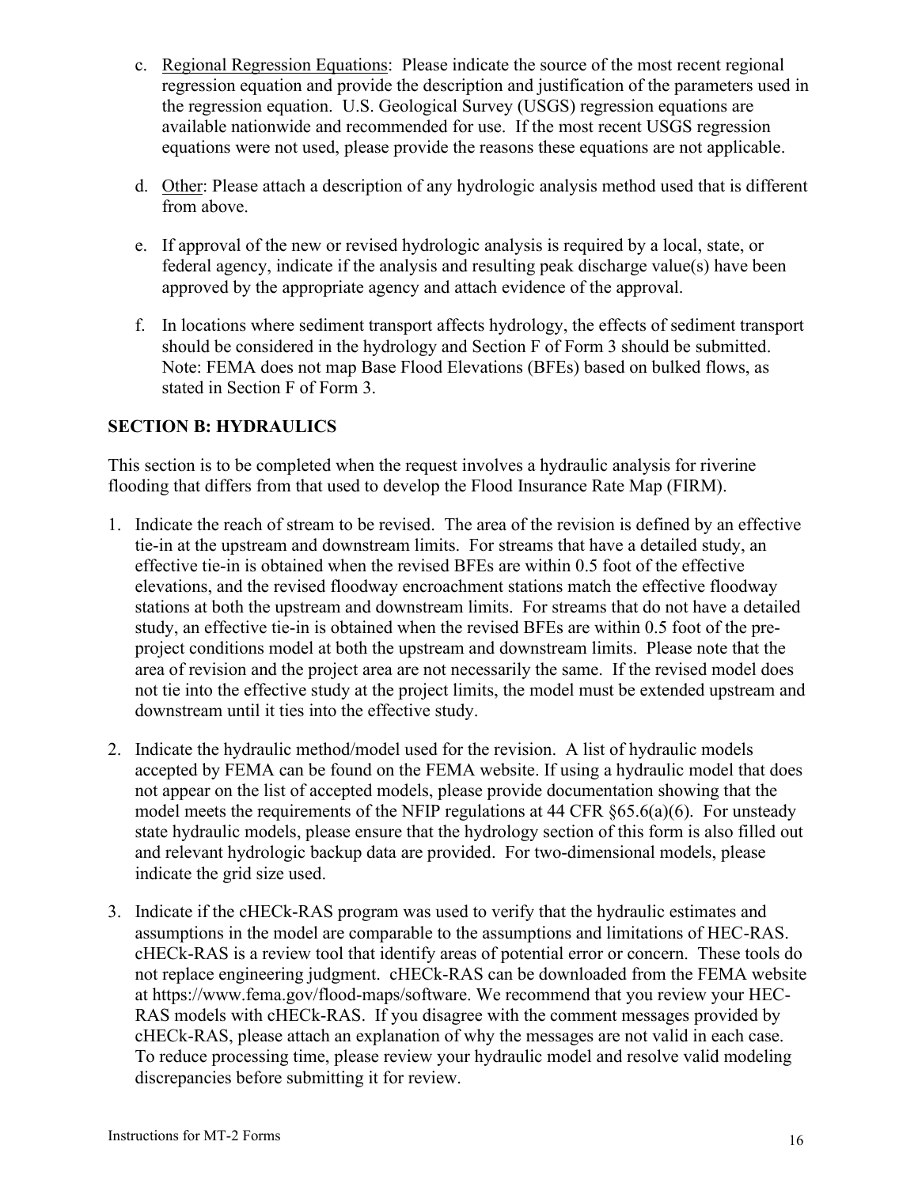c. Regional Regression Equations: Please indicate the source of the most recent regional regression equation and provide the description and justification of the parameters used in the regression equation. U.S. Geological Survey (USGS) regression equations are available nationwide and recommended for use. If the most recent USGS regression equations were not used, please provide the reasons these equations are not applicable.

d. Other: Please attach a description of any hydrologic analysis method used that is different from above.

e. If approval of the new or revised hydrologic analysis is required by a local, state, or federal agency, indicate if the analysis and resulting peak discharge value(s) have been approved by the appropriate agency and attach evidence of the approval.

f. In locations where sediment transport affects hydrology, the effects of sediment transport should be considered in the hydrology and Section F of Form 3 should be submitted. Note: FEMA does not map Base Flood Elevations (BFEs) based on bulked flows, as stated in Section F of Form 3.

## SECTION B: HYDRAULICS

This section is to be completed when the request involves a hydraulic analysis for riverine flooding that differs from that used to develop the Flood Insurance Rate Map (FIRM).

1. Indicate the reach of stream to be revised. The area of the revision is defined by an effective tie-in at the upstream and downstream limits. For streams that have a detailed study, an effective tie-in is obtained when the revised BFEs are within 0.5 foot of the effective elevations, and the revised floodway encroachment stations match the effective floodway stations at both the upstream and downstream limits. For streams that do not have a detailed study, an effective tie-in is obtained when the revised BFEs are within 0.5 foot of the pre-project conditions model at both the upstream and downstream limits. Please note that the area of revision and the project area are not necessarily the same. If the revised model does not tie into the effective study at the project limits, the model must be extended upstream and downstream until it ties into the effective study.

2. Indicate the hydraulic method/model used for the revision. A list of hydraulic models accepted by FEMA can be found on the FEMA website. If using a hydraulic model that does not appear on the list of accepted models, please provide documentation showing that the model meets the requirements of the NFIP regulations at 44 CFR §65.6(a)(6). For unsteady state hydraulic models, please ensure that the hydrology section of this form is also filled out and relevant hydrologic backup data are provided. For two-dimensional models, please indicate the grid size used.

3. Indicate if the cHECk-RAS program was used to verify that the hydraulic estimates and assumptions in the model are comparable to the assumptions and limitations of HEC-RAS. cHECk-RAS is a review tool that identify areas of potential error or concern. These tools do not replace engineering judgment. cHECk-RAS can be downloaded from the FEMA website at https://www.fema.gov/flood-maps/software. We recommend that you review your HEC-RAS models with cHECk-RAS. If you disagree with the comment messages provided by cHECk-RAS, please attach an explanation of why the messages are not valid in each case. To reduce processing time, please review your hydraulic model and resolve valid modeling discrepancies before submitting it for review.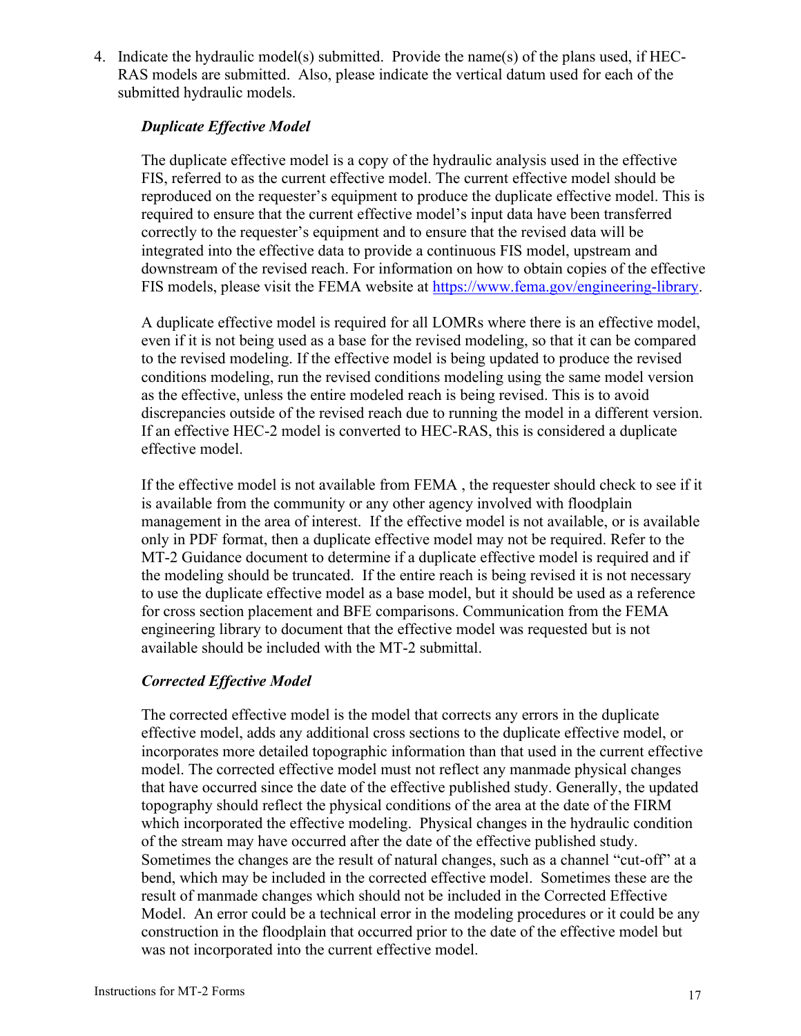4. Indicate the hydraulic model(s) submitted. Provide the name(s) of the plans used, if HEC-RAS models are submitted. Also, please indicate the vertical datum used for each of the submitted hydraulic models.

   ***Duplicate Effective Model***

   The duplicate effective model is a copy of the hydraulic analysis used in the effective FIS, referred to as the current effective model. The current effective model should be reproduced on the requester's equipment to produce the duplicate effective model. This is required to ensure that the current effective model's input data have been transferred correctly to the requester's equipment and to ensure that the revised data will be integrated into the effective data to provide a continuous FIS model, upstream and downstream of the revised reach. For information on how to obtain copies of the effective FIS models, please visit the FEMA website at https://www.fema.gov/engineering-library.

   A duplicate effective model is required for all LOMRs where there is an effective model, even if it is not being used as a base for the revised modeling, so that it can be compared to the revised modeling. If the effective model is being updated to produce the revised conditions modeling, run the revised conditions modeling using the same model version as the effective, unless the entire modeled reach is being revised. This is to avoid discrepancies outside of the revised reach due to running the model in a different version. If an effective HEC-2 model is converted to HEC-RAS, this is considered a duplicate effective model.

   If the effective model is not available from FEMA , the requester should check to see if it is available from the community or any other agency involved with floodplain management in the area of interest. If the effective model is not available, or is available only in PDF format, then a duplicate effective model may not be required. Refer to the MT-2 Guidance document to determine if a duplicate effective model is required and if the modeling should be truncated. If the entire reach is being revised it is not necessary to use the duplicate effective model as a base model, but it should be used as a reference for cross section placement and BFE comparisons. Communication from the FEMA engineering library to document that the effective model was requested but is not available should be included with the MT-2 submittal.

   ***Corrected Effective Model***

   The corrected effective model is the model that corrects any errors in the duplicate effective model, adds any additional cross sections to the duplicate effective model, or incorporates more detailed topographic information than that used in the current effective model. The corrected effective model must not reflect any manmade physical changes that have occurred since the date of the effective published study. Generally, the updated topography should reflect the physical conditions of the area at the date of the FIRM which incorporated the effective modeling. Physical changes in the hydraulic condition of the stream may have occurred after the date of the effective published study. Sometimes the changes are the result of natural changes, such as a channel "cut-off" at a bend, which may be included in the corrected effective model. Sometimes these are the result of manmade changes which should not be included in the Corrected Effective Model. An error could be a technical error in the modeling procedures or it could be any construction in the floodplain that occurred prior to the date of the effective model but was not incorporated into the current effective model.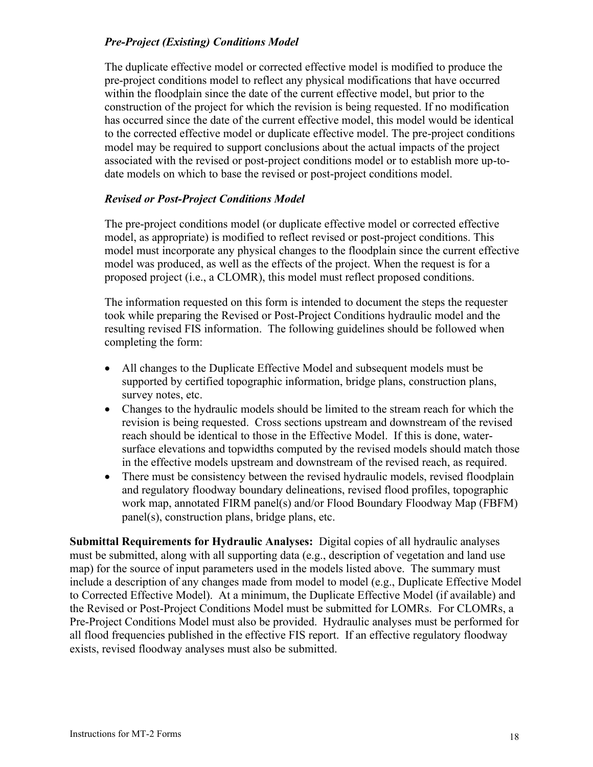*Pre-Project (Existing) Conditions Model*

The duplicate effective model or corrected effective model is modified to produce the pre-project conditions model to reflect any physical modifications that have occurred within the floodplain since the date of the current effective model, but prior to the construction of the project for which the revision is being requested. If no modification has occurred since the date of the current effective model, this model would be identical to the corrected effective model or duplicate effective model. The pre-project conditions model may be required to support conclusions about the actual impacts of the project associated with the revised or post-project conditions model or to establish more up-to-date models on which to base the revised or post-project conditions model.

*Revised or Post-Project Conditions Model*

The pre-project conditions model (or duplicate effective model or corrected effective model, as appropriate) is modified to reflect revised or post-project conditions. This model must incorporate any physical changes to the floodplain since the current effective model was produced, as well as the effects of the project. When the request is for a proposed project (i.e., a CLOMR), this model must reflect proposed conditions.

The information requested on this form is intended to document the steps the requester took while preparing the Revised or Post-Project Conditions hydraulic model and the resulting revised FIS information. The following guidelines should be followed when completing the form:

- All changes to the Duplicate Effective Model and subsequent models must be supported by certified topographic information, bridge plans, construction plans, survey notes, etc.
- Changes to the hydraulic models should be limited to the stream reach for which the revision is being requested. Cross sections upstream and downstream of the revised reach should be identical to those in the Effective Model. If this is done, water-surface elevations and topwidths computed by the revised models should match those in the effective models upstream and downstream of the revised reach, as required.
- There must be consistency between the revised hydraulic models, revised floodplain and regulatory floodway boundary delineations, revised flood profiles, topographic work map, annotated FIRM panel(s) and/or Flood Boundary Floodway Map (FBFM) panel(s), construction plans, bridge plans, etc.

**Submittal Requirements for Hydraulic Analyses:** Digital copies of all hydraulic analyses must be submitted, along with all supporting data (e.g., description of vegetation and land use map) for the source of input parameters used in the models listed above. The summary must include a description of any changes made from model to model (e.g., Duplicate Effective Model to Corrected Effective Model). At a minimum, the Duplicate Effective Model (if available) and the Revised or Post-Project Conditions Model must be submitted for LOMRs. For CLOMRs, a Pre-Project Conditions Model must also be provided. Hydraulic analyses must be performed for all flood frequencies published in the effective FIS report. If an effective regulatory floodway exists, revised floodway analyses must also be submitted.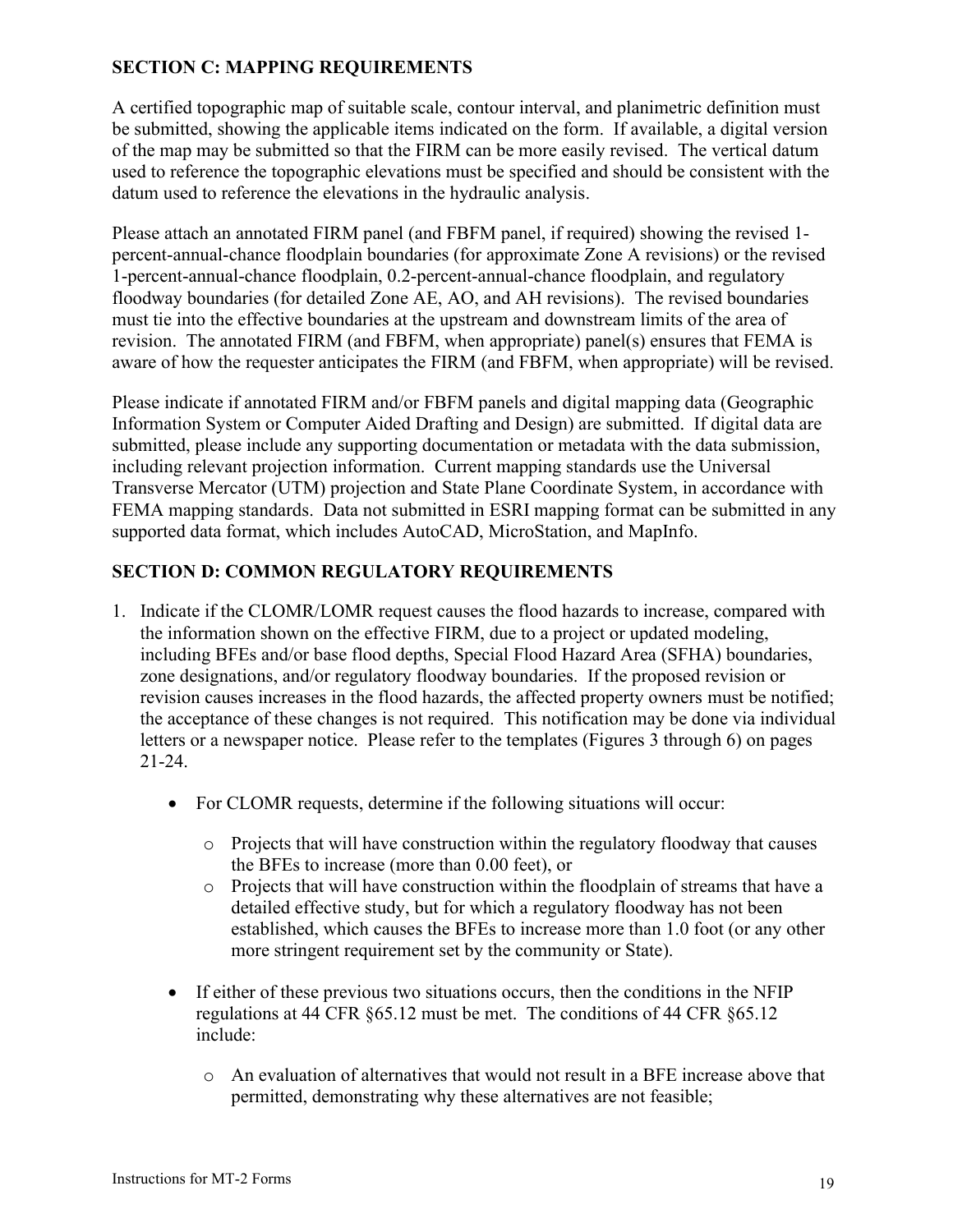## SECTION C: MAPPING REQUIREMENTS

A certified topographic map of suitable scale, contour interval, and planimetric definition must be submitted, showing the applicable items indicated on the form. If available, a digital version of the map may be submitted so that the FIRM can be more easily revised. The vertical datum used to reference the topographic elevations must be specified and should be consistent with the datum used to reference the elevations in the hydraulic analysis.

Please attach an annotated FIRM panel (and FBFM panel, if required) showing the revised 1-percent-annual-chance floodplain boundaries (for approximate Zone A revisions) or the revised 1-percent-annual-chance floodplain, 0.2-percent-annual-chance floodplain, and regulatory floodway boundaries (for detailed Zone AE, AO, and AH revisions). The revised boundaries must tie into the effective boundaries at the upstream and downstream limits of the area of revision. The annotated FIRM (and FBFM, when appropriate) panel(s) ensures that FEMA is aware of how the requester anticipates the FIRM (and FBFM, when appropriate) will be revised.

Please indicate if annotated FIRM and/or FBFM panels and digital mapping data (Geographic Information System or Computer Aided Drafting and Design) are submitted. If digital data are submitted, please include any supporting documentation or metadata with the data submission, including relevant projection information. Current mapping standards use the Universal Transverse Mercator (UTM) projection and State Plane Coordinate System, in accordance with FEMA mapping standards. Data not submitted in ESRI mapping format can be submitted in any supported data format, which includes AutoCAD, MicroStation, and MapInfo.

## SECTION D: COMMON REGULATORY REQUIREMENTS

1. Indicate if the CLOMR/LOMR request causes the flood hazards to increase, compared with the information shown on the effective FIRM, due to a project or updated modeling, including BFEs and/or base flood depths, Special Flood Hazard Area (SFHA) boundaries, zone designations, and/or regulatory floodway boundaries. If the proposed revision or revision causes increases in the flood hazards, the affected property owners must be notified; the acceptance of these changes is not required. This notification may be done via individual letters or a newspaper notice. Please refer to the templates (Figures 3 through 6) on pages 21-24.

   - For CLOMR requests, determine if the following situations will occur:
     - Projects that will have construction within the regulatory floodway that causes the BFEs to increase (more than 0.00 feet), or
     - Projects that will have construction within the floodplain of streams that have a detailed effective study, but for which a regulatory floodway has not been established, which causes the BFEs to increase more than 1.0 foot (or any other more stringent requirement set by the community or State).

   - If either of these previous two situations occurs, then the conditions in the NFIP regulations at 44 CFR §65.12 must be met. The conditions of 44 CFR §65.12 include:
     - An evaluation of alternatives that would not result in a BFE increase above that permitted, demonstrating why these alternatives are not feasible;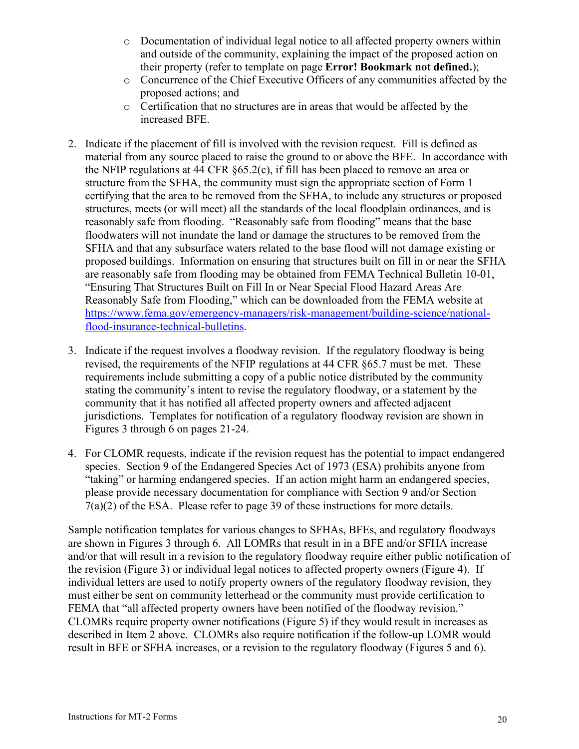- Documentation of individual legal notice to all affected property owners within and outside of the community, explaining the impact of the proposed action on their property (refer to template on page **Error! Bookmark not defined.**);
  - Concurrence of the Chief Executive Officers of any communities affected by the proposed actions; and
  - Certification that no structures are in areas that would be affected by the increased BFE.

2. Indicate if the placement of fill is involved with the revision request. Fill is defined as material from any source placed to raise the ground to or above the BFE. In accordance with the NFIP regulations at 44 CFR §65.2(c), if fill has been placed to remove an area or structure from the SFHA, the community must sign the appropriate section of Form 1 certifying that the area to be removed from the SFHA, to include any structures or proposed structures, meets (or will meet) all the standards of the local floodplain ordinances, and is reasonably safe from flooding. "Reasonably safe from flooding" means that the base floodwaters will not inundate the land or damage the structures to be removed from the SFHA and that any subsurface waters related to the base flood will not damage existing or proposed buildings. Information on ensuring that structures built on fill in or near the SFHA are reasonably safe from flooding may be obtained from FEMA Technical Bulletin 10-01, "Ensuring That Structures Built on Fill In or Near Special Flood Hazard Areas Are Reasonably Safe from Flooding," which can be downloaded from the FEMA website at [https://www.fema.gov/emergency-managers/risk-management/building-science/national-flood-insurance-technical-bulletins](https://www.fema.gov/emergency-managers/risk-management/building-science/national-flood-insurance-technical-bulletins).

3. Indicate if the request involves a floodway revision. If the regulatory floodway is being revised, the requirements of the NFIP regulations at 44 CFR §65.7 must be met. These requirements include submitting a copy of a public notice distributed by the community stating the community's intent to revise the regulatory floodway, or a statement by the community that it has notified all affected property owners and affected adjacent jurisdictions. Templates for notification of a regulatory floodway revision are shown in Figures 3 through 6 on pages 21-24.

4. For CLOMR requests, indicate if the revision request has the potential to impact endangered species. Section 9 of the Endangered Species Act of 1973 (ESA) prohibits anyone from "taking" or harming endangered species. If an action might harm an endangered species, please provide necessary documentation for compliance with Section 9 and/or Section 7(a)(2) of the ESA. Please refer to page 39 of these instructions for more details.

Sample notification templates for various changes to SFHAs, BFEs, and regulatory floodways are shown in Figures 3 through 6. All LOMRs that result in in a BFE and/or SFHA increase and/or that will result in a revision to the regulatory floodway require either public notification of the revision (Figure 3) or individual legal notices to affected property owners (Figure 4). If individual letters are used to notify property owners of the regulatory floodway revision, they must either be sent on community letterhead or the community must provide certification to FEMA that "all affected property owners have been notified of the floodway revision." CLOMRs require property owner notifications (Figure 5) if they would result in increases as described in Item 2 above. CLOMRs also require notification if the follow-up LOMR would result in BFE or SFHA increases, or a revision to the regulatory floodway (Figures 5 and 6).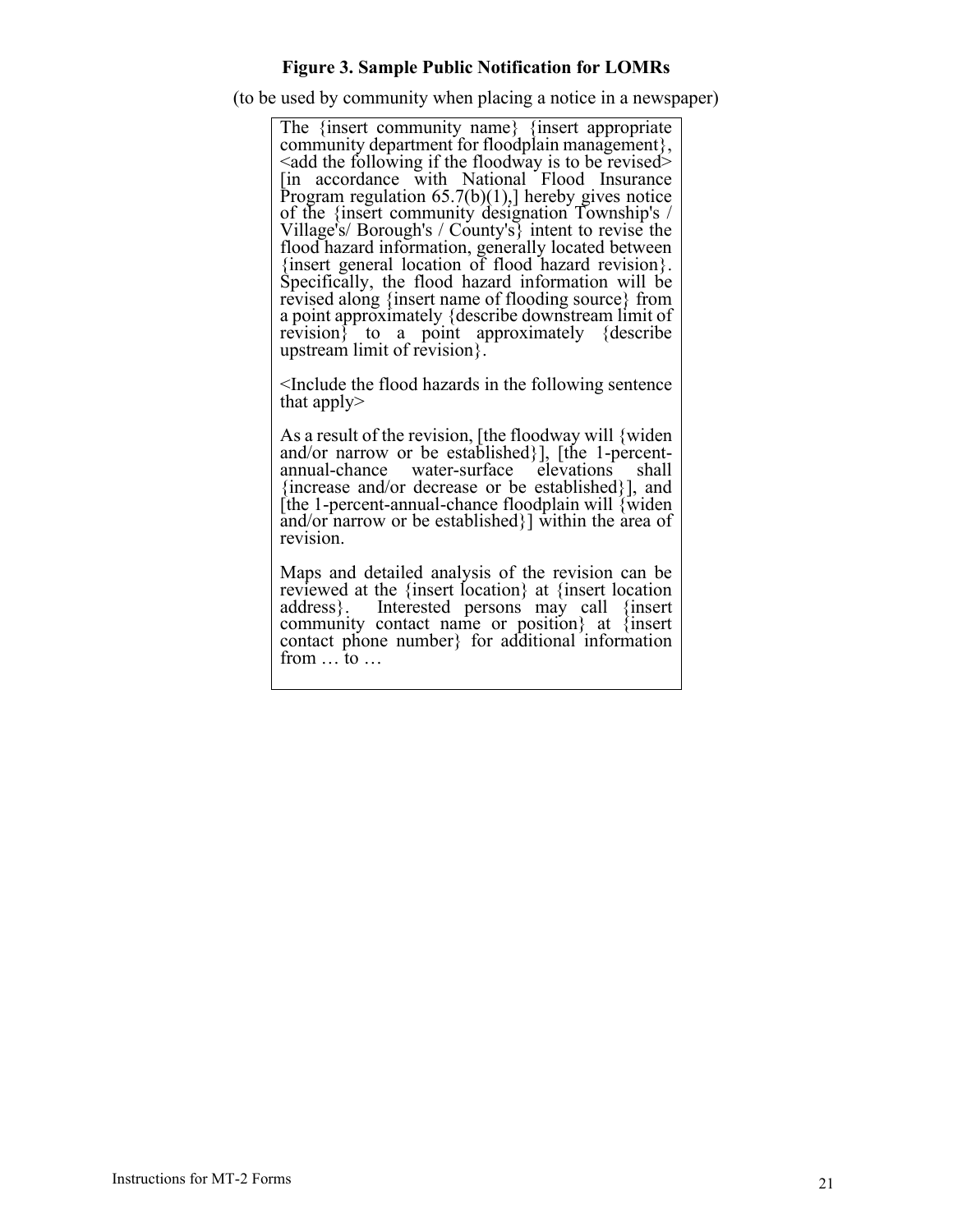**Figure 3. Sample Public Notification for LOMRs**

(to be used by community when placing a notice in a newspaper)

> The {insert community name} {insert appropriate community department for floodplain management}, <add the following if the floodway is to be revised> [in accordance with National Flood Insurance Program regulation 65.7(b)(1),] hereby gives notice of the {insert community designation Township's / Village's/ Borough's / County's} intent to revise the flood hazard information, generally located between {insert general location of flood hazard revision}. Specifically, the flood hazard information will be revised along {insert name of flooding source} from a point approximately {describe downstream limit of revision} to a point approximately {describe upstream limit of revision}.
>
> <Include the flood hazards in the following sentence that apply>
>
> As a result of the revision, [the floodway will {widen and/or narrow or be established}], [the 1-percent-annual-chance water-surface elevations shall {increase and/or decrease or be established}], and [the 1-percent-annual-chance floodplain will {widen and/or narrow or be established}] within the area of revision.
>
> Maps and detailed analysis of the revision can be reviewed at the {insert location} at {insert location address}. Interested persons may call {insert community contact name or position} at {insert contact phone number} for additional information from … to …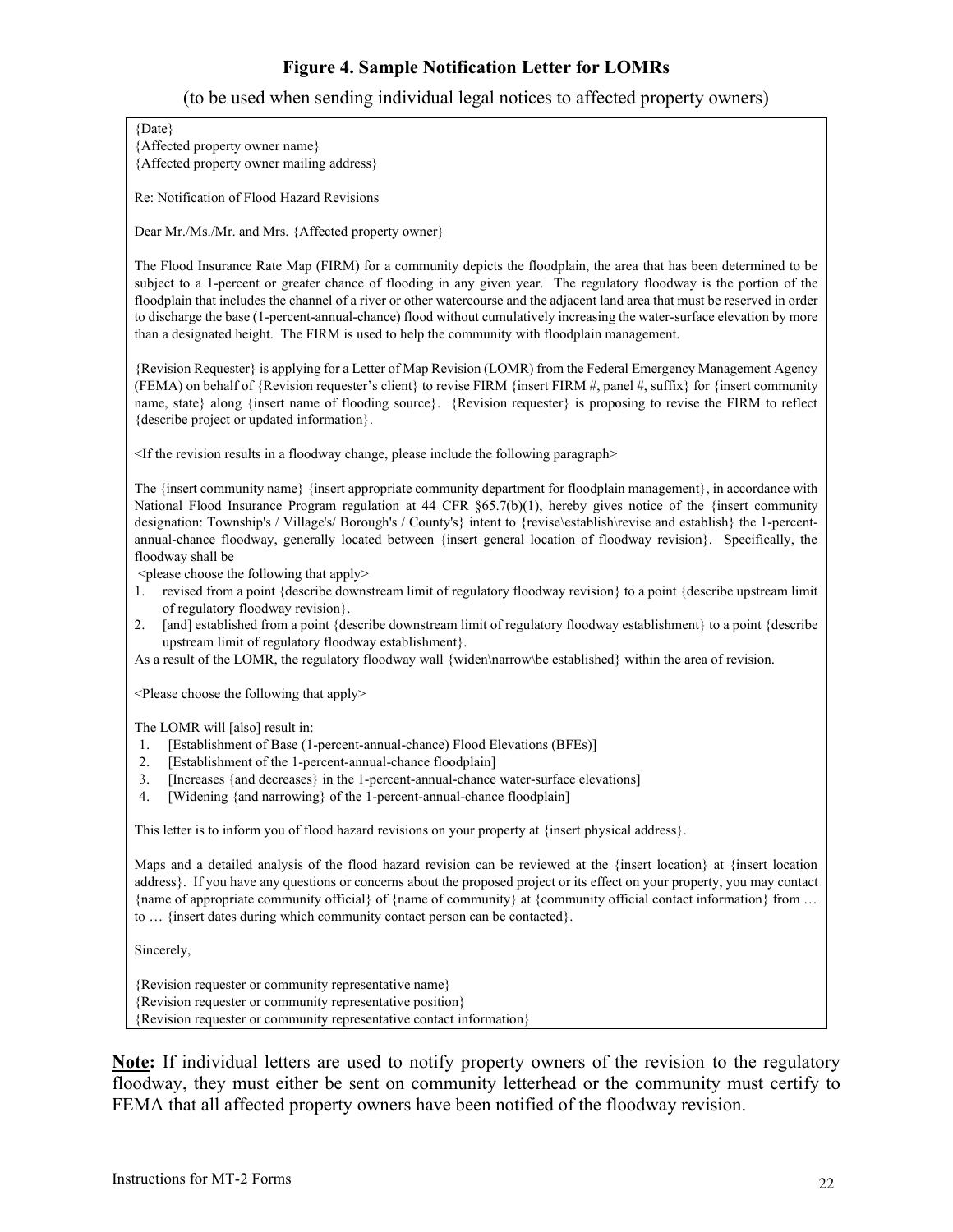## Figure 4. Sample Notification Letter for LOMRs

(to be used when sending individual legal notices to affected property owners)

{Date}
{Affected property owner name}
{Affected property owner mailing address}

Re: Notification of Flood Hazard Revisions

Dear Mr./Ms./Mr. and Mrs. {Affected property owner}

The Flood Insurance Rate Map (FIRM) for a community depicts the floodplain, the area that has been determined to be subject to a 1-percent or greater chance of flooding in any given year. The regulatory floodway is the portion of the floodplain that includes the channel of a river or other watercourse and the adjacent land area that must be reserved in order to discharge the base (1-percent-annual-chance) flood without cumulatively increasing the water-surface elevation by more than a designated height. The FIRM is used to help the community with floodplain management.

{Revision Requester} is applying for a Letter of Map Revision (LOMR) from the Federal Emergency Management Agency (FEMA) on behalf of {Revision requester's client} to revise FIRM {insert FIRM #, panel #, suffix} for {insert community name, state} along {insert name of flooding source}. {Revision requester} is proposing to revise the FIRM to reflect {describe project or updated information}.

<If the revision results in a floodway change, please include the following paragraph>

The {insert community name} {insert appropriate community department for floodplain management}, in accordance with National Flood Insurance Program regulation at 44 CFR §65.7(b)(1), hereby gives notice of the {insert community designation: Township's / Village's/ Borough's / County's} intent to {revise\establish\revise and establish} the 1-percent-annual-chance floodway, generally located between {insert general location of floodway revision}. Specifically, the floodway shall be

<please choose the following that apply>

1. revised from a point {describe downstream limit of regulatory floodway revision} to a point {describe upstream limit of regulatory floodway revision}.
2. [and] established from a point {describe downstream limit of regulatory floodway establishment} to a point {describe upstream limit of regulatory floodway establishment}.

As a result of the LOMR, the regulatory floodway wall {widen\narrow\be established} within the area of revision.

<Please choose the following that apply>

The LOMR will [also] result in:

1. [Establishment of Base (1-percent-annual-chance) Flood Elevations (BFEs)]
2. [Establishment of the 1-percent-annual-chance floodplain]
3. [Increases {and decreases} in the 1-percent-annual-chance water-surface elevations]
4. [Widening {and narrowing} of the 1-percent-annual-chance floodplain]

This letter is to inform you of flood hazard revisions on your property at {insert physical address}.

Maps and a detailed analysis of the flood hazard revision can be reviewed at the {insert location} at {insert location address}. If you have any questions or concerns about the proposed project or its effect on your property, you may contact {name of appropriate community official} of {name of community} at {community official contact information} from … to … {insert dates during which community contact person can be contacted}.

Sincerely,

{Revision requester or community representative name}
{Revision requester or community representative position}
{Revision requester or community representative contact information}

**Note:** If individual letters are used to notify property owners of the revision to the regulatory floodway, they must either be sent on community letterhead or the community must certify to FEMA that all affected property owners have been notified of the floodway revision.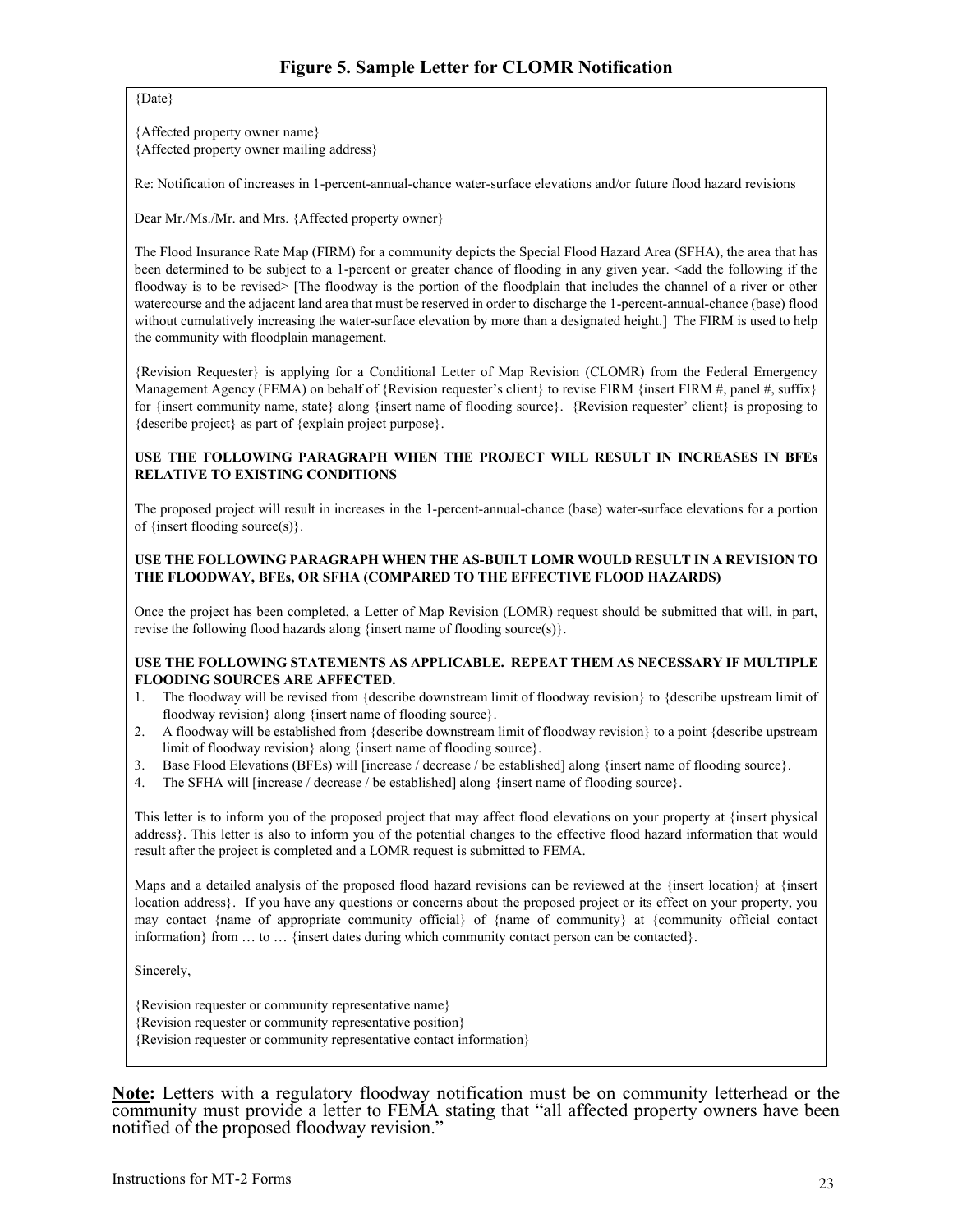## Figure 5. Sample Letter for CLOMR Notification

{Date}

{Affected property owner name}
{Affected property owner mailing address}

Re: Notification of increases in 1-percent-annual-chance water-surface elevations and/or future flood hazard revisions

Dear Mr./Ms./Mr. and Mrs. {Affected property owner}

The Flood Insurance Rate Map (FIRM) for a community depicts the Special Flood Hazard Area (SFHA), the area that has been determined to be subject to a 1-percent or greater chance of flooding in any given year. <add the following if the floodway is to be revised> [The floodway is the portion of the floodplain that includes the channel of a river or other watercourse and the adjacent land area that must be reserved in order to discharge the 1-percent-annual-chance (base) flood without cumulatively increasing the water-surface elevation by more than a designated height.] The FIRM is used to help the community with floodplain management.

{Revision Requester} is applying for a Conditional Letter of Map Revision (CLOMR) from the Federal Emergency Management Agency (FEMA) on behalf of {Revision requester's client} to revise FIRM {insert FIRM #, panel #, suffix} for {insert community name, state} along {insert name of flooding source}. {Revision requester' client} is proposing to {describe project} as part of {explain project purpose}.

**USE THE FOLLOWING PARAGRAPH WHEN THE PROJECT WILL RESULT IN INCREASES IN BFEs RELATIVE TO EXISTING CONDITIONS**

The proposed project will result in increases in the 1-percent-annual-chance (base) water-surface elevations for a portion of {insert flooding source(s)}.

**USE THE FOLLOWING PARAGRAPH WHEN THE AS-BUILT LOMR WOULD RESULT IN A REVISION TO THE FLOODWAY, BFEs, OR SFHA (COMPARED TO THE EFFECTIVE FLOOD HAZARDS)**

Once the project has been completed, a Letter of Map Revision (LOMR) request should be submitted that will, in part, revise the following flood hazards along {insert name of flooding source(s)}.

**USE THE FOLLOWING STATEMENTS AS APPLICABLE. REPEAT THEM AS NECESSARY IF MULTIPLE FLOODING SOURCES ARE AFFECTED.**

1. The floodway will be revised from {describe downstream limit of floodway revision} to {describe upstream limit of floodway revision} along {insert name of flooding source}.
2. A floodway will be established from {describe downstream limit of floodway revision} to a point {describe upstream limit of floodway revision} along {insert name of flooding source}.
3. Base Flood Elevations (BFEs) will [increase / decrease / be established] along {insert name of flooding source}.
4. The SFHA will [increase / decrease / be established] along {insert name of flooding source}.

This letter is to inform you of the proposed project that may affect flood elevations on your property at {insert physical address}. This letter is also to inform you of the potential changes to the effective flood hazard information that would result after the project is completed and a LOMR request is submitted to FEMA.

Maps and a detailed analysis of the proposed flood hazard revisions can be reviewed at the {insert location} at {insert location address}. If you have any questions or concerns about the proposed project or its effect on your property, you may contact {name of appropriate community official} of {name of community} at {community official contact information} from … to … {insert dates during which community contact person can be contacted}.

Sincerely,

{Revision requester or community representative name}
{Revision requester or community representative position}
{Revision requester or community representative contact information}

**Note:** Letters with a regulatory floodway notification must be on community letterhead or the community must provide a letter to FEMA stating that "all affected property owners have been notified of the proposed floodway revision."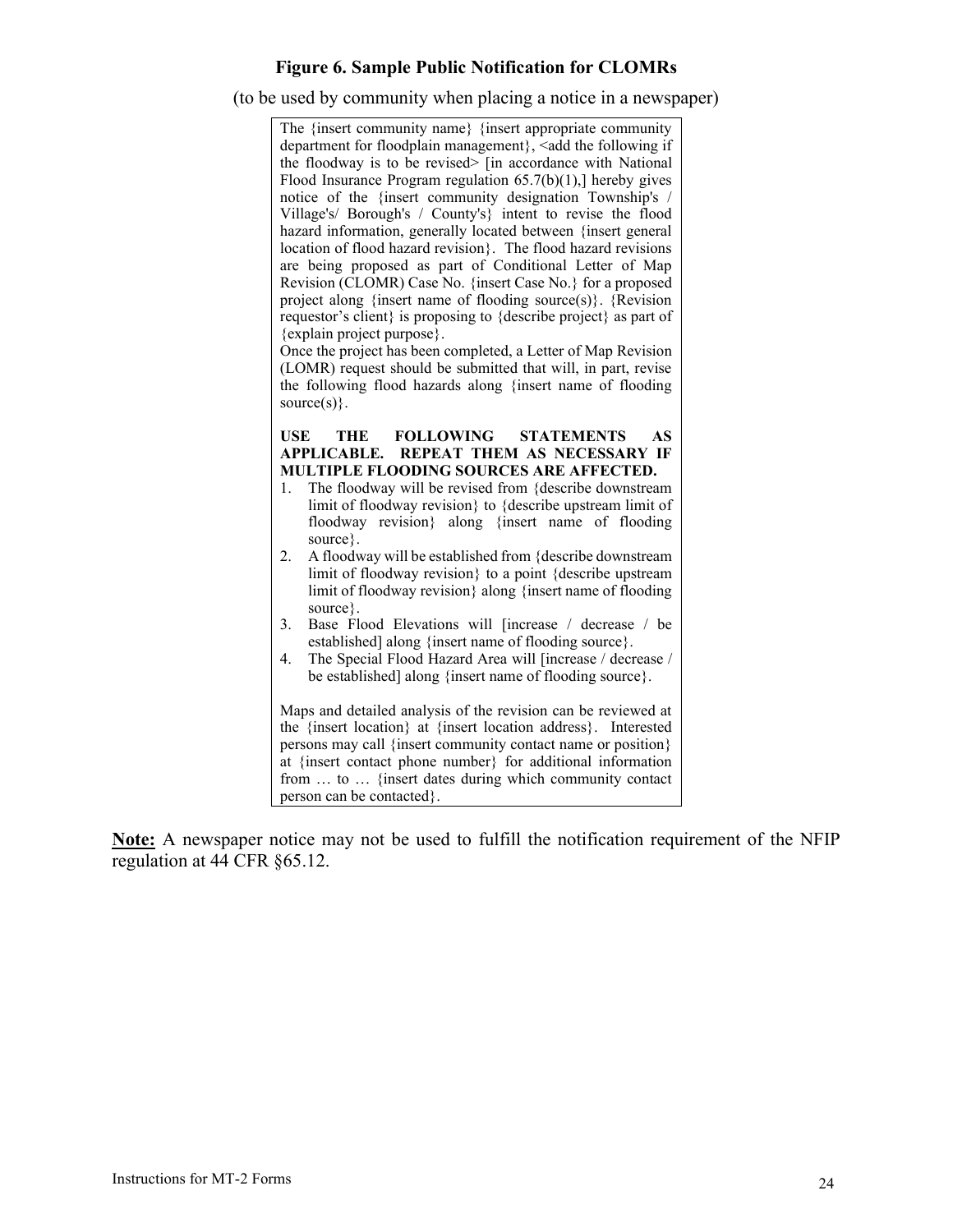**Figure 6. Sample Public Notification for CLOMRs**

(to be used by community when placing a notice in a newspaper)

> The {insert community name} {insert appropriate community department for floodplain management}, <add the following if the floodway is to be revised> [in accordance with National Flood Insurance Program regulation 65.7(b)(1),] hereby gives notice of the {insert community designation Township's / Village's/ Borough's / County's} intent to revise the flood hazard information, generally located between {insert general location of flood hazard revision}. The flood hazard revisions are being proposed as part of Conditional Letter of Map Revision (CLOMR) Case No. {insert Case No.} for a proposed project along {insert name of flooding source(s)}. {Revision requestor's client} is proposing to {describe project} as part of {explain project purpose}.
>
> Once the project has been completed, a Letter of Map Revision (LOMR) request should be submitted that will, in part, revise the following flood hazards along {insert name of flooding source(s)}.
>
> **USE THE FOLLOWING STATEMENTS AS APPLICABLE. REPEAT THEM AS NECESSARY IF MULTIPLE FLOODING SOURCES ARE AFFECTED.**
>
> 1. The floodway will be revised from {describe downstream limit of floodway revision} to {describe upstream limit of floodway revision} along {insert name of flooding source}.
> 2. A floodway will be established from {describe downstream limit of floodway revision} to a point {describe upstream limit of floodway revision} along {insert name of flooding source}.
> 3. Base Flood Elevations will [increase / decrease / be established] along {insert name of flooding source}.
> 4. The Special Flood Hazard Area will [increase / decrease / be established] along {insert name of flooding source}.
>
> Maps and detailed analysis of the revision can be reviewed at the {insert location} at {insert location address}. Interested persons may call {insert community contact name or position} at {insert contact phone number} for additional information from … to … {insert dates during which community contact person can be contacted}.

**Note:** A newspaper notice may not be used to fulfill the notification requirement of the NFIP regulation at 44 CFR §65.12.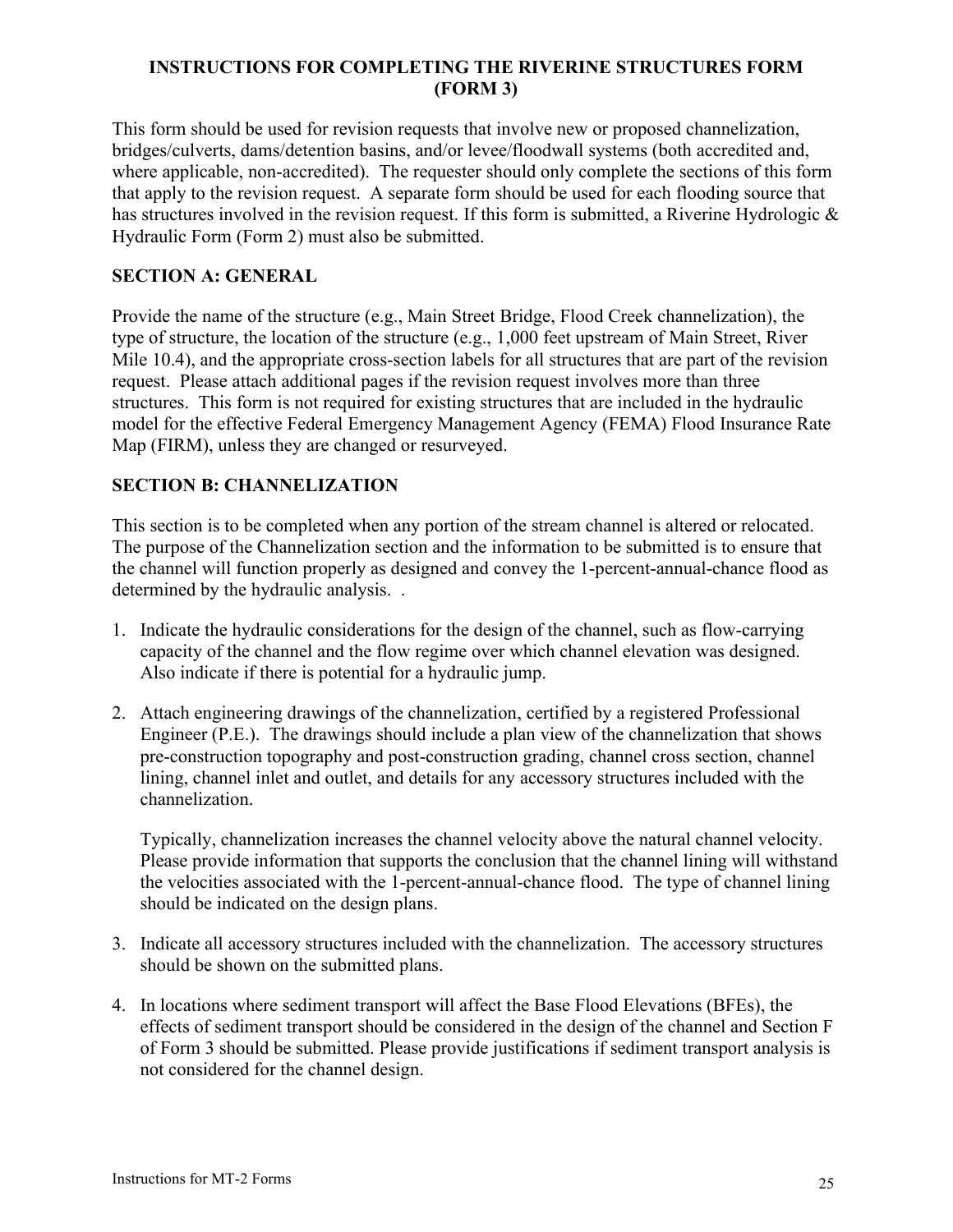# INSTRUCTIONS FOR COMPLETING THE RIVERINE STRUCTURES FORM (FORM 3)

This form should be used for revision requests that involve new or proposed channelization, bridges/culverts, dams/detention basins, and/or levee/floodwall systems (both accredited and, where applicable, non-accredited). The requester should only complete the sections of this form that apply to the revision request. A separate form should be used for each flooding source that has structures involved in the revision request. If this form is submitted, a Riverine Hydrologic & Hydraulic Form (Form 2) must also be submitted.

## SECTION A: GENERAL

Provide the name of the structure (e.g., Main Street Bridge, Flood Creek channelization), the type of structure, the location of the structure (e.g., 1,000 feet upstream of Main Street, River Mile 10.4), and the appropriate cross-section labels for all structures that are part of the revision request. Please attach additional pages if the revision request involves more than three structures. This form is not required for existing structures that are included in the hydraulic model for the effective Federal Emergency Management Agency (FEMA) Flood Insurance Rate Map (FIRM), unless they are changed or resurveyed.

## SECTION B: CHANNELIZATION

This section is to be completed when any portion of the stream channel is altered or relocated. The purpose of the Channelization section and the information to be submitted is to ensure that the channel will function properly as designed and convey the 1-percent-annual-chance flood as determined by the hydraulic analysis. .

1. Indicate the hydraulic considerations for the design of the channel, such as flow-carrying capacity of the channel and the flow regime over which channel elevation was designed. Also indicate if there is potential for a hydraulic jump.

2. Attach engineering drawings of the channelization, certified by a registered Professional Engineer (P.E.). The drawings should include a plan view of the channelization that shows pre-construction topography and post-construction grading, channel cross section, channel lining, channel inlet and outlet, and details for any accessory structures included with the channelization.

   Typically, channelization increases the channel velocity above the natural channel velocity. Please provide information that supports the conclusion that the channel lining will withstand the velocities associated with the 1-percent-annual-chance flood. The type of channel lining should be indicated on the design plans.

3. Indicate all accessory structures included with the channelization. The accessory structures should be shown on the submitted plans.

4. In locations where sediment transport will affect the Base Flood Elevations (BFEs), the effects of sediment transport should be considered in the design of the channel and Section F of Form 3 should be submitted. Please provide justifications if sediment transport analysis is not considered for the channel design.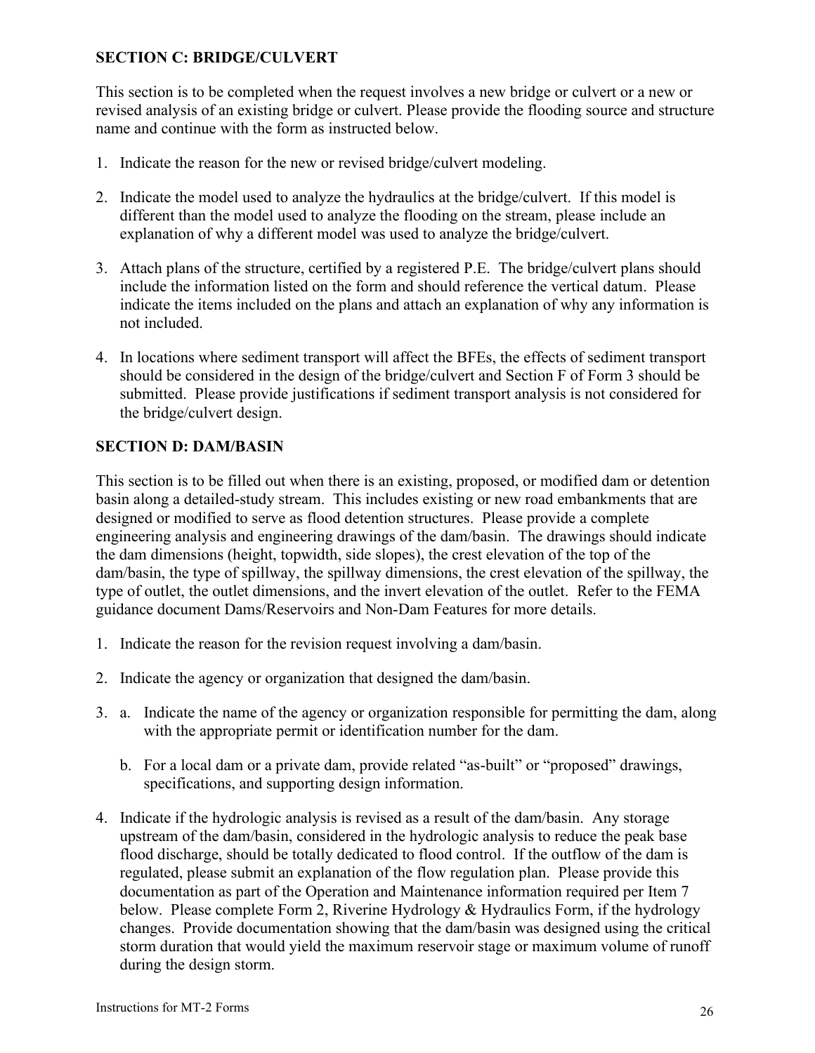**SECTION C: BRIDGE/CULVERT**

This section is to be completed when the request involves a new bridge or culvert or a new or revised analysis of an existing bridge or culvert. Please provide the flooding source and structure name and continue with the form as instructed below.

1. Indicate the reason for the new or revised bridge/culvert modeling.

2. Indicate the model used to analyze the hydraulics at the bridge/culvert. If this model is different than the model used to analyze the flooding on the stream, please include an explanation of why a different model was used to analyze the bridge/culvert.

3. Attach plans of the structure, certified by a registered P.E. The bridge/culvert plans should include the information listed on the form and should reference the vertical datum. Please indicate the items included on the plans and attach an explanation of why any information is not included.

4. In locations where sediment transport will affect the BFEs, the effects of sediment transport should be considered in the design of the bridge/culvert and Section F of Form 3 should be submitted. Please provide justifications if sediment transport analysis is not considered for the bridge/culvert design.

**SECTION D: DAM/BASIN**

This section is to be filled out when there is an existing, proposed, or modified dam or detention basin along a detailed-study stream. This includes existing or new road embankments that are designed or modified to serve as flood detention structures. Please provide a complete engineering analysis and engineering drawings of the dam/basin. The drawings should indicate the dam dimensions (height, topwidth, side slopes), the crest elevation of the top of the dam/basin, the type of spillway, the spillway dimensions, the crest elevation of the spillway, the type of outlet, the outlet dimensions, and the invert elevation of the outlet. Refer to the FEMA guidance document Dams/Reservoirs and Non-Dam Features for more details.

1. Indicate the reason for the revision request involving a dam/basin.

2. Indicate the agency or organization that designed the dam/basin.

3. a. Indicate the name of the agency or organization responsible for permitting the dam, along with the appropriate permit or identification number for the dam.

   b. For a local dam or a private dam, provide related "as-built" or "proposed" drawings, specifications, and supporting design information.

4. Indicate if the hydrologic analysis is revised as a result of the dam/basin. Any storage upstream of the dam/basin, considered in the hydrologic analysis to reduce the peak base flood discharge, should be totally dedicated to flood control. If the outflow of the dam is regulated, please submit an explanation of the flow regulation plan. Please provide this documentation as part of the Operation and Maintenance information required per Item 7 below. Please complete Form 2, Riverine Hydrology & Hydraulics Form, if the hydrology changes. Provide documentation showing that the dam/basin was designed using the critical storm duration that would yield the maximum reservoir stage or maximum volume of runoff during the design storm.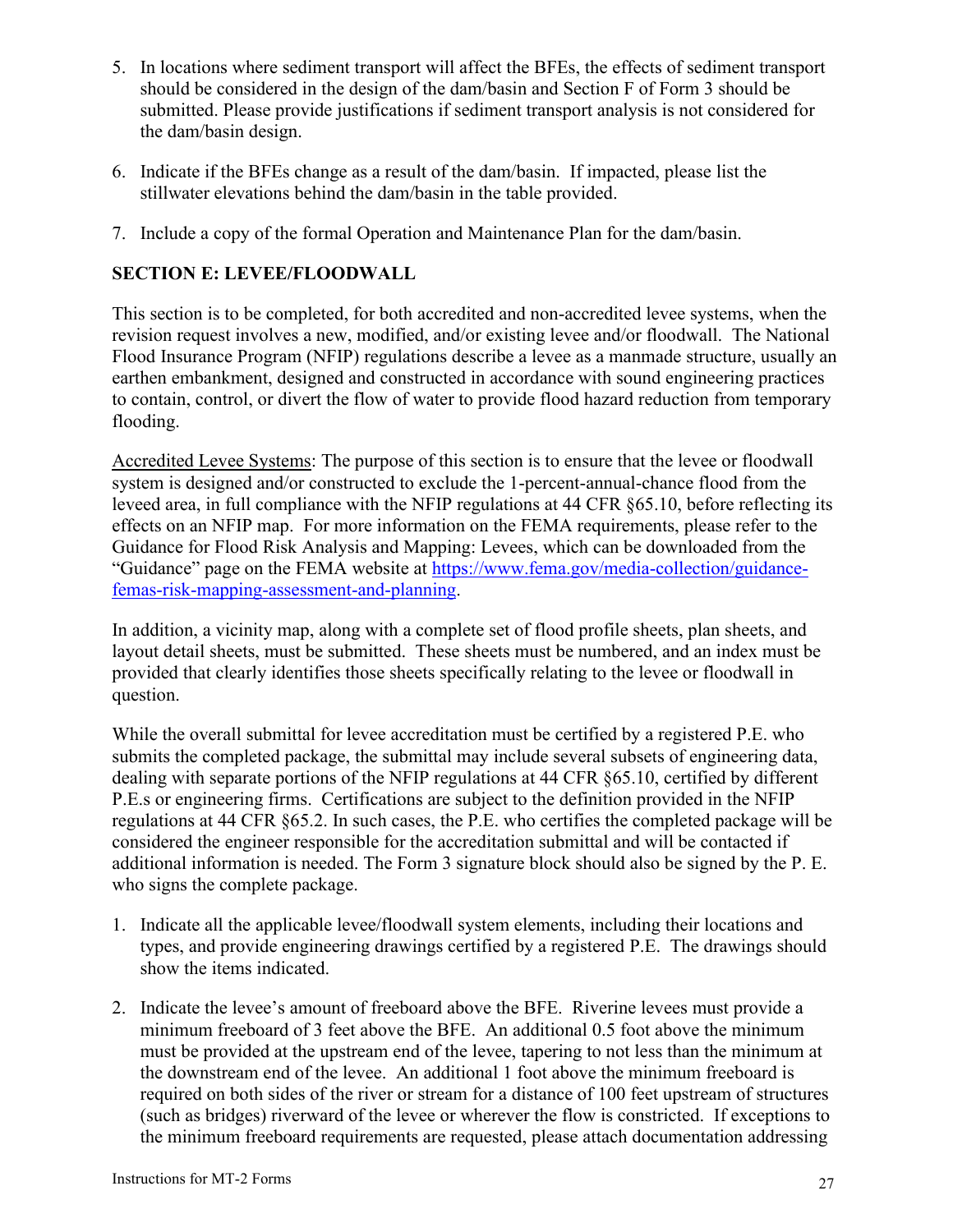5. In locations where sediment transport will affect the BFEs, the effects of sediment transport should be considered in the design of the dam/basin and Section F of Form 3 should be submitted. Please provide justifications if sediment transport analysis is not considered for the dam/basin design.

6. Indicate if the BFEs change as a result of the dam/basin. If impacted, please list the stillwater elevations behind the dam/basin in the table provided.

7. Include a copy of the formal Operation and Maintenance Plan for the dam/basin.

**SECTION E: LEVEE/FLOODWALL**

This section is to be completed, for both accredited and non-accredited levee systems, when the revision request involves a new, modified, and/or existing levee and/or floodwall. The National Flood Insurance Program (NFIP) regulations describe a levee as a manmade structure, usually an earthen embankment, designed and constructed in accordance with sound engineering practices to contain, control, or divert the flow of water to provide flood hazard reduction from temporary flooding.

Accredited Levee Systems: The purpose of this section is to ensure that the levee or floodwall system is designed and/or constructed to exclude the 1-percent-annual-chance flood from the leveed area, in full compliance with the NFIP regulations at 44 CFR §65.10, before reflecting its effects on an NFIP map. For more information on the FEMA requirements, please refer to the Guidance for Flood Risk Analysis and Mapping: Levees, which can be downloaded from the "Guidance" page on the FEMA website at [https://www.fema.gov/media-collection/guidance-femas-risk-mapping-assessment-and-planning](https://www.fema.gov/media-collection/guidance-femas-risk-mapping-assessment-and-planning).

In addition, a vicinity map, along with a complete set of flood profile sheets, plan sheets, and layout detail sheets, must be submitted. These sheets must be numbered, and an index must be provided that clearly identifies those sheets specifically relating to the levee or floodwall in question.

While the overall submittal for levee accreditation must be certified by a registered P.E. who submits the completed package, the submittal may include several subsets of engineering data, dealing with separate portions of the NFIP regulations at 44 CFR §65.10, certified by different P.E.s or engineering firms. Certifications are subject to the definition provided in the NFIP regulations at 44 CFR §65.2. In such cases, the P.E. who certifies the completed package will be considered the engineer responsible for the accreditation submittal and will be contacted if additional information is needed. The Form 3 signature block should also be signed by the P. E. who signs the complete package.

1. Indicate all the applicable levee/floodwall system elements, including their locations and types, and provide engineering drawings certified by a registered P.E. The drawings should show the items indicated.

2. Indicate the levee's amount of freeboard above the BFE. Riverine levees must provide a minimum freeboard of 3 feet above the BFE. An additional 0.5 foot above the minimum must be provided at the upstream end of the levee, tapering to not less than the minimum at the downstream end of the levee. An additional 1 foot above the minimum freeboard is required on both sides of the river or stream for a distance of 100 feet upstream of structures (such as bridges) riverward of the levee or wherever the flow is constricted. If exceptions to the minimum freeboard requirements are requested, please attach documentation addressing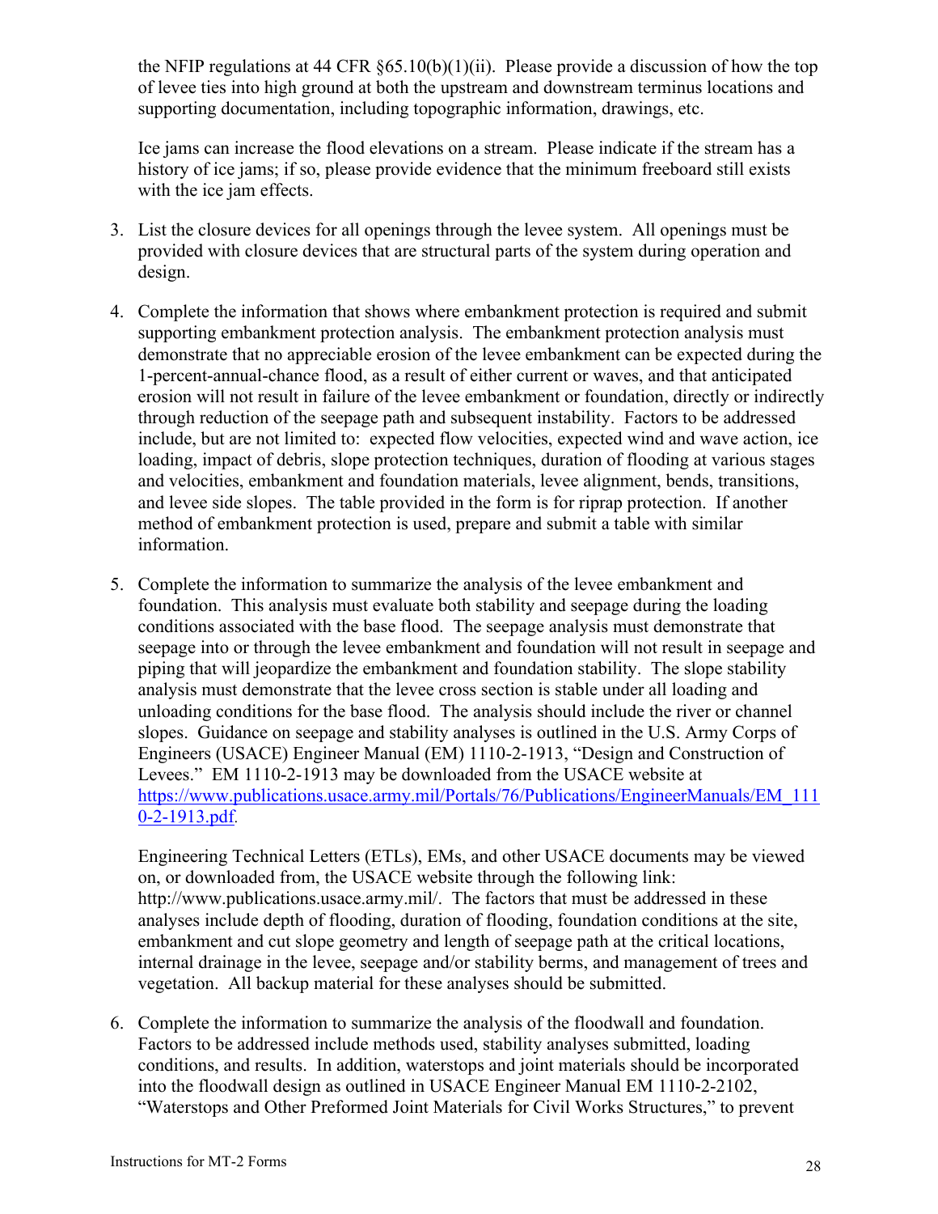the NFIP regulations at 44 CFR §65.10(b)(1)(ii). Please provide a discussion of how the top of levee ties into high ground at both the upstream and downstream terminus locations and supporting documentation, including topographic information, drawings, etc.

Ice jams can increase the flood elevations on a stream. Please indicate if the stream has a history of ice jams; if so, please provide evidence that the minimum freeboard still exists with the ice jam effects.

3. List the closure devices for all openings through the levee system. All openings must be provided with closure devices that are structural parts of the system during operation and design.

4. Complete the information that shows where embankment protection is required and submit supporting embankment protection analysis. The embankment protection analysis must demonstrate that no appreciable erosion of the levee embankment can be expected during the 1-percent-annual-chance flood, as a result of either current or waves, and that anticipated erosion will not result in failure of the levee embankment or foundation, directly or indirectly through reduction of the seepage path and subsequent instability. Factors to be addressed include, but are not limited to: expected flow velocities, expected wind and wave action, ice loading, impact of debris, slope protection techniques, duration of flooding at various stages and velocities, embankment and foundation materials, levee alignment, bends, transitions, and levee side slopes. The table provided in the form is for riprap protection. If another method of embankment protection is used, prepare and submit a table with similar information.

5. Complete the information to summarize the analysis of the levee embankment and foundation. This analysis must evaluate both stability and seepage during the loading conditions associated with the base flood. The seepage analysis must demonstrate that seepage into or through the levee embankment and foundation will not result in seepage and piping that will jeopardize the embankment and foundation stability. The slope stability analysis must demonstrate that the levee cross section is stable under all loading and unloading conditions for the base flood. The analysis should include the river or channel slopes. Guidance on seepage and stability analyses is outlined in the U.S. Army Corps of Engineers (USACE) Engineer Manual (EM) 1110-2-1913, "Design and Construction of Levees." EM 1110-2-1913 may be downloaded from the USACE website at https://www.publications.usace.army.mil/Portals/76/Publications/EngineerManuals/EM_1110-2-1913.pdf.

   Engineering Technical Letters (ETLs), EMs, and other USACE documents may be viewed on, or downloaded from, the USACE website through the following link: http://www.publications.usace.army.mil/. The factors that must be addressed in these analyses include depth of flooding, duration of flooding, foundation conditions at the site, embankment and cut slope geometry and length of seepage path at the critical locations, internal drainage in the levee, seepage and/or stability berms, and management of trees and vegetation. All backup material for these analyses should be submitted.

6. Complete the information to summarize the analysis of the floodwall and foundation. Factors to be addressed include methods used, stability analyses submitted, loading conditions, and results. In addition, waterstops and joint materials should be incorporated into the floodwall design as outlined in USACE Engineer Manual EM 1110-2-2102, "Waterstops and Other Preformed Joint Materials for Civil Works Structures," to prevent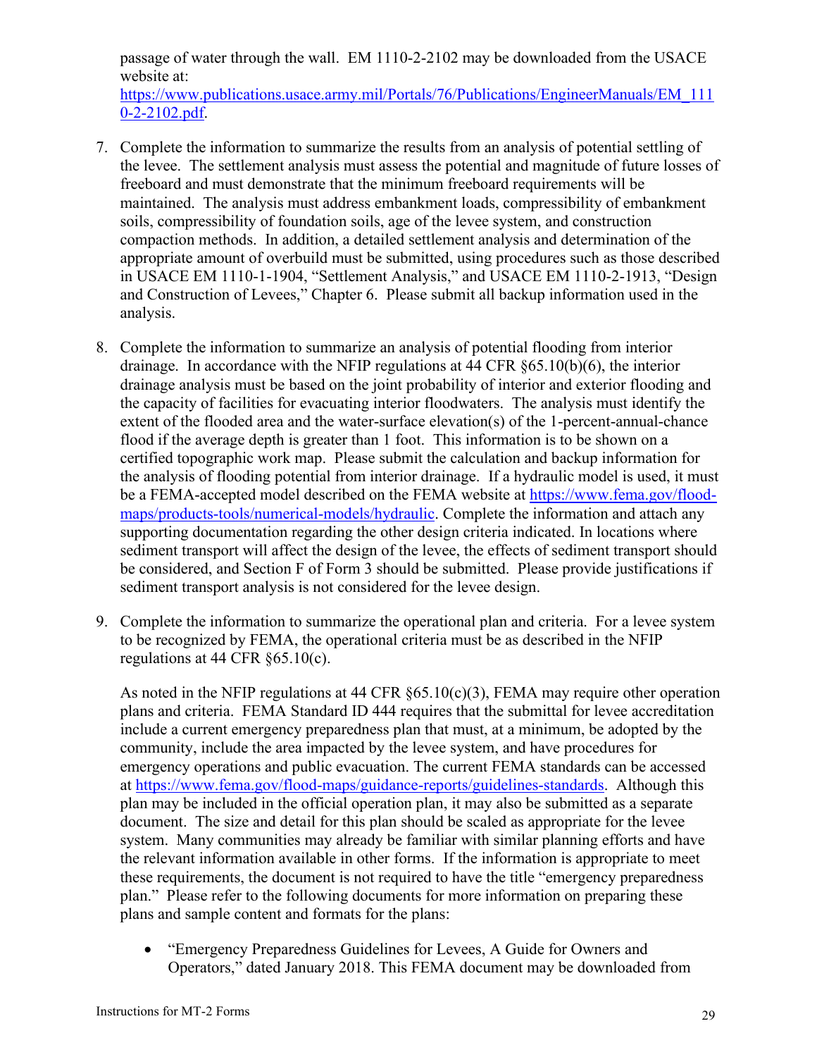passage of water through the wall. EM 1110-2-2102 may be downloaded from the USACE website at: https://www.publications.usace.army.mil/Portals/76/Publications/EngineerManuals/EM_1110-2-2102.pdf.

7. Complete the information to summarize the results from an analysis of potential settling of the levee. The settlement analysis must assess the potential and magnitude of future losses of freeboard and must demonstrate that the minimum freeboard requirements will be maintained. The analysis must address embankment loads, compressibility of embankment soils, compressibility of foundation soils, age of the levee system, and construction compaction methods. In addition, a detailed settlement analysis and determination of the appropriate amount of overbuild must be submitted, using procedures such as those described in USACE EM 1110-1-1904, "Settlement Analysis," and USACE EM 1110-2-1913, "Design and Construction of Levees," Chapter 6. Please submit all backup information used in the analysis.

8. Complete the information to summarize an analysis of potential flooding from interior drainage. In accordance with the NFIP regulations at 44 CFR §65.10(b)(6), the interior drainage analysis must be based on the joint probability of interior and exterior flooding and the capacity of facilities for evacuating interior floodwaters. The analysis must identify the extent of the flooded area and the water-surface elevation(s) of the 1-percent-annual-chance flood if the average depth is greater than 1 foot. This information is to be shown on a certified topographic work map. Please submit the calculation and backup information for the analysis of flooding potential from interior drainage. If a hydraulic model is used, it must be a FEMA-accepted model described on the FEMA website at https://www.fema.gov/flood-maps/products-tools/numerical-models/hydraulic. Complete the information and attach any supporting documentation regarding the other design criteria indicated. In locations where sediment transport will affect the design of the levee, the effects of sediment transport should be considered, and Section F of Form 3 should be submitted. Please provide justifications if sediment transport analysis is not considered for the levee design.

9. Complete the information to summarize the operational plan and criteria. For a levee system to be recognized by FEMA, the operational criteria must be as described in the NFIP regulations at 44 CFR §65.10(c).

   As noted in the NFIP regulations at 44 CFR §65.10(c)(3), FEMA may require other operation plans and criteria. FEMA Standard ID 444 requires that the submittal for levee accreditation include a current emergency preparedness plan that must, at a minimum, be adopted by the community, include the area impacted by the levee system, and have procedures for emergency operations and public evacuation. The current FEMA standards can be accessed at https://www.fema.gov/flood-maps/guidance-reports/guidelines-standards. Although this plan may be included in the official operation plan, it may also be submitted as a separate document. The size and detail for this plan should be scaled as appropriate for the levee system. Many communities may already be familiar with similar planning efforts and have the relevant information available in other forms. If the information is appropriate to meet these requirements, the document is not required to have the title "emergency preparedness plan." Please refer to the following documents for more information on preparing these plans and sample content and formats for the plans:

   - "Emergency Preparedness Guidelines for Levees, A Guide for Owners and Operators," dated January 2018. This FEMA document may be downloaded from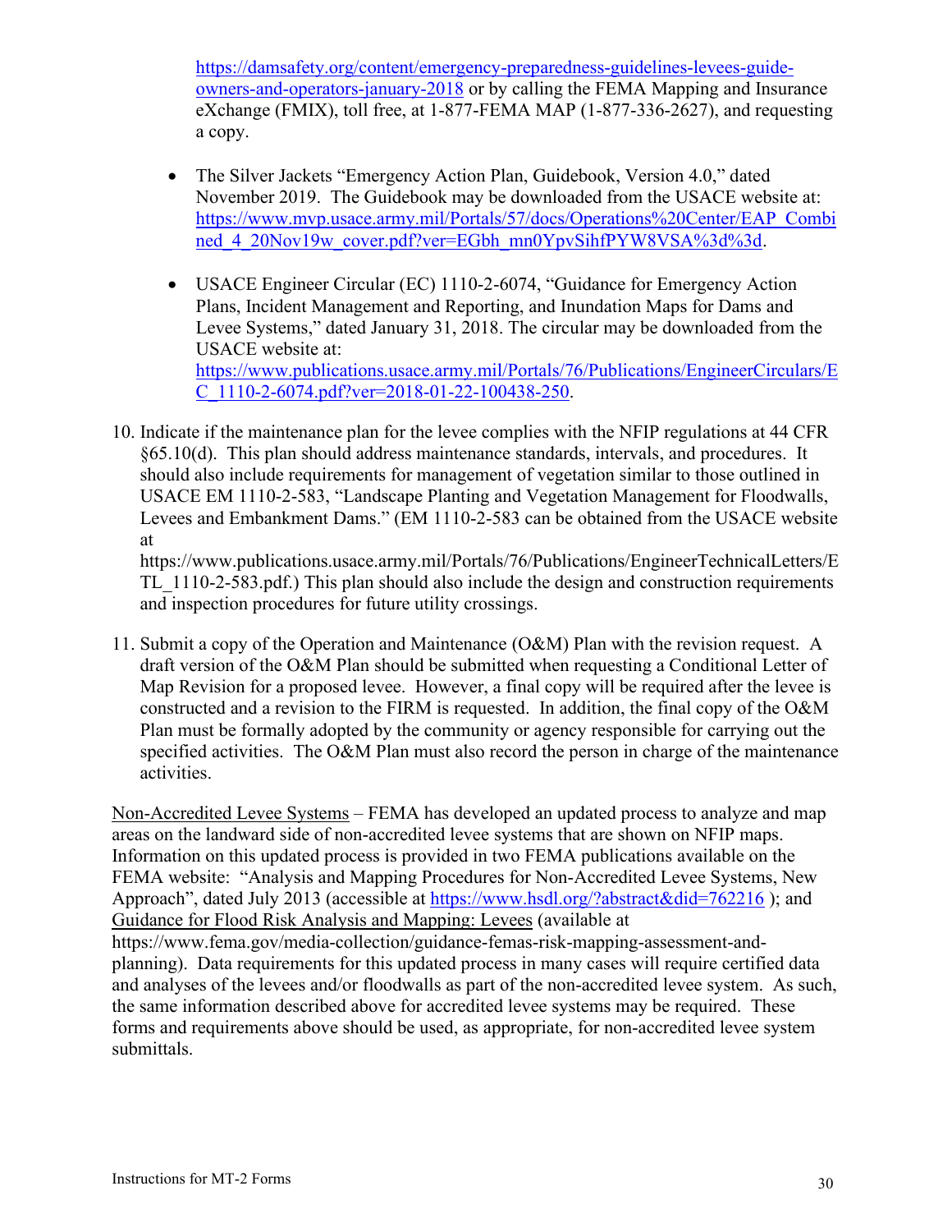https://damsafety.org/content/emergency-preparedness-guidelines-levees-guide-owners-and-operators-january-2018 or by calling the FEMA Mapping and Insurance eXchange (FMIX), toll free, at 1-877-FEMA MAP (1-877-336-2627), and requesting a copy.

- The Silver Jackets "Emergency Action Plan, Guidebook, Version 4.0," dated November 2019. The Guidebook may be downloaded from the USACE website at: https://www.mvp.usace.army.mil/Portals/57/docs/Operations%20Center/EAP_Combined_4_20Nov19w_cover.pdf?ver=EGbh_mn0YpvSihfPYW8VSA%3d%3d.

- USACE Engineer Circular (EC) 1110-2-6074, "Guidance for Emergency Action Plans, Incident Management and Reporting, and Inundation Maps for Dams and Levee Systems," dated January 31, 2018. The circular may be downloaded from the USACE website at: https://www.publications.usace.army.mil/Portals/76/Publications/EngineerCirculars/EC_1110-2-6074.pdf?ver=2018-01-22-100438-250.

10. Indicate if the maintenance plan for the levee complies with the NFIP regulations at 44 CFR §65.10(d). This plan should address maintenance standards, intervals, and procedures. It should also include requirements for management of vegetation similar to those outlined in USACE EM 1110-2-583, "Landscape Planting and Vegetation Management for Floodwalls, Levees and Embankment Dams." (EM 1110-2-583 can be obtained from the USACE website at https://www.publications.usace.army.mil/Portals/76/Publications/EngineerTechnicalLetters/ETL_1110-2-583.pdf.) This plan should also include the design and construction requirements and inspection procedures for future utility crossings.

11. Submit a copy of the Operation and Maintenance (O&M) Plan with the revision request. A draft version of the O&M Plan should be submitted when requesting a Conditional Letter of Map Revision for a proposed levee. However, a final copy will be required after the levee is constructed and a revision to the FIRM is requested. In addition, the final copy of the O&M Plan must be formally adopted by the community or agency responsible for carrying out the specified activities. The O&M Plan must also record the person in charge of the maintenance activities.

Non-Accredited Levee Systems – FEMA has developed an updated process to analyze and map areas on the landward side of non-accredited levee systems that are shown on NFIP maps. Information on this updated process is provided in two FEMA publications available on the FEMA website: "Analysis and Mapping Procedures for Non-Accredited Levee Systems, New Approach", dated July 2013 (accessible at https://www.hsdl.org/?abstract&did=762216 ); and Guidance for Flood Risk Analysis and Mapping: Levees (available at https://www.fema.gov/media-collection/guidance-femas-risk-mapping-assessment-and-planning). Data requirements for this updated process in many cases will require certified data and analyses of the levees and/or floodwalls as part of the non-accredited levee system. As such, the same information described above for accredited levee systems may be required. These forms and requirements above should be used, as appropriate, for non-accredited levee system submittals.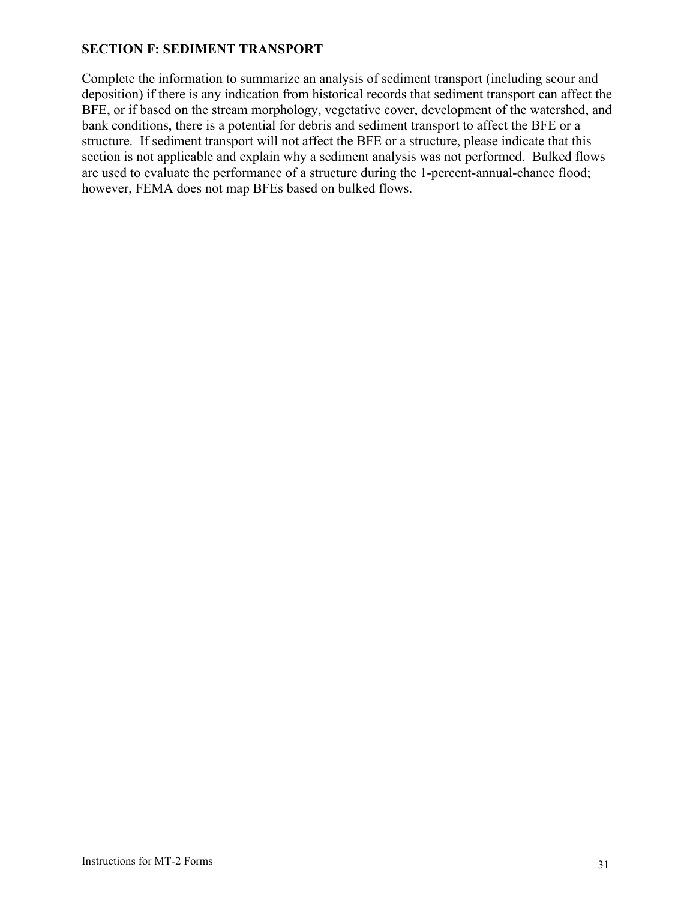**SECTION F: SEDIMENT TRANSPORT**

Complete the information to summarize an analysis of sediment transport (including scour and deposition) if there is any indication from historical records that sediment transport can affect the BFE, or if based on the stream morphology, vegetative cover, development of the watershed, and bank conditions, there is a potential for debris and sediment transport to affect the BFE or a structure. If sediment transport will not affect the BFE or a structure, please indicate that this section is not applicable and explain why a sediment analysis was not performed. Bulked flows are used to evaluate the performance of a structure during the 1-percent-annual-chance flood; however, FEMA does not map BFEs based on bulked flows.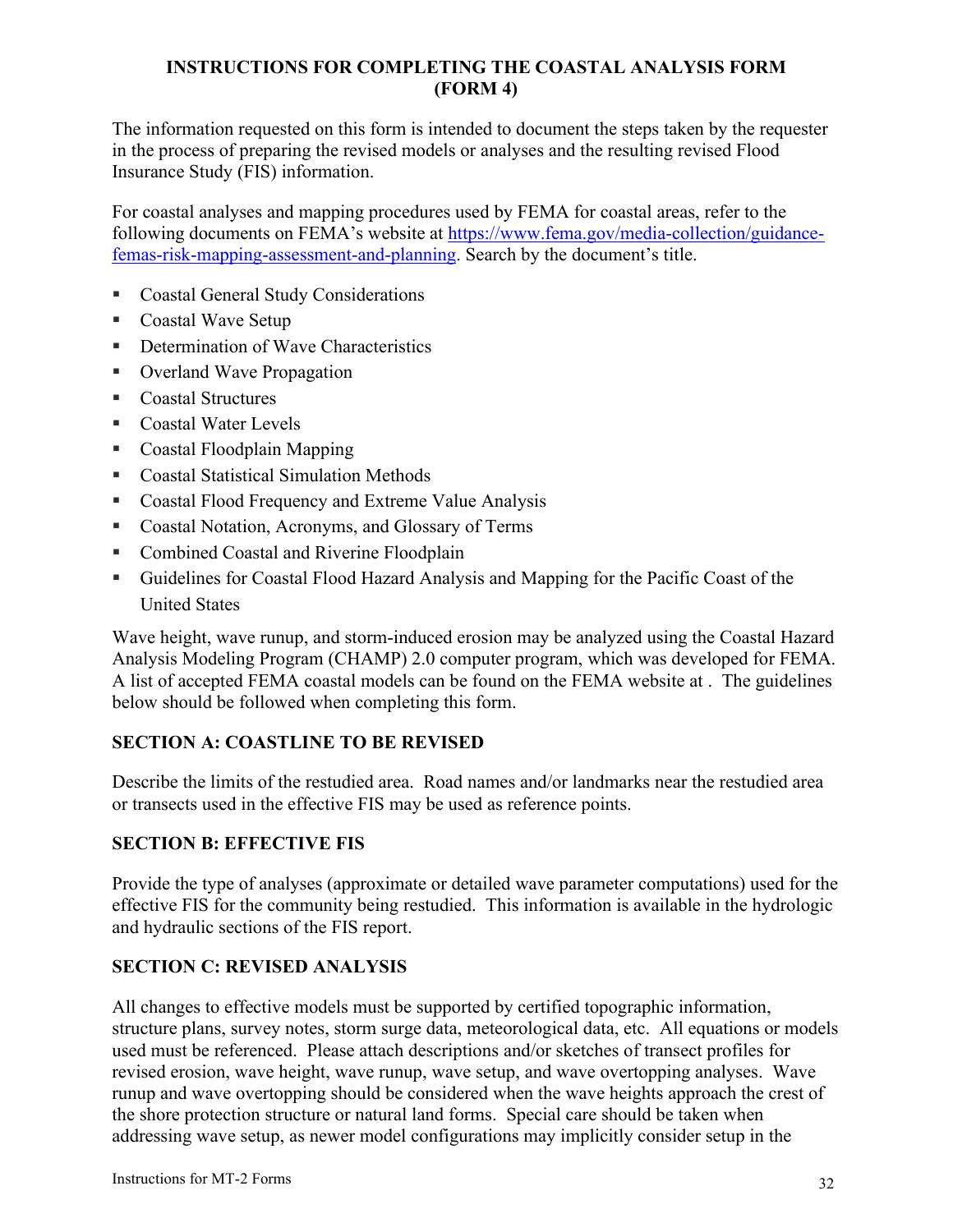**INSTRUCTIONS FOR COMPLETING THE COASTAL ANALYSIS FORM (FORM 4)**

The information requested on this form is intended to document the steps taken by the requester in the process of preparing the revised models or analyses and the resulting revised Flood Insurance Study (FIS) information.

For coastal analyses and mapping procedures used by FEMA for coastal areas, refer to the following documents on FEMA's website at [https://www.fema.gov/media-collection/guidance-femas-risk-mapping-assessment-and-planning](https://www.fema.gov/media-collection/guidance-femas-risk-mapping-assessment-and-planning). Search by the document's title.

- Coastal General Study Considerations
- Coastal Wave Setup
- Determination of Wave Characteristics
- Overland Wave Propagation
- Coastal Structures
- Coastal Water Levels
- Coastal Floodplain Mapping
- Coastal Statistical Simulation Methods
- Coastal Flood Frequency and Extreme Value Analysis
- Coastal Notation, Acronyms, and Glossary of Terms
- Combined Coastal and Riverine Floodplain
- Guidelines for Coastal Flood Hazard Analysis and Mapping for the Pacific Coast of the United States

Wave height, wave runup, and storm-induced erosion may be analyzed using the Coastal Hazard Analysis Modeling Program (CHAMP) 2.0 computer program, which was developed for FEMA. A list of accepted FEMA coastal models can be found on the FEMA website at . The guidelines below should be followed when completing this form.

**SECTION A: COASTLINE TO BE REVISED**

Describe the limits of the restudied area. Road names and/or landmarks near the restudied area or transects used in the effective FIS may be used as reference points.

**SECTION B: EFFECTIVE FIS**

Provide the type of analyses (approximate or detailed wave parameter computations) used for the effective FIS for the community being restudied. This information is available in the hydrologic and hydraulic sections of the FIS report.

**SECTION C: REVISED ANALYSIS**

All changes to effective models must be supported by certified topographic information, structure plans, survey notes, storm surge data, meteorological data, etc. All equations or models used must be referenced. Please attach descriptions and/or sketches of transect profiles for revised erosion, wave height, wave runup, wave setup, and wave overtopping analyses. Wave runup and wave overtopping should be considered when the wave heights approach the crest of the shore protection structure or natural land forms. Special care should be taken when addressing wave setup, as newer model configurations may implicitly consider setup in the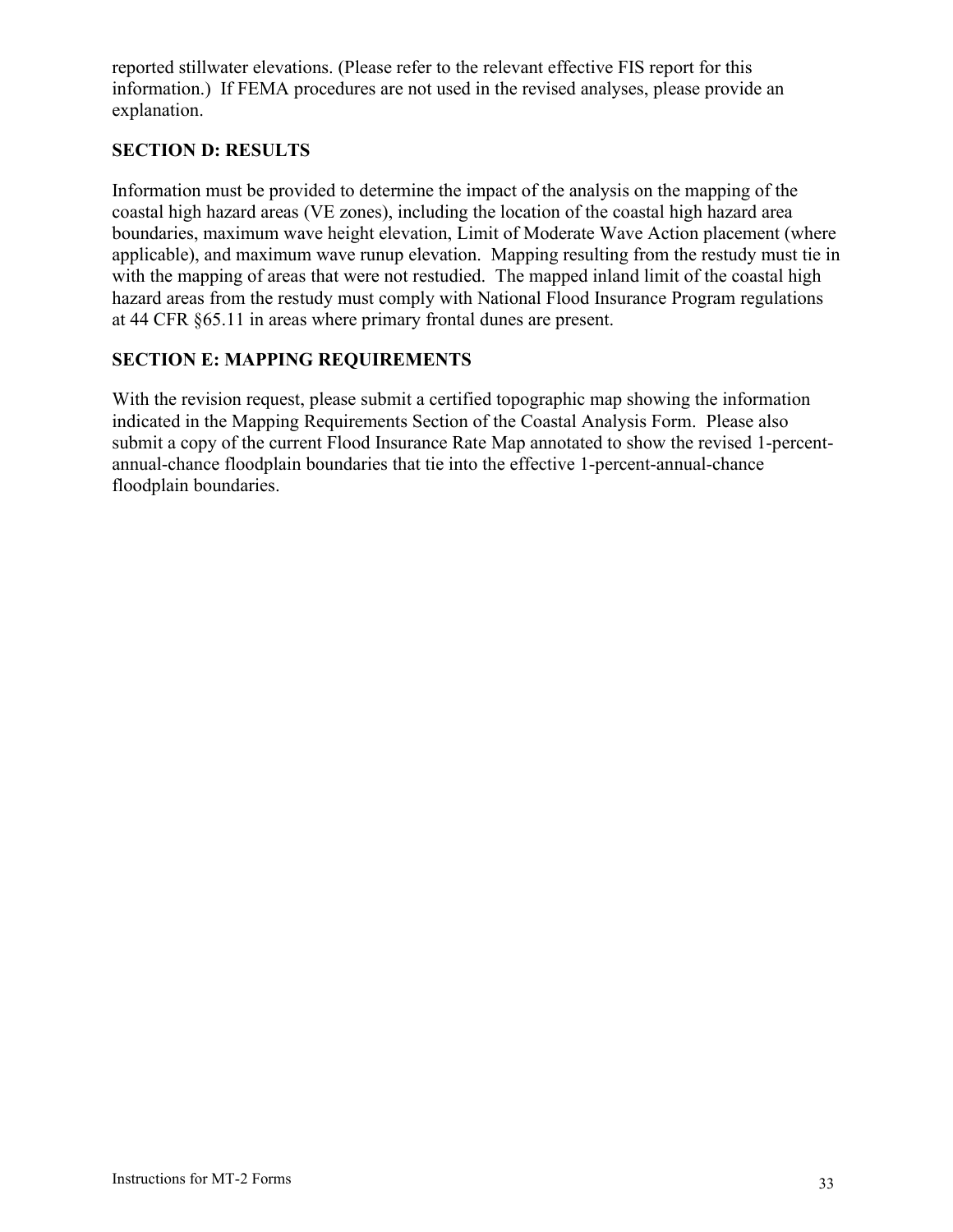reported stillwater elevations. (Please refer to the relevant effective FIS report for this information.) If FEMA procedures are not used in the revised analyses, please provide an explanation.

## SECTION D: RESULTS

Information must be provided to determine the impact of the analysis on the mapping of the coastal high hazard areas (VE zones), including the location of the coastal high hazard area boundaries, maximum wave height elevation, Limit of Moderate Wave Action placement (where applicable), and maximum wave runup elevation. Mapping resulting from the restudy must tie in with the mapping of areas that were not restudied. The mapped inland limit of the coastal high hazard areas from the restudy must comply with National Flood Insurance Program regulations at 44 CFR §65.11 in areas where primary frontal dunes are present.

## SECTION E: MAPPING REQUIREMENTS

With the revision request, please submit a certified topographic map showing the information indicated in the Mapping Requirements Section of the Coastal Analysis Form. Please also submit a copy of the current Flood Insurance Rate Map annotated to show the revised 1-percent-annual-chance floodplain boundaries that tie into the effective 1-percent-annual-chance floodplain boundaries.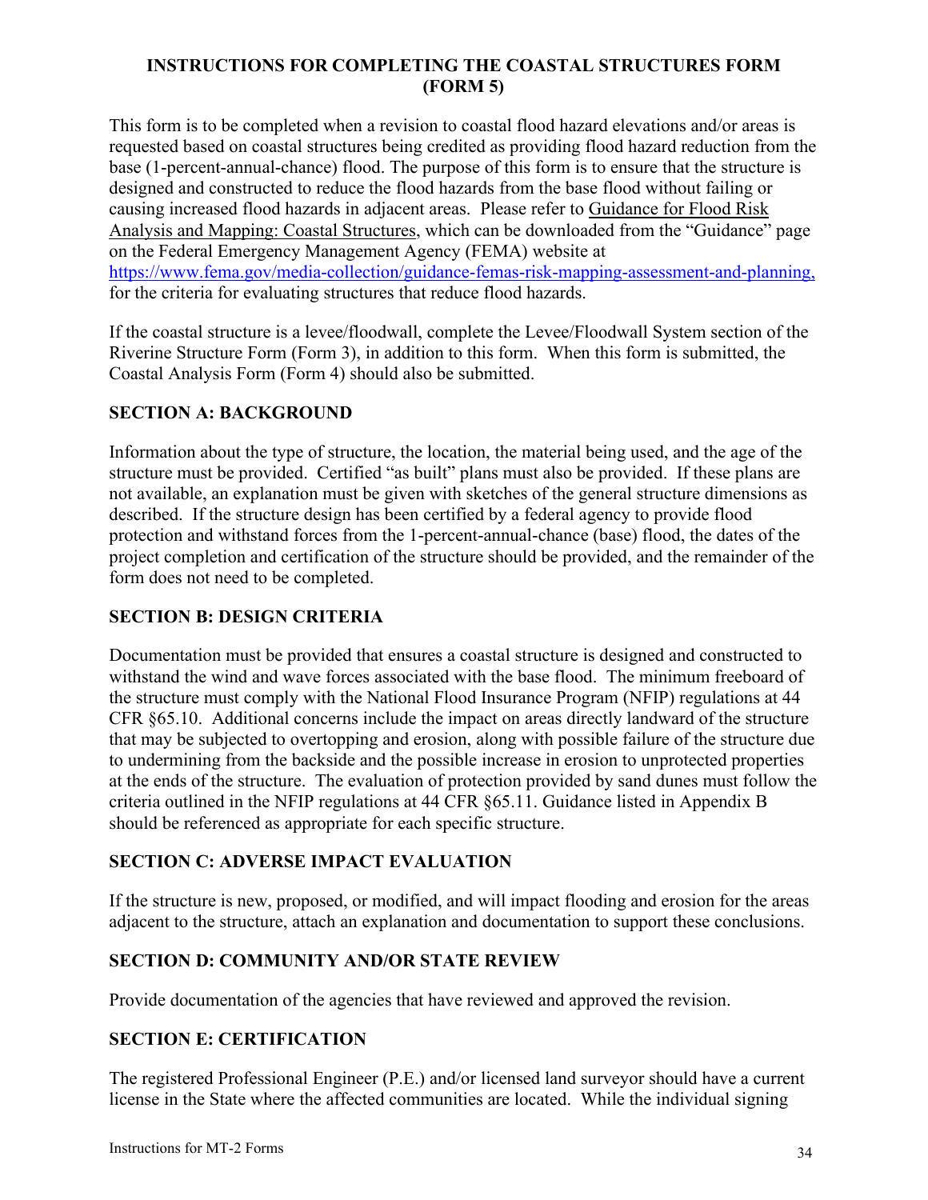## INSTRUCTIONS FOR COMPLETING THE COASTAL STRUCTURES FORM (FORM 5)

This form is to be completed when a revision to coastal flood hazard elevations and/or areas is requested based on coastal structures being credited as providing flood hazard reduction from the base (1-percent-annual-chance) flood. The purpose of this form is to ensure that the structure is designed and constructed to reduce the flood hazards from the base flood without failing or causing increased flood hazards in adjacent areas. Please refer to Guidance for Flood Risk Analysis and Mapping: Coastal Structures, which can be downloaded from the "Guidance" page on the Federal Emergency Management Agency (FEMA) website at https://www.fema.gov/media-collection/guidance-femas-risk-mapping-assessment-and-planning, for the criteria for evaluating structures that reduce flood hazards.

If the coastal structure is a levee/floodwall, complete the Levee/Floodwall System section of the Riverine Structure Form (Form 3), in addition to this form. When this form is submitted, the Coastal Analysis Form (Form 4) should also be submitted.

### SECTION A: BACKGROUND

Information about the type of structure, the location, the material being used, and the age of the structure must be provided. Certified "as built" plans must also be provided. If these plans are not available, an explanation must be given with sketches of the general structure dimensions as described. If the structure design has been certified by a federal agency to provide flood protection and withstand forces from the 1-percent-annual-chance (base) flood, the dates of the project completion and certification of the structure should be provided, and the remainder of the form does not need to be completed.

### SECTION B: DESIGN CRITERIA

Documentation must be provided that ensures a coastal structure is designed and constructed to withstand the wind and wave forces associated with the base flood. The minimum freeboard of the structure must comply with the National Flood Insurance Program (NFIP) regulations at 44 CFR §65.10. Additional concerns include the impact on areas directly landward of the structure that may be subjected to overtopping and erosion, along with possible failure of the structure due to undermining from the backside and the possible increase in erosion to unprotected properties at the ends of the structure. The evaluation of protection provided by sand dunes must follow the criteria outlined in the NFIP regulations at 44 CFR §65.11. Guidance listed in Appendix B should be referenced as appropriate for each specific structure.

### SECTION C: ADVERSE IMPACT EVALUATION

If the structure is new, proposed, or modified, and will impact flooding and erosion for the areas adjacent to the structure, attach an explanation and documentation to support these conclusions.

### SECTION D: COMMUNITY AND/OR STATE REVIEW

Provide documentation of the agencies that have reviewed and approved the revision.

### SECTION E: CERTIFICATION

The registered Professional Engineer (P.E.) and/or licensed land surveyor should have a current license in the State where the affected communities are located. While the individual signing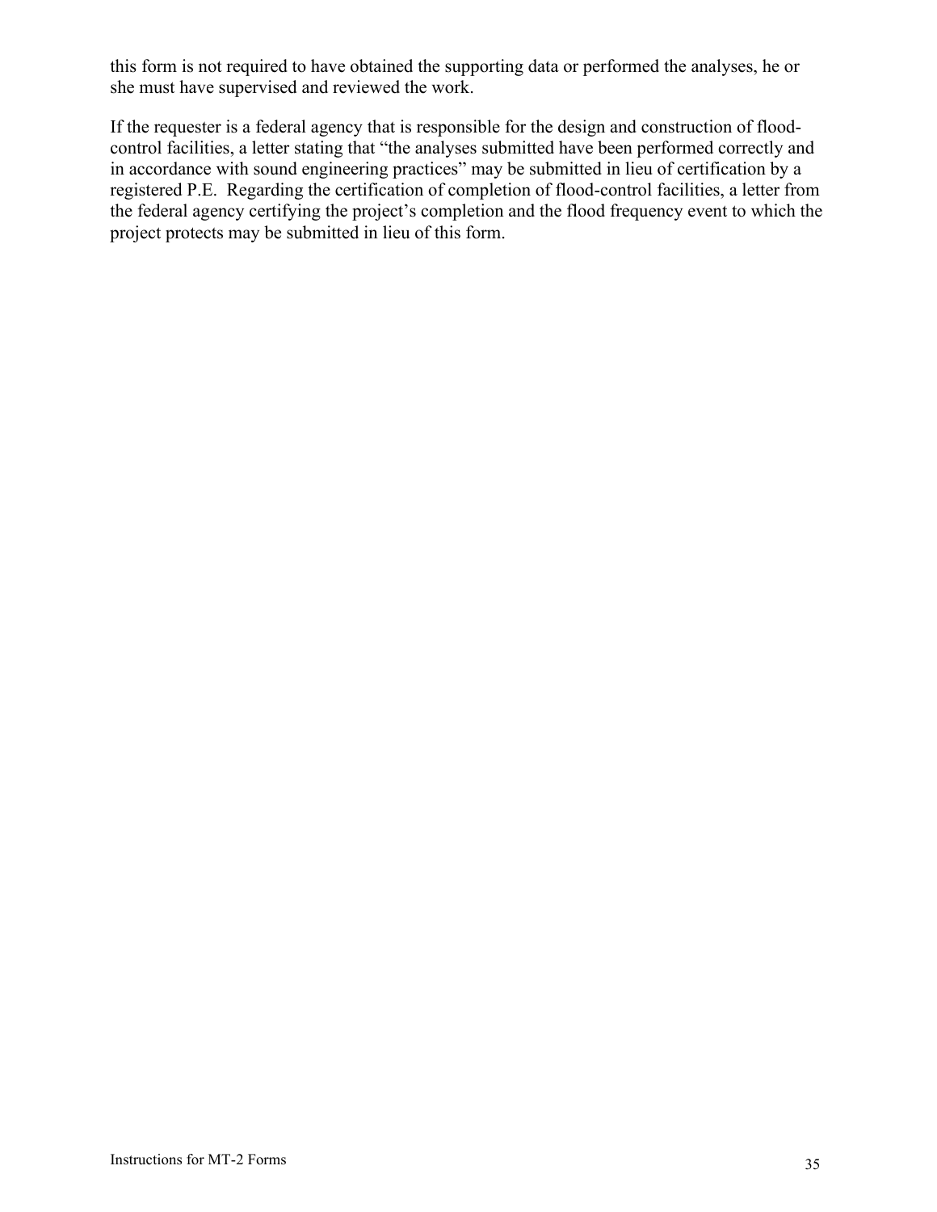this form is not required to have obtained the supporting data or performed the analyses, he or she must have supervised and reviewed the work.

If the requester is a federal agency that is responsible for the design and construction of flood-control facilities, a letter stating that “the analyses submitted have been performed correctly and in accordance with sound engineering practices” may be submitted in lieu of certification by a registered P.E. Regarding the certification of completion of flood-control facilities, a letter from the federal agency certifying the project’s completion and the flood frequency event to which the project protects may be submitted in lieu of this form.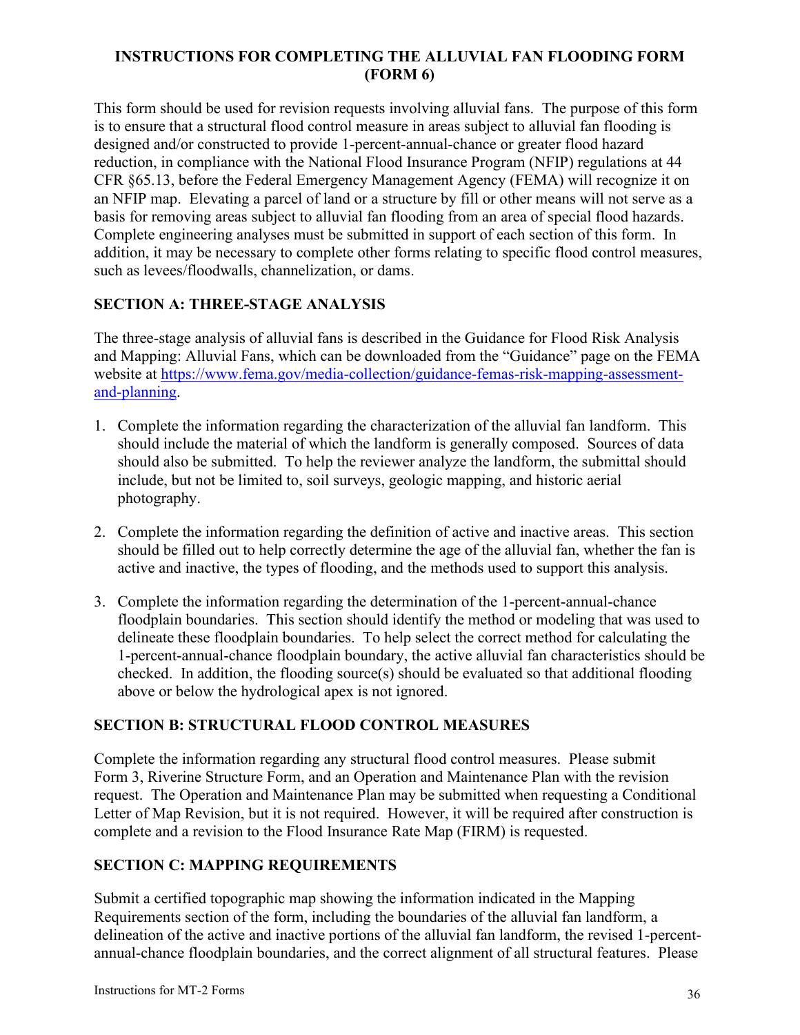## INSTRUCTIONS FOR COMPLETING THE ALLUVIAL FAN FLOODING FORM (FORM 6)

This form should be used for revision requests involving alluvial fans. The purpose of this form is to ensure that a structural flood control measure in areas subject to alluvial fan flooding is designed and/or constructed to provide 1-percent-annual-chance or greater flood hazard reduction, in compliance with the National Flood Insurance Program (NFIP) regulations at 44 CFR §65.13, before the Federal Emergency Management Agency (FEMA) will recognize it on an NFIP map. Elevating a parcel of land or a structure by fill or other means will not serve as a basis for removing areas subject to alluvial fan flooding from an area of special flood hazards. Complete engineering analyses must be submitted in support of each section of this form. In addition, it may be necessary to complete other forms relating to specific flood control measures, such as levees/floodwalls, channelization, or dams.

### SECTION A: THREE-STAGE ANALYSIS

The three-stage analysis of alluvial fans is described in the Guidance for Flood Risk Analysis and Mapping: Alluvial Fans, which can be downloaded from the "Guidance" page on the FEMA website at [https://www.fema.gov/media-collection/guidance-femas-risk-mapping-assessment-and-planning](https://www.fema.gov/media-collection/guidance-femas-risk-mapping-assessment-and-planning).

1. Complete the information regarding the characterization of the alluvial fan landform. This should include the material of which the landform is generally composed. Sources of data should also be submitted. To help the reviewer analyze the landform, the submittal should include, but not be limited to, soil surveys, geologic mapping, and historic aerial photography.

2. Complete the information regarding the definition of active and inactive areas. This section should be filled out to help correctly determine the age of the alluvial fan, whether the fan is active and inactive, the types of flooding, and the methods used to support this analysis.

3. Complete the information regarding the determination of the 1-percent-annual-chance floodplain boundaries. This section should identify the method or modeling that was used to delineate these floodplain boundaries. To help select the correct method for calculating the 1-percent-annual-chance floodplain boundary, the active alluvial fan characteristics should be checked. In addition, the flooding source(s) should be evaluated so that additional flooding above or below the hydrological apex is not ignored.

### SECTION B: STRUCTURAL FLOOD CONTROL MEASURES

Complete the information regarding any structural flood control measures. Please submit Form 3, Riverine Structure Form, and an Operation and Maintenance Plan with the revision request. The Operation and Maintenance Plan may be submitted when requesting a Conditional Letter of Map Revision, but it is not required. However, it will be required after construction is complete and a revision to the Flood Insurance Rate Map (FIRM) is requested.

### SECTION C: MAPPING REQUIREMENTS

Submit a certified topographic map showing the information indicated in the Mapping Requirements section of the form, including the boundaries of the alluvial fan landform, a delineation of the active and inactive portions of the alluvial fan landform, the revised 1-percent-annual-chance floodplain boundaries, and the correct alignment of all structural features. Please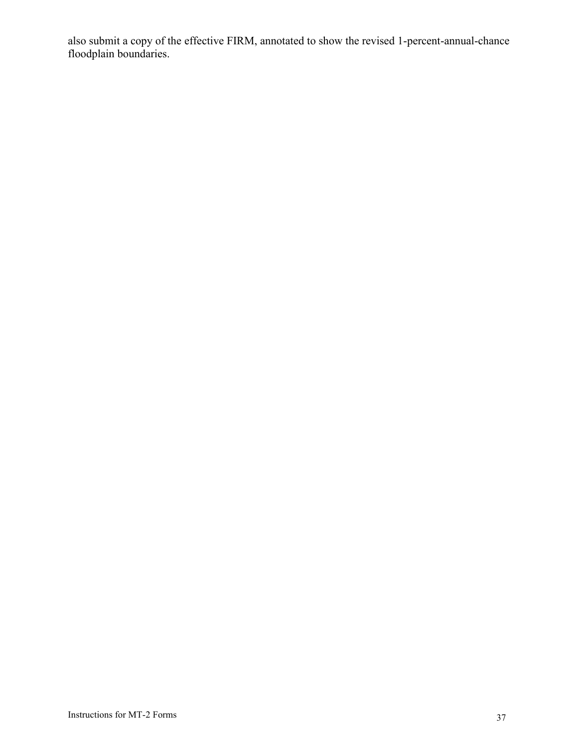also submit a copy of the effective FIRM, annotated to show the revised 1-percent-annual-chance floodplain boundaries.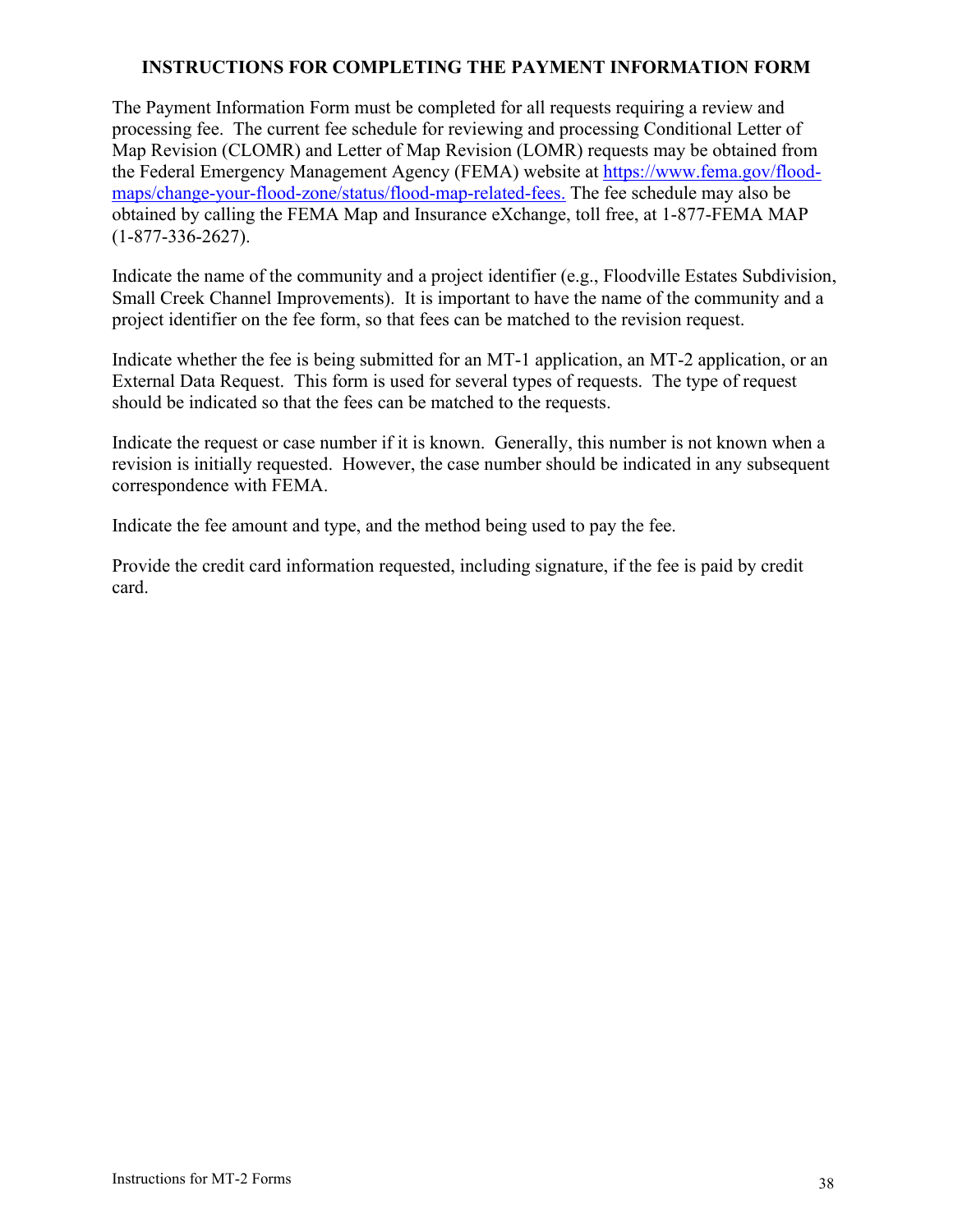## INSTRUCTIONS FOR COMPLETING THE PAYMENT INFORMATION FORM

The Payment Information Form must be completed for all requests requiring a review and processing fee. The current fee schedule for reviewing and processing Conditional Letter of Map Revision (CLOMR) and Letter of Map Revision (LOMR) requests may be obtained from the Federal Emergency Management Agency (FEMA) website at https://www.fema.gov/flood-maps/change-your-flood-zone/status/flood-map-related-fees. The fee schedule may also be obtained by calling the FEMA Map and Insurance eXchange, toll free, at 1-877-FEMA MAP (1-877-336-2627).

Indicate the name of the community and a project identifier (e.g., Floodville Estates Subdivision, Small Creek Channel Improvements). It is important to have the name of the community and a project identifier on the fee form, so that fees can be matched to the revision request.

Indicate whether the fee is being submitted for an MT-1 application, an MT-2 application, or an External Data Request. This form is used for several types of requests. The type of request should be indicated so that the fees can be matched to the requests.

Indicate the request or case number if it is known. Generally, this number is not known when a revision is initially requested. However, the case number should be indicated in any subsequent correspondence with FEMA.

Indicate the fee amount and type, and the method being used to pay the fee.

Provide the credit card information requested, including signature, if the fee is paid by credit card.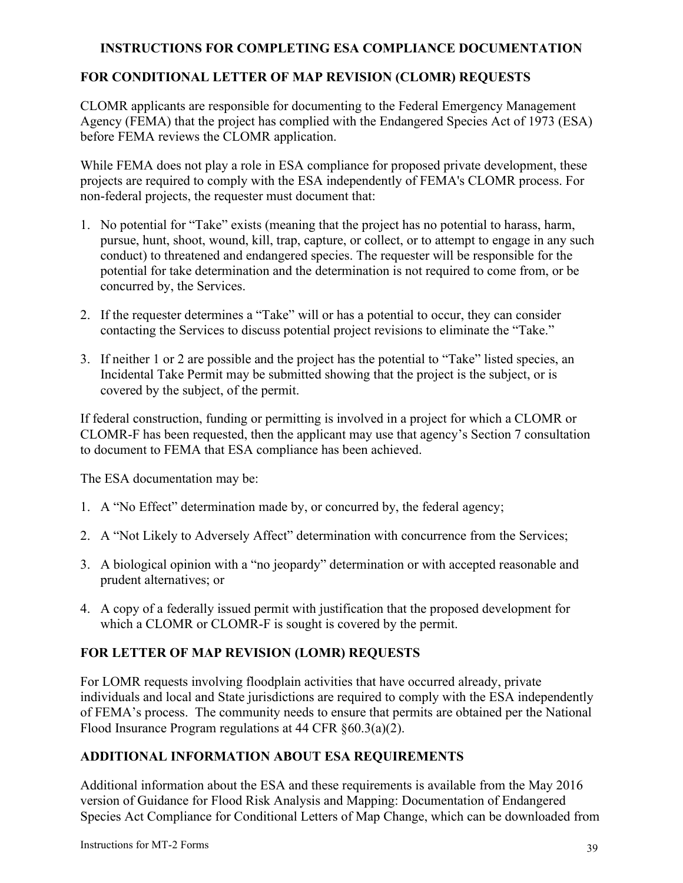# INSTRUCTIONS FOR COMPLETING ESA COMPLIANCE DOCUMENTATION

## FOR CONDITIONAL LETTER OF MAP REVISION (CLOMR) REQUESTS

CLOMR applicants are responsible for documenting to the Federal Emergency Management Agency (FEMA) that the project has complied with the Endangered Species Act of 1973 (ESA) before FEMA reviews the CLOMR application.

While FEMA does not play a role in ESA compliance for proposed private development, these projects are required to comply with the ESA independently of FEMA's CLOMR process. For non-federal projects, the requester must document that:

1. No potential for "Take" exists (meaning that the project has no potential to harass, harm, pursue, hunt, shoot, wound, kill, trap, capture, or collect, or to attempt to engage in any such conduct) to threatened and endangered species. The requester will be responsible for the potential for take determination and the determination is not required to come from, or be concurred by, the Services.
2. If the requester determines a "Take" will or has a potential to occur, they can consider contacting the Services to discuss potential project revisions to eliminate the "Take."
3. If neither 1 or 2 are possible and the project has the potential to "Take" listed species, an Incidental Take Permit may be submitted showing that the project is the subject, or is covered by the subject, of the permit.

If federal construction, funding or permitting is involved in a project for which a CLOMR or CLOMR-F has been requested, then the applicant may use that agency's Section 7 consultation to document to FEMA that ESA compliance has been achieved.

The ESA documentation may be:

1. A "No Effect" determination made by, or concurred by, the federal agency;
2. A "Not Likely to Adversely Affect" determination with concurrence from the Services;
3. A biological opinion with a "no jeopardy" determination or with accepted reasonable and prudent alternatives; or
4. A copy of a federally issued permit with justification that the proposed development for which a CLOMR or CLOMR-F is sought is covered by the permit.

## FOR LETTER OF MAP REVISION (LOMR) REQUESTS

For LOMR requests involving floodplain activities that have occurred already, private individuals and local and State jurisdictions are required to comply with the ESA independently of FEMA's process. The community needs to ensure that permits are obtained per the National Flood Insurance Program regulations at 44 CFR §60.3(a)(2).

## ADDITIONAL INFORMATION ABOUT ESA REQUIREMENTS

Additional information about the ESA and these requirements is available from the May 2016 version of Guidance for Flood Risk Analysis and Mapping: Documentation of Endangered Species Act Compliance for Conditional Letters of Map Change, which can be downloaded from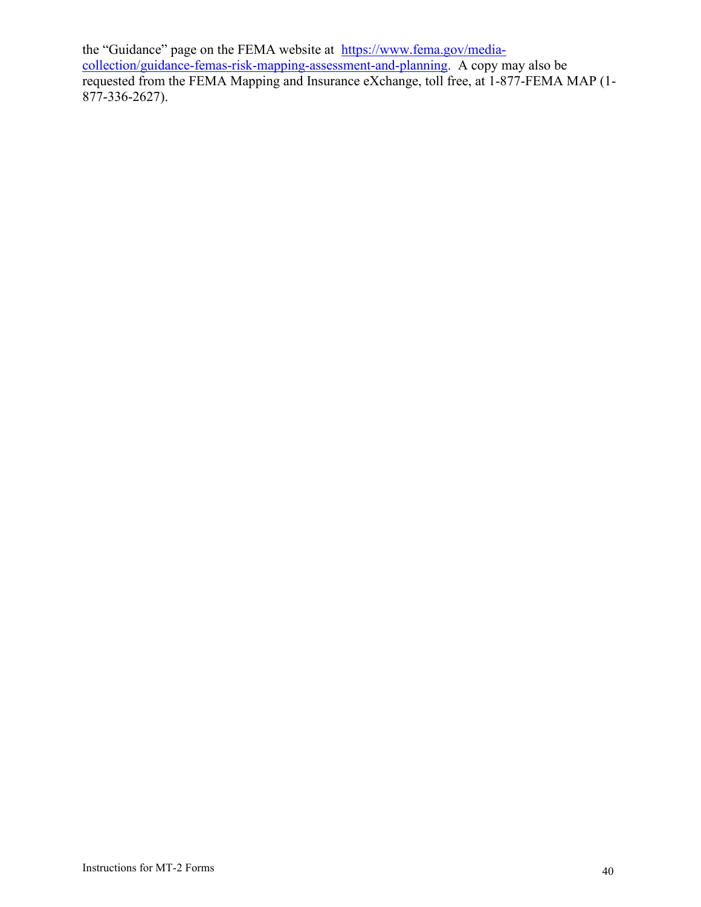the "Guidance" page on the FEMA website at https://www.fema.gov/media-collection/guidance-femas-risk-mapping-assessment-and-planning. A copy may also be requested from the FEMA Mapping and Insurance eXchange, toll free, at 1-877-FEMA MAP (1-877-336-2627).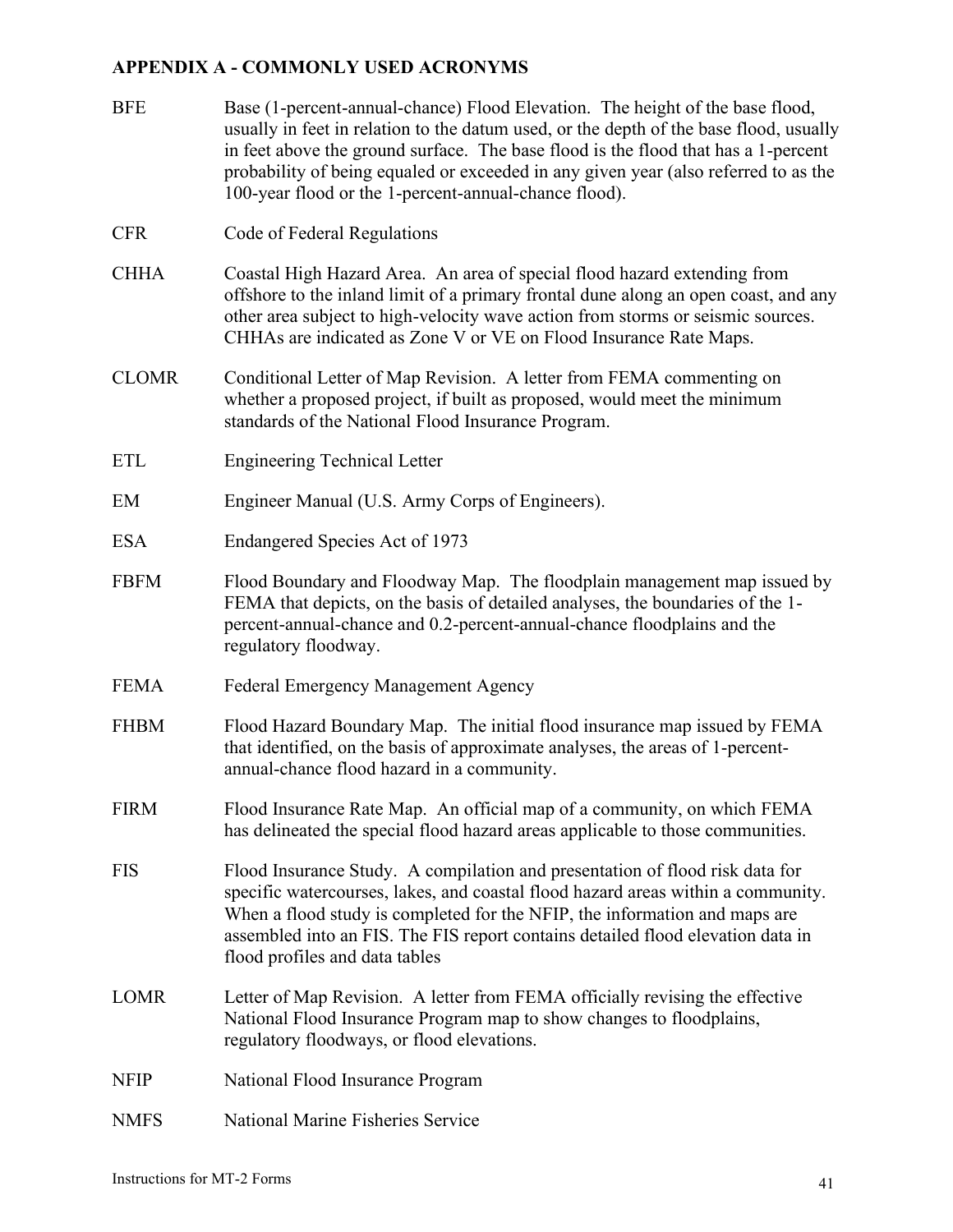## APPENDIX A - COMMONLY USED ACRONYMS

**BFE** Base (1-percent-annual-chance) Flood Elevation. The height of the base flood, usually in feet in relation to the datum used, or the depth of the base flood, usually in feet above the ground surface. The base flood is the flood that has a 1-percent probability of being equaled or exceeded in any given year (also referred to as the 100-year flood or the 1-percent-annual-chance flood).

**CFR** Code of Federal Regulations

**CHHA** Coastal High Hazard Area. An area of special flood hazard extending from offshore to the inland limit of a primary frontal dune along an open coast, and any other area subject to high-velocity wave action from storms or seismic sources. CHHAs are indicated as Zone V or VE on Flood Insurance Rate Maps.

**CLOMR** Conditional Letter of Map Revision. A letter from FEMA commenting on whether a proposed project, if built as proposed, would meet the minimum standards of the National Flood Insurance Program.

**ETL** Engineering Technical Letter

**EM** Engineer Manual (U.S. Army Corps of Engineers).

**ESA** Endangered Species Act of 1973

**FBFM** Flood Boundary and Floodway Map. The floodplain management map issued by FEMA that depicts, on the basis of detailed analyses, the boundaries of the 1-percent-annual-chance and 0.2-percent-annual-chance floodplains and the regulatory floodway.

**FEMA** Federal Emergency Management Agency

**FHBM** Flood Hazard Boundary Map. The initial flood insurance map issued by FEMA that identified, on the basis of approximate analyses, the areas of 1-percent-annual-chance flood hazard in a community.

**FIRM** Flood Insurance Rate Map. An official map of a community, on which FEMA has delineated the special flood hazard areas applicable to those communities.

**FIS** Flood Insurance Study. A compilation and presentation of flood risk data for specific watercourses, lakes, and coastal flood hazard areas within a community. When a flood study is completed for the NFIP, the information and maps are assembled into an FIS. The FIS report contains detailed flood elevation data in flood profiles and data tables

**LOMR** Letter of Map Revision. A letter from FEMA officially revising the effective National Flood Insurance Program map to show changes to floodplains, regulatory floodways, or flood elevations.

**NFIP** National Flood Insurance Program

**NMFS** National Marine Fisheries Service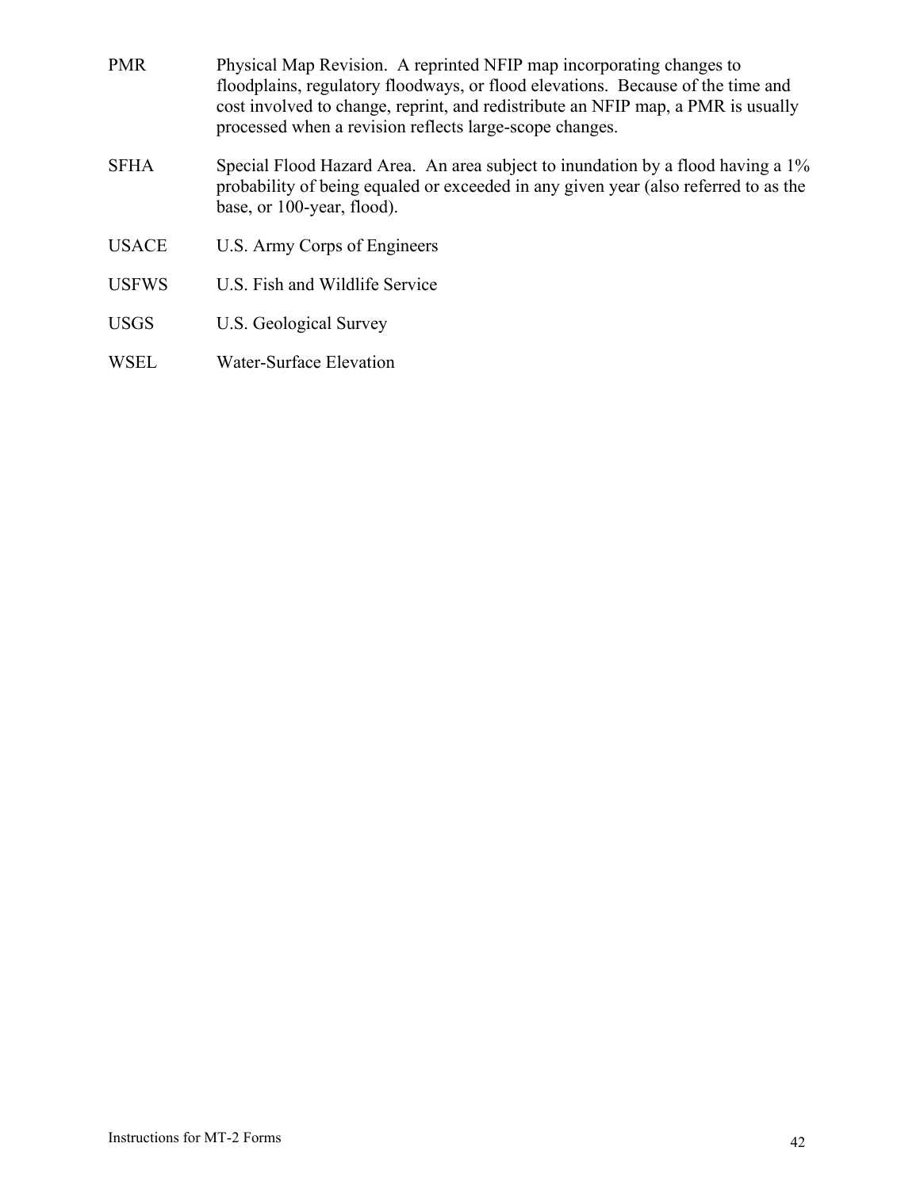| | |
|---|---|
| PMR | Physical Map Revision. A reprinted NFIP map incorporating changes to floodplains, regulatory floodways, or flood elevations. Because of the time and cost involved to change, reprint, and redistribute an NFIP map, a PMR is usually processed when a revision reflects large-scope changes. |
| SFHA | Special Flood Hazard Area. An area subject to inundation by a flood having a 1% probability of being equaled or exceeded in any given year (also referred to as the base, or 100-year, flood). |
| USACE | U.S. Army Corps of Engineers |
| USFWS | U.S. Fish and Wildlife Service |
| USGS | U.S. Geological Survey |
| WSEL | Water-Surface Elevation |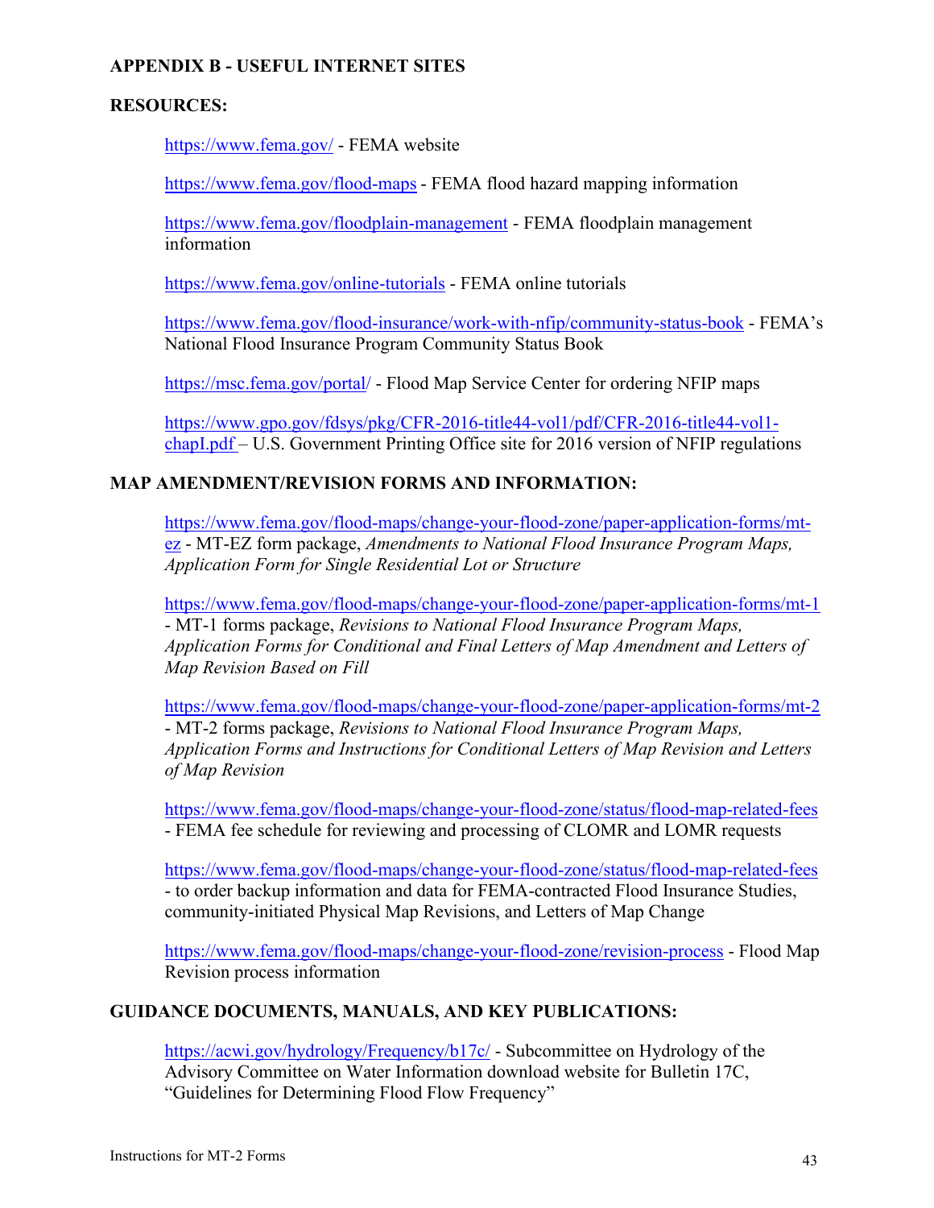## APPENDIX B - USEFUL INTERNET SITES

### RESOURCES:

https://www.fema.gov/ - FEMA website

https://www.fema.gov/flood-maps - FEMA flood hazard mapping information

https://www.fema.gov/floodplain-management - FEMA floodplain management information

https://www.fema.gov/online-tutorials - FEMA online tutorials

https://www.fema.gov/flood-insurance/work-with-nfip/community-status-book - FEMA's National Flood Insurance Program Community Status Book

https://msc.fema.gov/portal/ - Flood Map Service Center for ordering NFIP maps

https://www.gpo.gov/fdsys/pkg/CFR-2016-title44-vol1/pdf/CFR-2016-title44-vol1-chapI.pdf – U.S. Government Printing Office site for 2016 version of NFIP regulations

### MAP AMENDMENT/REVISION FORMS AND INFORMATION:

https://www.fema.gov/flood-maps/change-your-flood-zone/paper-application-forms/mt-ez - MT-EZ form package, *Amendments to National Flood Insurance Program Maps, Application Form for Single Residential Lot or Structure*

https://www.fema.gov/flood-maps/change-your-flood-zone/paper-application-forms/mt-1 - MT-1 forms package, *Revisions to National Flood Insurance Program Maps, Application Forms for Conditional and Final Letters of Map Amendment and Letters of Map Revision Based on Fill*

https://www.fema.gov/flood-maps/change-your-flood-zone/paper-application-forms/mt-2 - MT-2 forms package, *Revisions to National Flood Insurance Program Maps, Application Forms and Instructions for Conditional Letters of Map Revision and Letters of Map Revision*

https://www.fema.gov/flood-maps/change-your-flood-zone/status/flood-map-related-fees - FEMA fee schedule for reviewing and processing of CLOMR and LOMR requests

https://www.fema.gov/flood-maps/change-your-flood-zone/status/flood-map-related-fees - to order backup information and data for FEMA-contracted Flood Insurance Studies, community-initiated Physical Map Revisions, and Letters of Map Change

https://www.fema.gov/flood-maps/change-your-flood-zone/revision-process - Flood Map Revision process information

### GUIDANCE DOCUMENTS, MANUALS, AND KEY PUBLICATIONS:

https://acwi.gov/hydrology/Frequency/b17c/ - Subcommittee on Hydrology of the Advisory Committee on Water Information download website for Bulletin 17C, "Guidelines for Determining Flood Flow Frequency"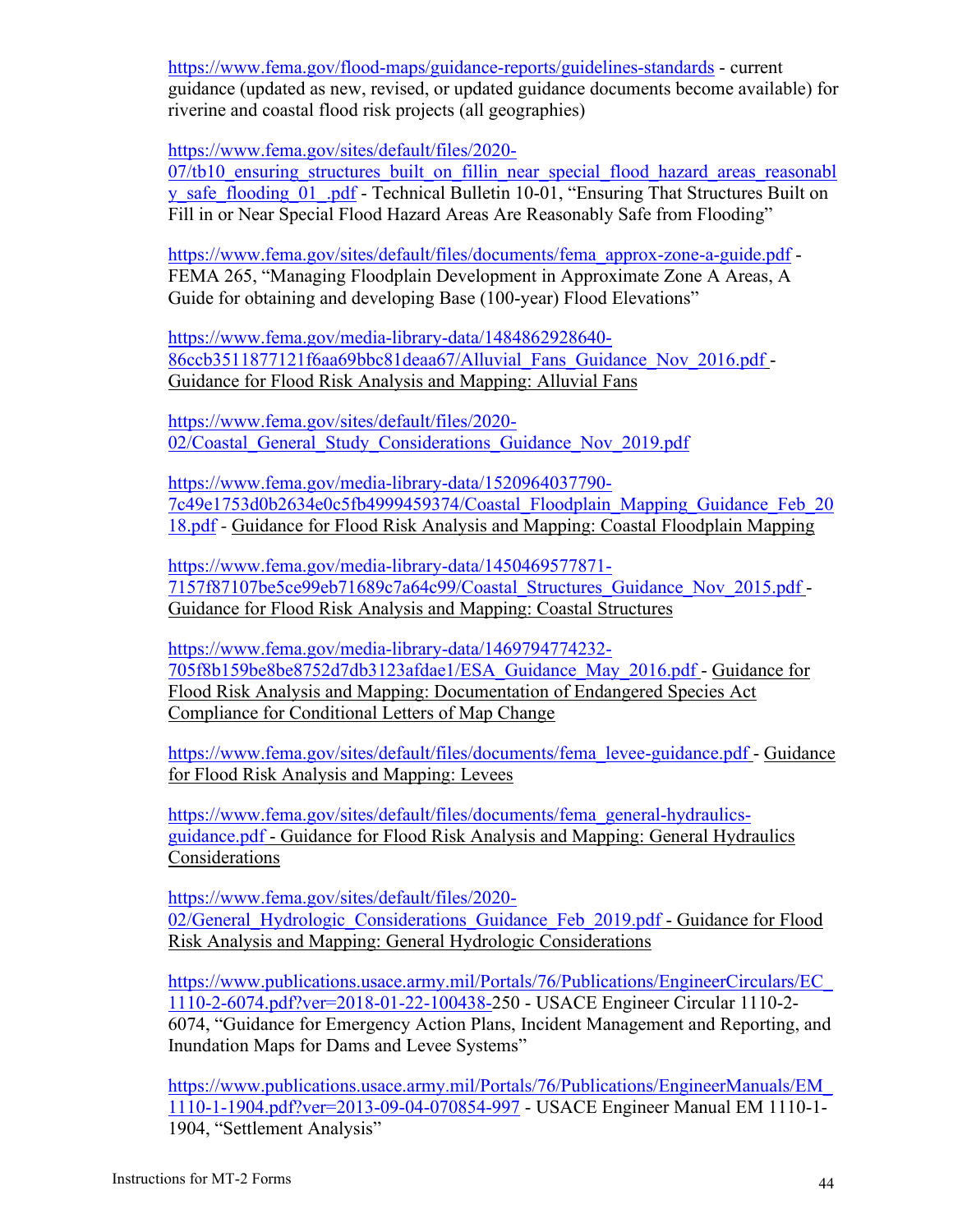https://www.fema.gov/flood-maps/guidance-reports/guidelines-standards - current guidance (updated as new, revised, or updated guidance documents become available) for riverine and coastal flood risk projects (all geographies)

https://www.fema.gov/sites/default/files/2020-07/tb10_ensuring_structures_built_on_fillin_near_special_flood_hazard_areas_reasonably_safe_flooding_01_.pdf - Technical Bulletin 10-01, "Ensuring That Structures Built on Fill in or Near Special Flood Hazard Areas Are Reasonably Safe from Flooding"

https://www.fema.gov/sites/default/files/documents/fema_approx-zone-a-guide.pdf - FEMA 265, "Managing Floodplain Development in Approximate Zone A Areas, A Guide for obtaining and developing Base (100-year) Flood Elevations"

https://www.fema.gov/media-library-data/1484862928640-86ccb3511877121f6aa69bbc81deaa67/Alluvial_Fans_Guidance_Nov_2016.pdf - Guidance for Flood Risk Analysis and Mapping: Alluvial Fans

https://www.fema.gov/sites/default/files/2020-02/Coastal_General_Study_Considerations_Guidance_Nov_2019.pdf

https://www.fema.gov/media-library-data/1520964037790-7c49e1753d0b2634e0c5fb4999459374/Coastal_Floodplain_Mapping_Guidance_Feb_2018.pdf - Guidance for Flood Risk Analysis and Mapping: Coastal Floodplain Mapping

https://www.fema.gov/media-library-data/1450469577871-7157f87107be5ce99eb71689c7a64c99/Coastal_Structures_Guidance_Nov_2015.pdf - Guidance for Flood Risk Analysis and Mapping: Coastal Structures

https://www.fema.gov/media-library-data/1469794774232-705f8b159be8be8752d7db3123afdae1/ESA_Guidance_May_2016.pdf - Guidance for Flood Risk Analysis and Mapping: Documentation of Endangered Species Act Compliance for Conditional Letters of Map Change

https://www.fema.gov/sites/default/files/documents/fema_levee-guidance.pdf - Guidance for Flood Risk Analysis and Mapping: Levees

https://www.fema.gov/sites/default/files/documents/fema_general-hydraulics-guidance.pdf - Guidance for Flood Risk Analysis and Mapping: General Hydraulics Considerations

https://www.fema.gov/sites/default/files/2020-02/General_Hydrologic_Considerations_Guidance_Feb_2019.pdf - Guidance for Flood Risk Analysis and Mapping: General Hydrologic Considerations

https://www.publications.usace.army.mil/Portals/76/Publications/EngineerCirculars/EC_1110-2-6074.pdf?ver=2018-01-22-100438-250 - USACE Engineer Circular 1110-2-6074, "Guidance for Emergency Action Plans, Incident Management and Reporting, and Inundation Maps for Dams and Levee Systems"

https://www.publications.usace.army.mil/Portals/76/Publications/EngineerManuals/EM_1110-1-1904.pdf?ver=2013-09-04-070854-997 - USACE Engineer Manual EM 1110-1-1904, "Settlement Analysis"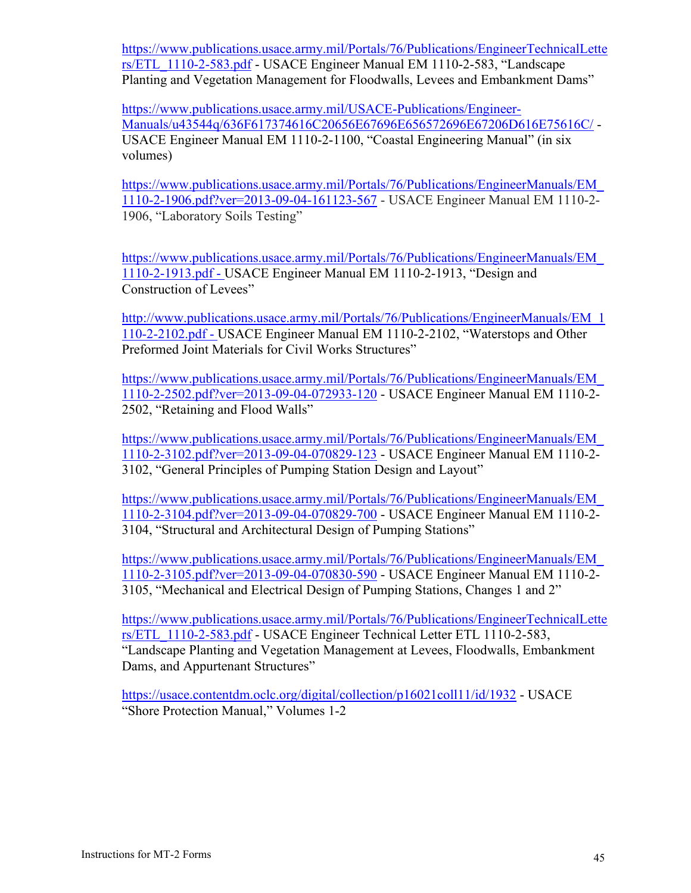https://www.publications.usace.army.mil/Portals/76/Publications/EngineerTechnicalLetters/ETL_1110-2-583.pdf - USACE Engineer Manual EM 1110-2-583, "Landscape Planting and Vegetation Management for Floodwalls, Levees and Embankment Dams"

https://www.publications.usace.army.mil/USACE-Publications/Engineer-Manuals/u43544q/636F617374616C20656E67696E656572696E67206D616E75616C/ - USACE Engineer Manual EM 1110-2-1100, "Coastal Engineering Manual" (in six volumes)

https://www.publications.usace.army.mil/Portals/76/Publications/EngineerManuals/EM_1110-2-1906.pdf?ver=2013-09-04-161123-567 - USACE Engineer Manual EM 1110-2-1906, "Laboratory Soils Testing"

https://www.publications.usace.army.mil/Portals/76/Publications/EngineerManuals/EM_1110-2-1913.pdf - USACE Engineer Manual EM 1110-2-1913, "Design and Construction of Levees"

http://www.publications.usace.army.mil/Portals/76/Publications/EngineerManuals/EM_1110-2-2102.pdf - USACE Engineer Manual EM 1110-2-2102, "Waterstops and Other Preformed Joint Materials for Civil Works Structures"

https://www.publications.usace.army.mil/Portals/76/Publications/EngineerManuals/EM_1110-2-2502.pdf?ver=2013-09-04-072933-120 - USACE Engineer Manual EM 1110-2-2502, "Retaining and Flood Walls"

https://www.publications.usace.army.mil/Portals/76/Publications/EngineerManuals/EM_1110-2-3102.pdf?ver=2013-09-04-070829-123 - USACE Engineer Manual EM 1110-2-3102, "General Principles of Pumping Station Design and Layout"

https://www.publications.usace.army.mil/Portals/76/Publications/EngineerManuals/EM_1110-2-3104.pdf?ver=2013-09-04-070829-700 - USACE Engineer Manual EM 1110-2-3104, "Structural and Architectural Design of Pumping Stations"

https://www.publications.usace.army.mil/Portals/76/Publications/EngineerManuals/EM_1110-2-3105.pdf?ver=2013-09-04-070830-590 - USACE Engineer Manual EM 1110-2-3105, "Mechanical and Electrical Design of Pumping Stations, Changes 1 and 2"

https://www.publications.usace.army.mil/Portals/76/Publications/EngineerTechnicalLetters/ETL_1110-2-583.pdf - USACE Engineer Technical Letter ETL 1110-2-583, "Landscape Planting and Vegetation Management at Levees, Floodwalls, Embankment Dams, and Appurtenant Structures"

https://usace.contentdm.oclc.org/digital/collection/p16021coll11/id/1932 - USACE "Shore Protection Manual," Volumes 1-2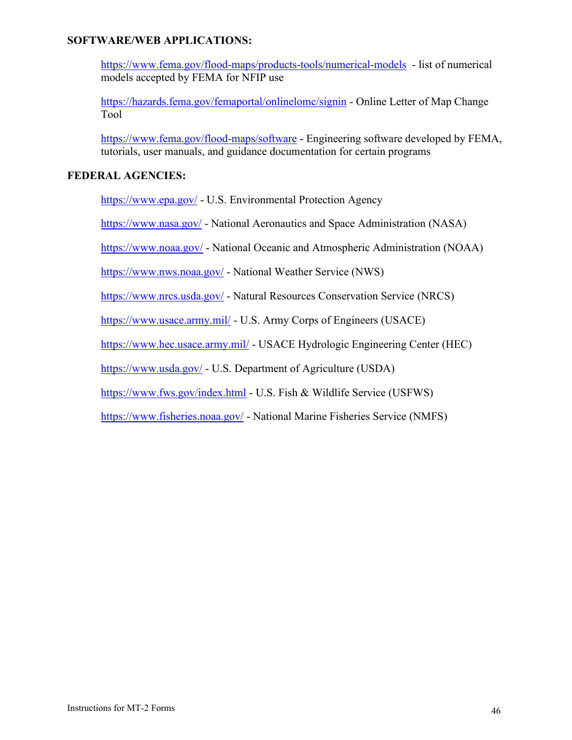**SOFTWARE/WEB APPLICATIONS:**

https://www.fema.gov/flood-maps/products-tools/numerical-models - list of numerical models accepted by FEMA for NFIP use

https://hazards.fema.gov/femaportal/onlinelomc/signin - Online Letter of Map Change Tool

https://www.fema.gov/flood-maps/software - Engineering software developed by FEMA, tutorials, user manuals, and guidance documentation for certain programs

**FEDERAL AGENCIES:**

https://www.epa.gov/ - U.S. Environmental Protection Agency

https://www.nasa.gov/ - National Aeronautics and Space Administration (NASA)

https://www.noaa.gov/ - National Oceanic and Atmospheric Administration (NOAA)

https://www.nws.noaa.gov/ - National Weather Service (NWS)

https://www.nrcs.usda.gov/ - Natural Resources Conservation Service (NRCS)

https://www.usace.army.mil/ - U.S. Army Corps of Engineers (USACE)

https://www.hec.usace.army.mil/ - USACE Hydrologic Engineering Center (HEC)

https://www.usda.gov/ - U.S. Department of Agriculture (USDA)

https://www.fws.gov/index.html - U.S. Fish & Wildlife Service (USFWS)

https://www.fisheries.noaa.gov/ - National Marine Fisheries Service (NMFS)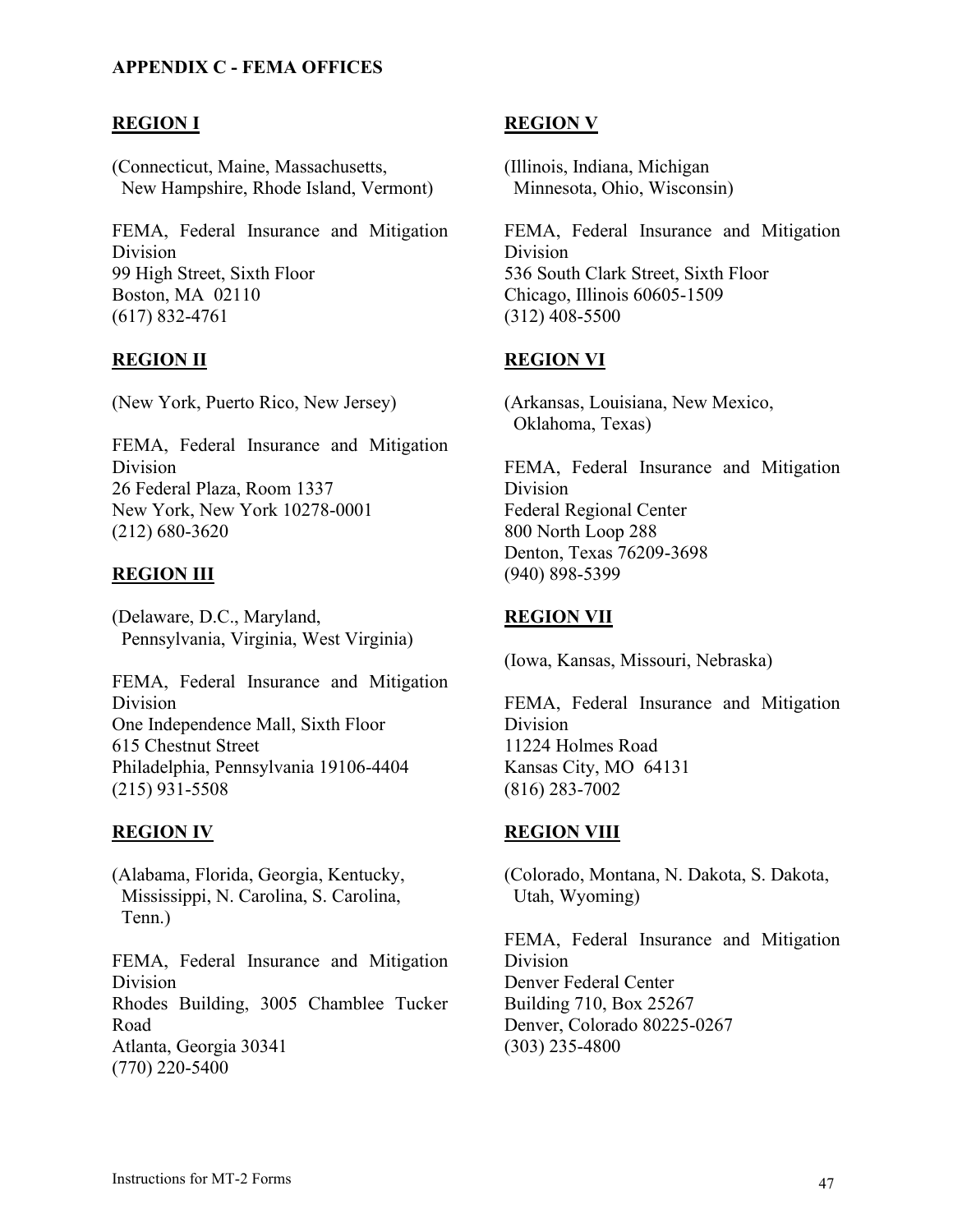## APPENDIX C - FEMA OFFICES

### REGION I

(Connecticut, Maine, Massachusetts, New Hampshire, Rhode Island, Vermont)

FEMA, Federal Insurance and Mitigation Division
99 High Street, Sixth Floor
Boston, MA 02110
(617) 832-4761

### REGION II

(New York, Puerto Rico, New Jersey)

FEMA, Federal Insurance and Mitigation Division
26 Federal Plaza, Room 1337
New York, New York 10278-0001
(212) 680-3620

### REGION III

(Delaware, D.C., Maryland, Pennsylvania, Virginia, West Virginia)

FEMA, Federal Insurance and Mitigation Division
One Independence Mall, Sixth Floor
615 Chestnut Street
Philadelphia, Pennsylvania 19106-4404
(215) 931-5508

### REGION IV

(Alabama, Florida, Georgia, Kentucky, Mississippi, N. Carolina, S. Carolina, Tenn.)

FEMA, Federal Insurance and Mitigation Division
Rhodes Building, 3005 Chamblee Tucker Road
Atlanta, Georgia 30341
(770) 220-5400

### REGION V

(Illinois, Indiana, Michigan Minnesota, Ohio, Wisconsin)

FEMA, Federal Insurance and Mitigation Division
536 South Clark Street, Sixth Floor
Chicago, Illinois 60605-1509
(312) 408-5500

### REGION VI

(Arkansas, Louisiana, New Mexico, Oklahoma, Texas)

FEMA, Federal Insurance and Mitigation Division
Federal Regional Center
800 North Loop 288
Denton, Texas 76209-3698
(940) 898-5399

### REGION VII

(Iowa, Kansas, Missouri, Nebraska)

FEMA, Federal Insurance and Mitigation Division
11224 Holmes Road
Kansas City, MO 64131
(816) 283-7002

### REGION VIII

(Colorado, Montana, N. Dakota, S. Dakota, Utah, Wyoming)

FEMA, Federal Insurance and Mitigation Division
Denver Federal Center
Building 710, Box 25267
Denver, Colorado 80225-0267
(303) 235-4800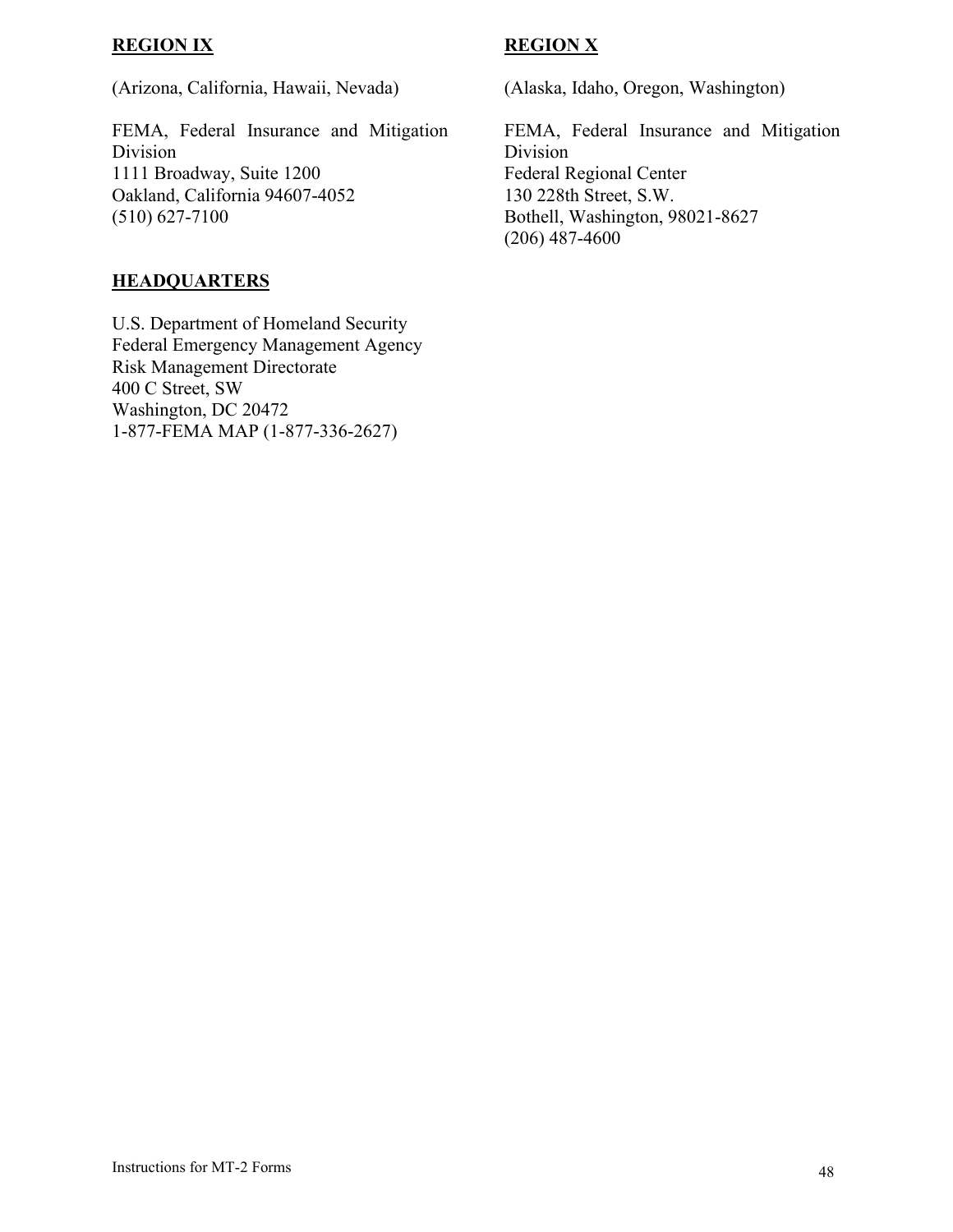**REGION IX**

(Arizona, California, Hawaii, Nevada)

FEMA, Federal Insurance and Mitigation Division
1111 Broadway, Suite 1200
Oakland, California 94607-4052
(510) 627-7100

**REGION X**

(Alaska, Idaho, Oregon, Washington)

FEMA, Federal Insurance and Mitigation Division
Federal Regional Center
130 228th Street, S.W.
Bothell, Washington, 98021-8627
(206) 487-4600

**HEADQUARTERS**

U.S. Department of Homeland Security
Federal Emergency Management Agency
Risk Management Directorate
400 C Street, SW
Washington, DC 20472
1-877-FEMA MAP (1-877-336-2627)